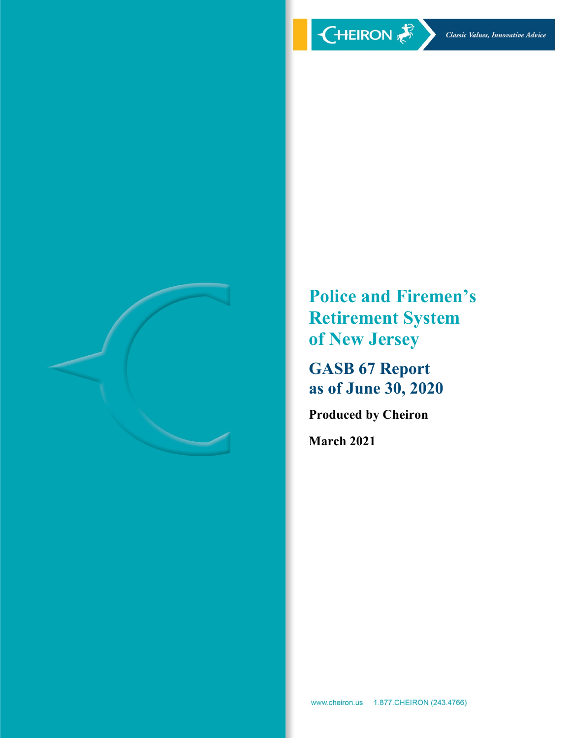CHEIRON

*Classic Values, Innovative Advice*

# Police and Firemen's Retirement System of New Jersey

## GASB 67 Report as of June 30, 2020

**Produced by Cheiron**

**March 2021**

www.cheiron.us 1.877.CHEIRON (243.4766)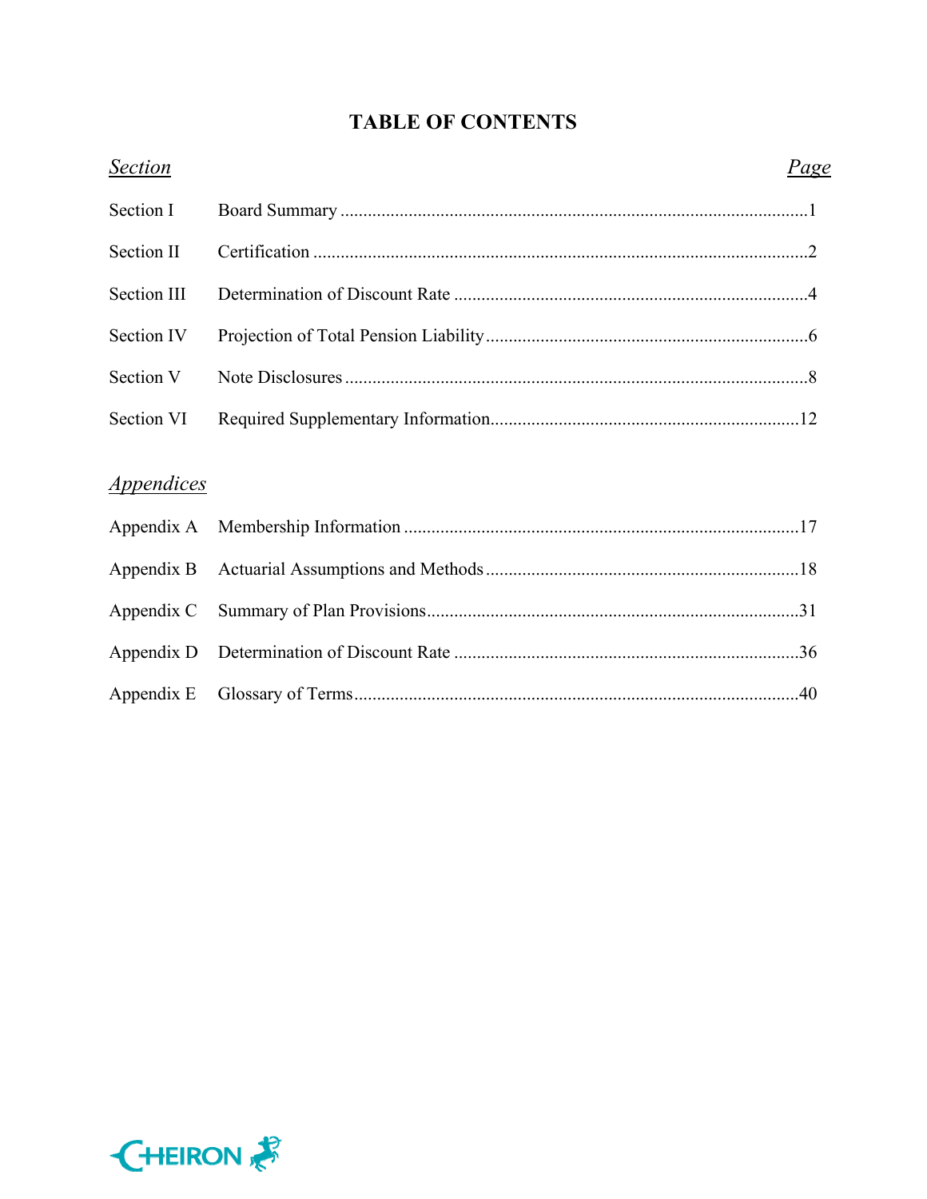# TABLE OF CONTENTS

| *Section* | | *Page* |
|---|---|---|
| Section I | Board Summary | 1 |
| Section II | Certification | 2 |
| Section III | Determination of Discount Rate | 4 |
| Section IV | Projection of Total Pension Liability | 6 |
| Section V | Note Disclosures | 8 |
| Section VI | Required Supplementary Information | 12 |

| *Appendices* | | |
|---|---|---|
| Appendix A | Membership Information | 17 |
| Appendix B | Actuarial Assumptions and Methods | 18 |
| Appendix C | Summary of Plan Provisions | 31 |
| Appendix D | Determination of Discount Rate | 36 |
| Appendix E | Glossary of Terms | 40 |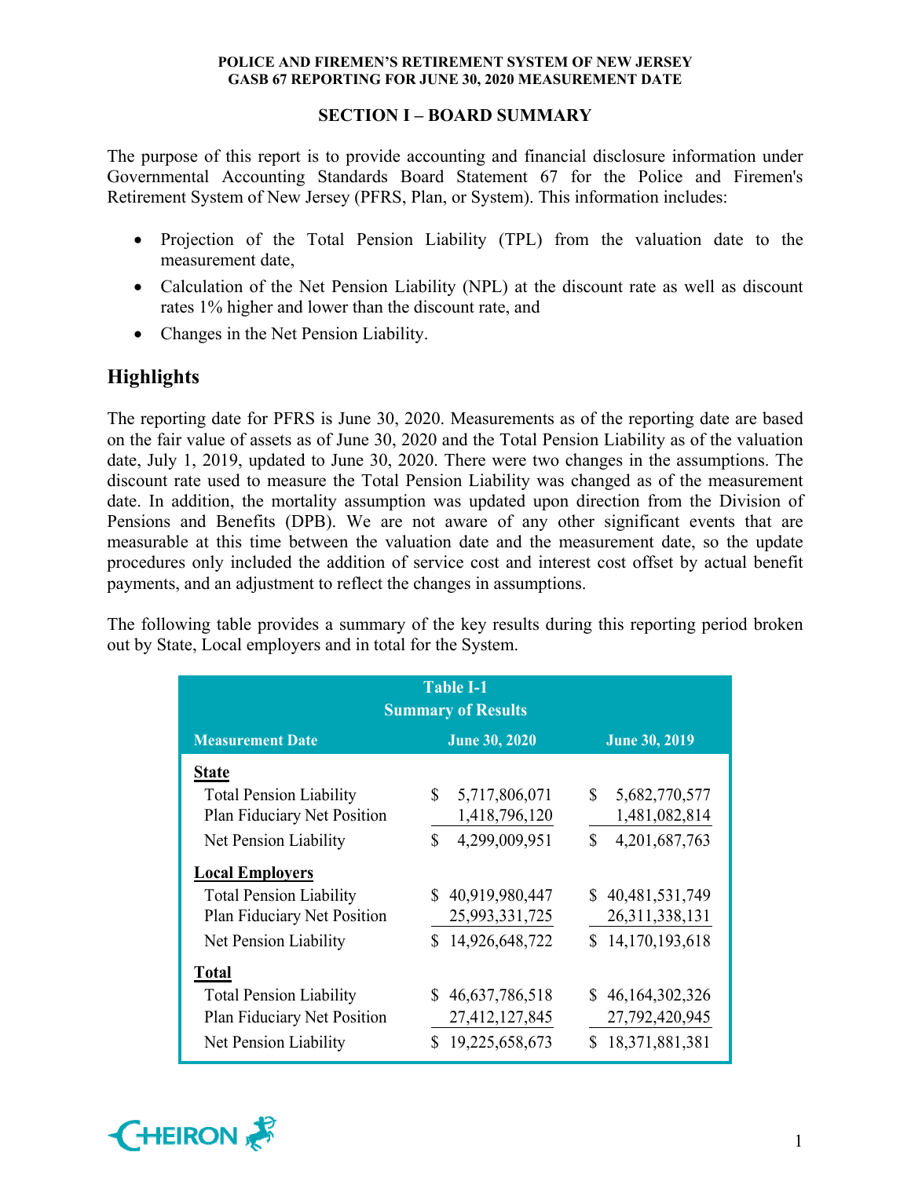## SECTION I – BOARD SUMMARY

The purpose of this report is to provide accounting and financial disclosure information under Governmental Accounting Standards Board Statement 67 for the Police and Firemen's Retirement System of New Jersey (PFRS, Plan, or System). This information includes:

- Projection of the Total Pension Liability (TPL) from the valuation date to the measurement date,
- Calculation of the Net Pension Liability (NPL) at the discount rate as well as discount rates 1% higher and lower than the discount rate, and
- Changes in the Net Pension Liability.

## Highlights

The reporting date for PFRS is June 30, 2020. Measurements as of the reporting date are based on the fair value of assets as of June 30, 2020 and the Total Pension Liability as of the valuation date, July 1, 2019, updated to June 30, 2020. There were two changes in the assumptions. The discount rate used to measure the Total Pension Liability was changed as of the measurement date. In addition, the mortality assumption was updated upon direction from the Division of Pensions and Benefits (DPB). We are not aware of any other significant events that are measurable at this time between the valuation date and the measurement date, so the update procedures only included the addition of service cost and interest cost offset by actual benefit payments, and an adjustment to reflect the changes in assumptions.

The following table provides a summary of the key results during this reporting period broken out by State, Local employers and in total for the System.

**Table I-1**
**Summary of Results**

| Measurement Date | June 30, 2020 | June 30, 2019 |
|---|---|---|
| **State** | | |
| Total Pension Liability | $ 5,717,806,071 | $ 5,682,770,577 |
| Plan Fiduciary Net Position | 1,418,796,120 | 1,481,082,814 |
| Net Pension Liability | $ 4,299,009,951 | $ 4,201,687,763 |
| **Local Employers** | | |
| Total Pension Liability | $ 40,919,980,447 | $ 40,481,531,749 |
| Plan Fiduciary Net Position | 25,993,331,725 | 26,311,338,131 |
| Net Pension Liability | $ 14,926,648,722 | $ 14,170,193,618 |
| **Total** | | |
| Total Pension Liability | $ 46,637,786,518 | $ 46,164,302,326 |
| Plan Fiduciary Net Position | 27,412,127,845 | 27,792,420,945 |
| Net Pension Liability | $ 19,225,658,673 | $ 18,371,881,381 |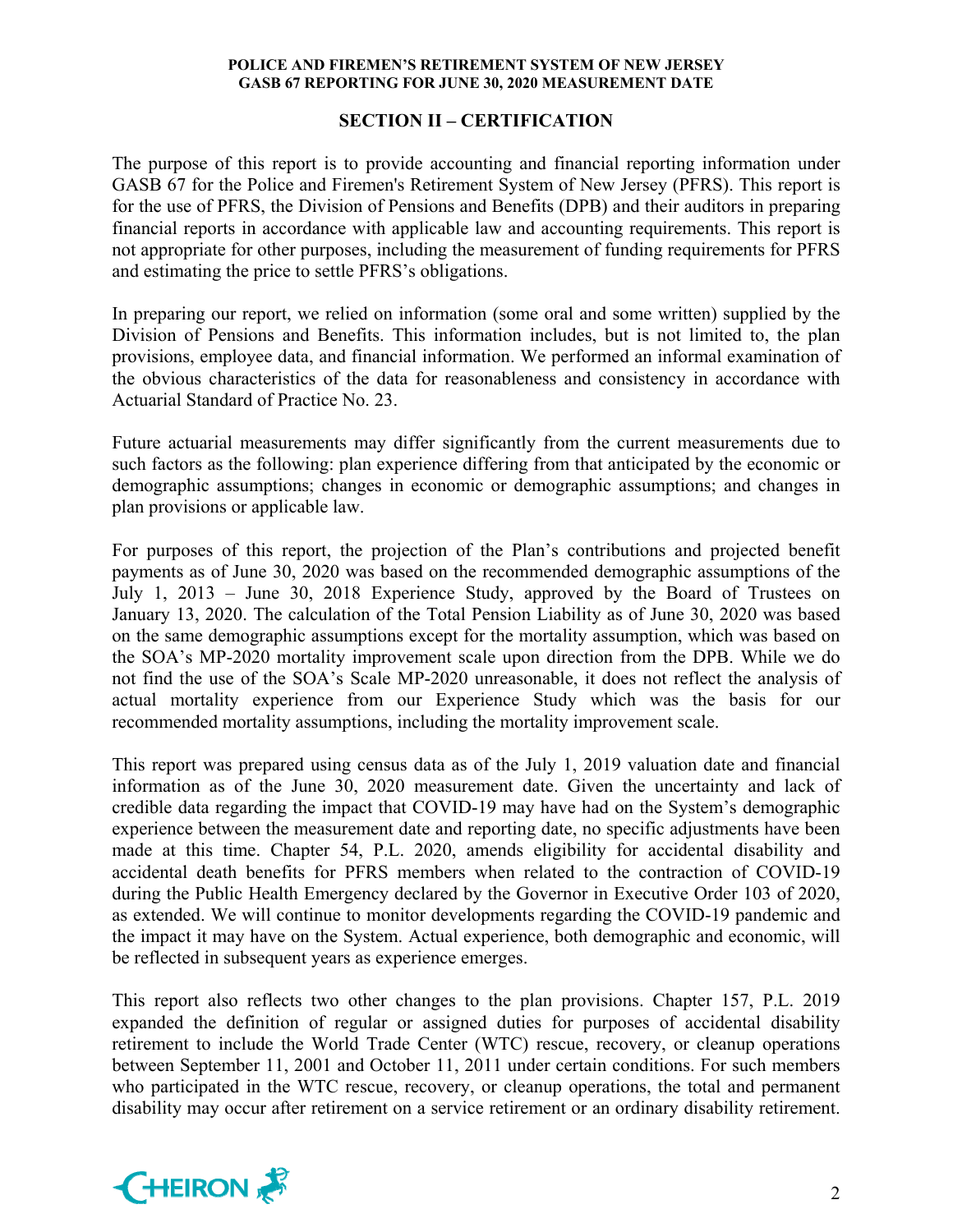## SECTION II – CERTIFICATION

The purpose of this report is to provide accounting and financial reporting information under GASB 67 for the Police and Firemen's Retirement System of New Jersey (PFRS). This report is for the use of PFRS, the Division of Pensions and Benefits (DPB) and their auditors in preparing financial reports in accordance with applicable law and accounting requirements. This report is not appropriate for other purposes, including the measurement of funding requirements for PFRS and estimating the price to settle PFRS's obligations.

In preparing our report, we relied on information (some oral and some written) supplied by the Division of Pensions and Benefits. This information includes, but is not limited to, the plan provisions, employee data, and financial information. We performed an informal examination of the obvious characteristics of the data for reasonableness and consistency in accordance with Actuarial Standard of Practice No. 23.

Future actuarial measurements may differ significantly from the current measurements due to such factors as the following: plan experience differing from that anticipated by the economic or demographic assumptions; changes in economic or demographic assumptions; and changes in plan provisions or applicable law.

For purposes of this report, the projection of the Plan's contributions and projected benefit payments as of June 30, 2020 was based on the recommended demographic assumptions of the July 1, 2013 – June 30, 2018 Experience Study, approved by the Board of Trustees on January 13, 2020. The calculation of the Total Pension Liability as of June 30, 2020 was based on the same demographic assumptions except for the mortality assumption, which was based on the SOA's MP-2020 mortality improvement scale upon direction from the DPB. While we do not find the use of the SOA's Scale MP-2020 unreasonable, it does not reflect the analysis of actual mortality experience from our Experience Study which was the basis for our recommended mortality assumptions, including the mortality improvement scale.

This report was prepared using census data as of the July 1, 2019 valuation date and financial information as of the June 30, 2020 measurement date. Given the uncertainty and lack of credible data regarding the impact that COVID-19 may have had on the System's demographic experience between the measurement date and reporting date, no specific adjustments have been made at this time. Chapter 54, P.L. 2020, amends eligibility for accidental disability and accidental death benefits for PFRS members when related to the contraction of COVID-19 during the Public Health Emergency declared by the Governor in Executive Order 103 of 2020, as extended. We will continue to monitor developments regarding the COVID-19 pandemic and the impact it may have on the System. Actual experience, both demographic and economic, will be reflected in subsequent years as experience emerges.

This report also reflects two other changes to the plan provisions. Chapter 157, P.L. 2019 expanded the definition of regular or assigned duties for purposes of accidental disability retirement to include the World Trade Center (WTC) rescue, recovery, or cleanup operations between September 11, 2001 and October 11, 2011 under certain conditions. For such members who participated in the WTC rescue, recovery, or cleanup operations, the total and permanent disability may occur after retirement on a service retirement or an ordinary disability retirement.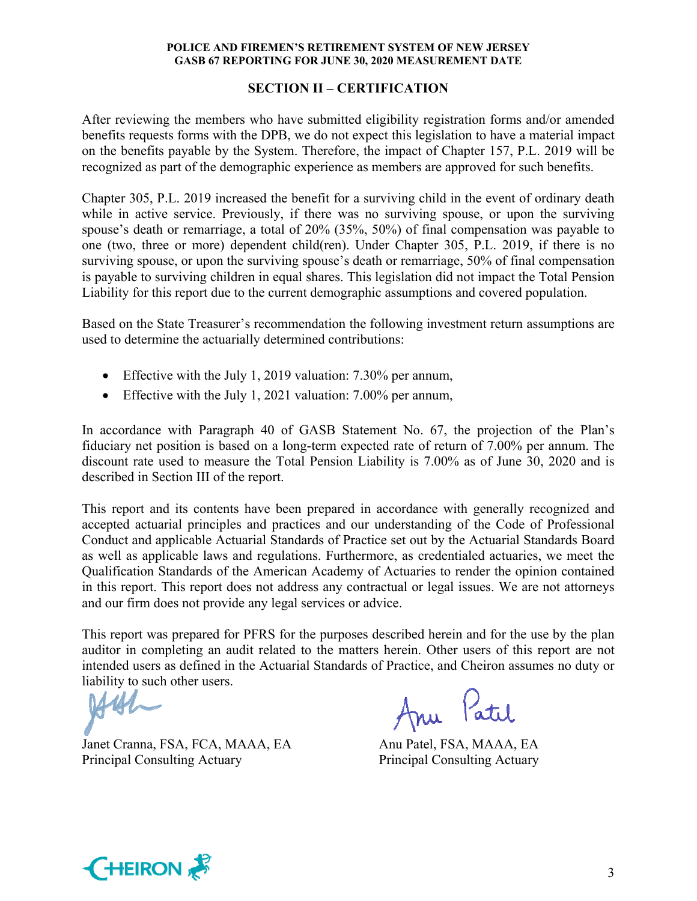## SECTION II – CERTIFICATION

After reviewing the members who have submitted eligibility registration forms and/or amended benefits requests forms with the DPB, we do not expect this legislation to have a material impact on the benefits payable by the System. Therefore, the impact of Chapter 157, P.L. 2019 will be recognized as part of the demographic experience as members are approved for such benefits.

Chapter 305, P.L. 2019 increased the benefit for a surviving child in the event of ordinary death while in active service. Previously, if there was no surviving spouse, or upon the surviving spouse's death or remarriage, a total of 20% (35%, 50%) of final compensation was payable to one (two, three or more) dependent child(ren). Under Chapter 305, P.L. 2019, if there is no surviving spouse, or upon the surviving spouse's death or remarriage, 50% of final compensation is payable to surviving children in equal shares. This legislation did not impact the Total Pension Liability for this report due to the current demographic assumptions and covered population.

Based on the State Treasurer's recommendation the following investment return assumptions are used to determine the actuarially determined contributions:

- Effective with the July 1, 2019 valuation: 7.30% per annum,
- Effective with the July 1, 2021 valuation: 7.00% per annum,

In accordance with Paragraph 40 of GASB Statement No. 67, the projection of the Plan's fiduciary net position is based on a long-term expected rate of return of 7.00% per annum. The discount rate used to measure the Total Pension Liability is 7.00% as of June 30, 2020 and is described in Section III of the report.

This report and its contents have been prepared in accordance with generally recognized and accepted actuarial principles and practices and our understanding of the Code of Professional Conduct and applicable Actuarial Standards of Practice set out by the Actuarial Standards Board as well as applicable laws and regulations. Furthermore, as credentialed actuaries, we meet the Qualification Standards of the American Academy of Actuaries to render the opinion contained in this report. This report does not address any contractual or legal issues. We are not attorneys and our firm does not provide any legal services or advice.

This report was prepared for PFRS for the purposes described herein and for the use by the plan auditor in completing an audit related to the matters herein. Other users of this report are not intended users as defined in the Actuarial Standards of Practice, and Cheiron assumes no duty or liability to such other users.

Janet Cranna, FSA, FCA, MAAA, EA
Principal Consulting Actuary

Anu Patel, FSA, MAAA, EA
Principal Consulting Actuary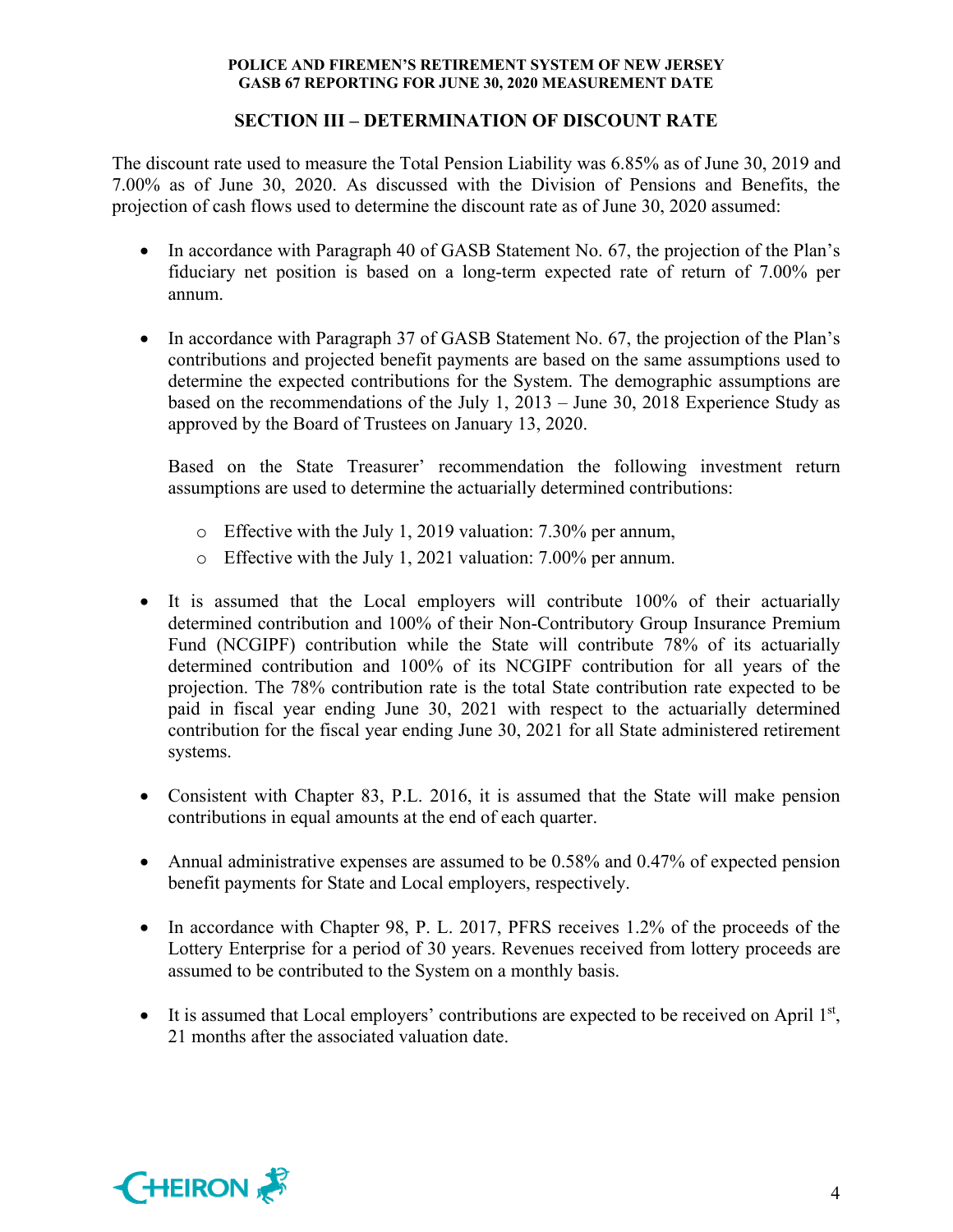## SECTION III – DETERMINATION OF DISCOUNT RATE

The discount rate used to measure the Total Pension Liability was 6.85% as of June 30, 2019 and 7.00% as of June 30, 2020. As discussed with the Division of Pensions and Benefits, the projection of cash flows used to determine the discount rate as of June 30, 2020 assumed:

- In accordance with Paragraph 40 of GASB Statement No. 67, the projection of the Plan's fiduciary net position is based on a long-term expected rate of return of 7.00% per annum.

- In accordance with Paragraph 37 of GASB Statement No. 67, the projection of the Plan's contributions and projected benefit payments are based on the same assumptions used to determine the expected contributions for the System. The demographic assumptions are based on the recommendations of the July 1, 2013 – June 30, 2018 Experience Study as approved by the Board of Trustees on January 13, 2020.

  Based on the State Treasurer' recommendation the following investment return assumptions are used to determine the actuarially determined contributions:

  - Effective with the July 1, 2019 valuation: 7.30% per annum,
  - Effective with the July 1, 2021 valuation: 7.00% per annum.

- It is assumed that the Local employers will contribute 100% of their actuarially determined contribution and 100% of their Non-Contributory Group Insurance Premium Fund (NCGIPF) contribution while the State will contribute 78% of its actuarially determined contribution and 100% of its NCGIPF contribution for all years of the projection. The 78% contribution rate is the total State contribution rate expected to be paid in fiscal year ending June 30, 2021 with respect to the actuarially determined contribution for the fiscal year ending June 30, 2021 for all State administered retirement systems.

- Consistent with Chapter 83, P.L. 2016, it is assumed that the State will make pension contributions in equal amounts at the end of each quarter.

- Annual administrative expenses are assumed to be 0.58% and 0.47% of expected pension benefit payments for State and Local employers, respectively.

- In accordance with Chapter 98, P. L. 2017, PFRS receives 1.2% of the proceeds of the Lottery Enterprise for a period of 30 years. Revenues received from lottery proceeds are assumed to be contributed to the System on a monthly basis.

- It is assumed that Local employers' contributions are expected to be received on April 1st, 21 months after the associated valuation date.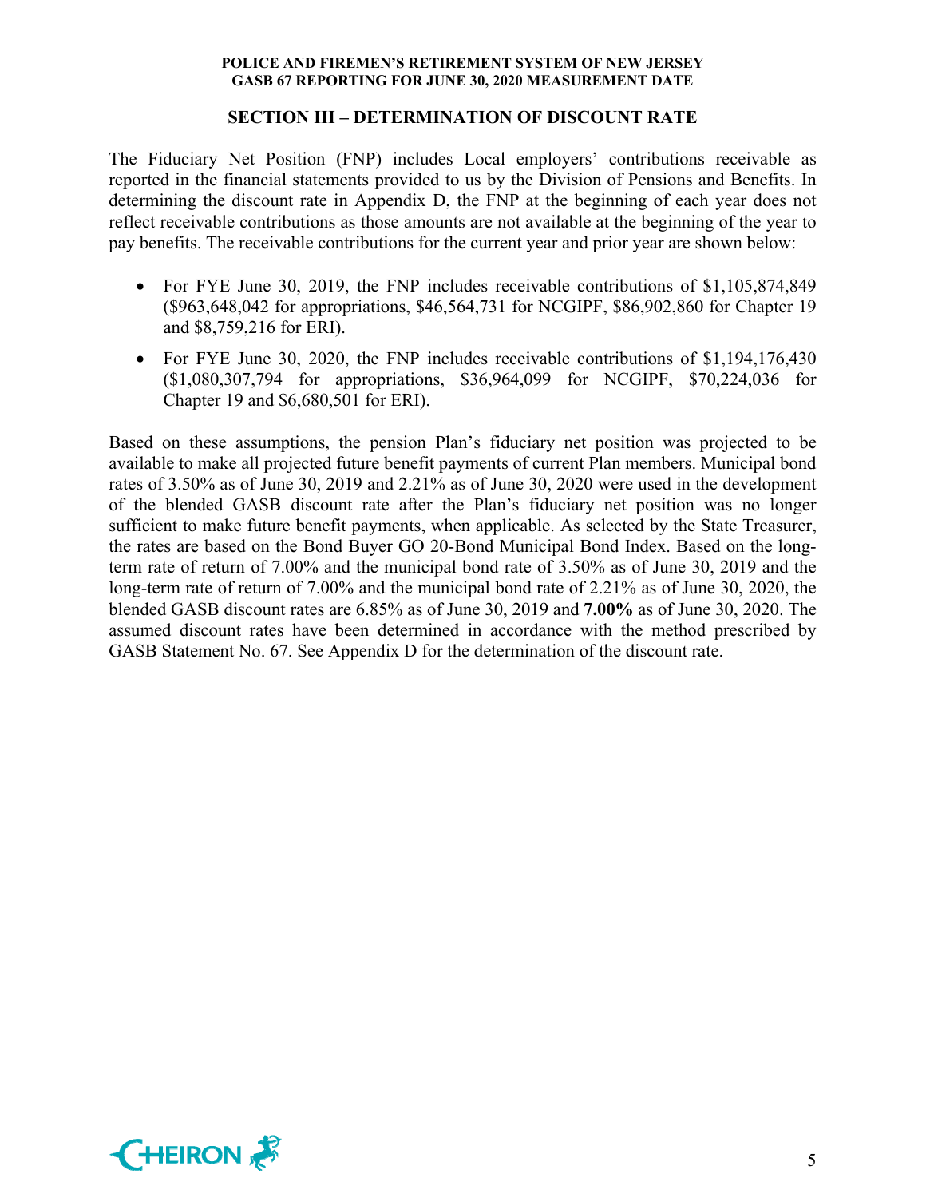## SECTION III – DETERMINATION OF DISCOUNT RATE

The Fiduciary Net Position (FNP) includes Local employers' contributions receivable as reported in the financial statements provided to us by the Division of Pensions and Benefits. In determining the discount rate in Appendix D, the FNP at the beginning of each year does not reflect receivable contributions as those amounts are not available at the beginning of the year to pay benefits. The receivable contributions for the current year and prior year are shown below:

- For FYE June 30, 2019, the FNP includes receivable contributions of $1,105,874,849 ($963,648,042 for appropriations, $46,564,731 for NCGIPF, $86,902,860 for Chapter 19 and $8,759,216 for ERI).
- For FYE June 30, 2020, the FNP includes receivable contributions of $1,194,176,430 ($1,080,307,794 for appropriations, $36,964,099 for NCGIPF, $70,224,036 for Chapter 19 and $6,680,501 for ERI).

Based on these assumptions, the pension Plan's fiduciary net position was projected to be available to make all projected future benefit payments of current Plan members. Municipal bond rates of 3.50% as of June 30, 2019 and 2.21% as of June 30, 2020 were used in the development of the blended GASB discount rate after the Plan's fiduciary net position was no longer sufficient to make future benefit payments, when applicable. As selected by the State Treasurer, the rates are based on the Bond Buyer GO 20-Bond Municipal Bond Index. Based on the long-term rate of return of 7.00% and the municipal bond rate of 3.50% as of June 30, 2019 and the long-term rate of return of 7.00% and the municipal bond rate of 2.21% as of June 30, 2020, the blended GASB discount rates are 6.85% as of June 30, 2019 and **7.00%** as of June 30, 2020. The assumed discount rates have been determined in accordance with the method prescribed by GASB Statement No. 67. See Appendix D for the determination of the discount rate.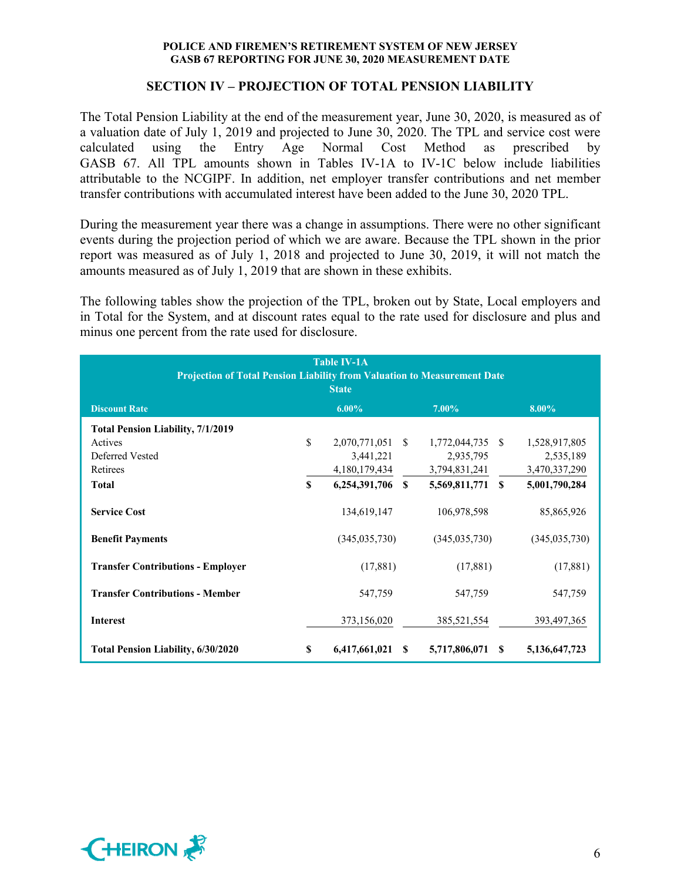## SECTION IV – PROJECTION OF TOTAL PENSION LIABILITY

The Total Pension Liability at the end of the measurement year, June 30, 2020, is measured as of a valuation date of July 1, 2019 and projected to June 30, 2020. The TPL and service cost were calculated using the Entry Age Normal Cost Method as prescribed by GASB 67. All TPL amounts shown in Tables IV-1A to IV-1C below include liabilities attributable to the NCGIPF. In addition, net employer transfer contributions and net member transfer contributions with accumulated interest have been added to the June 30, 2020 TPL.

During the measurement year there was a change in assumptions. There were no other significant events during the projection period of which we are aware. Because the TPL shown in the prior report was measured as of July 1, 2018 and projected to June 30, 2019, it will not match the amounts measured as of July 1, 2019 that are shown in these exhibits.

The following tables show the projection of the TPL, broken out by State, Local employers and in Total for the System, and at discount rates equal to the rate used for disclosure and plus and minus one percent from the rate used for disclosure.

**Table IV-1A**
**Projection of Total Pension Liability from Valuation to Measurement Date**
**State**

| Discount Rate | 6.00% | 7.00% | 8.00% |
|---|---|---|---|
| **Total Pension Liability, 7/1/2019** | | | |
| Actives | $ 2,070,771,051 | $ 1,772,044,735 | $ 1,528,917,805 |
| Deferred Vested | 3,441,221 | 2,935,795 | 2,535,189 |
| Retirees | 4,180,179,434 | 3,794,831,241 | 3,470,337,290 |
| **Total** | **$ 6,254,391,706** | **$ 5,569,811,771** | **$ 5,001,790,284** |
| **Service Cost** | 134,619,147 | 106,978,598 | 85,865,926 |
| **Benefit Payments** | (345,035,730) | (345,035,730) | (345,035,730) |
| **Transfer Contributions - Employer** | (17,881) | (17,881) | (17,881) |
| **Transfer Contributions - Member** | 547,759 | 547,759 | 547,759 |
| **Interest** | 373,156,020 | 385,521,554 | 393,497,365 |
| **Total Pension Liability, 6/30/2020** | **$ 6,417,661,021** | **$ 5,717,806,071** | **$ 5,136,647,723** |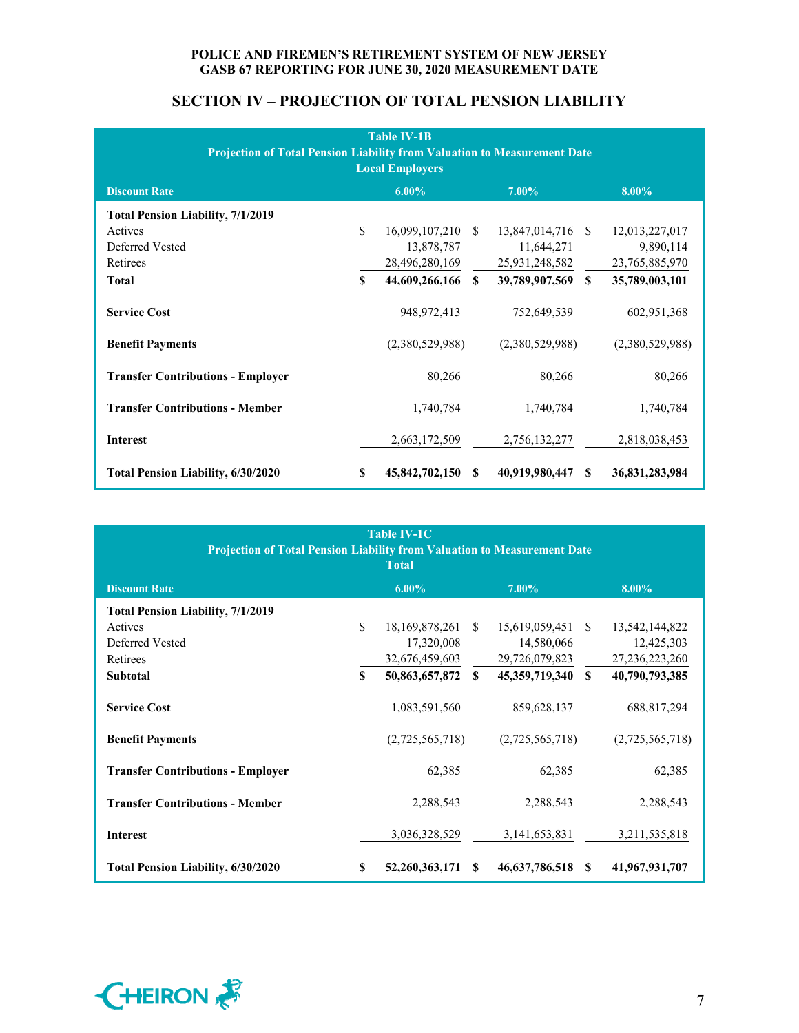## SECTION IV – PROJECTION OF TOTAL PENSION LIABILITY

**Table IV-1B**
**Projection of Total Pension Liability from Valuation to Measurement Date**
**Local Employers**

| Discount Rate | 6.00% | 7.00% | 8.00% |
|---|---|---|---|
| **Total Pension Liability, 7/1/2019** | | | |
| Actives | $ 16,099,107,210 | $ 13,847,014,716 | $ 12,013,227,017 |
| Deferred Vested | 13,878,787 | 11,644,271 | 9,890,114 |
| Retirees | 28,496,280,169 | 25,931,248,582 | 23,765,885,970 |
| **Total** | **$ 44,609,266,166** | **$ 39,789,907,569** | **$ 35,789,003,101** |
| **Service Cost** | 948,972,413 | 752,649,539 | 602,951,368 |
| **Benefit Payments** | (2,380,529,988) | (2,380,529,988) | (2,380,529,988) |
| **Transfer Contributions - Employer** | 80,266 | 80,266 | 80,266 |
| **Transfer Contributions - Member** | 1,740,784 | 1,740,784 | 1,740,784 |
| **Interest** | 2,663,172,509 | 2,756,132,277 | 2,818,038,453 |
| **Total Pension Liability, 6/30/2020** | **$ 45,842,702,150** | **$ 40,919,980,447** | **$ 36,831,283,984** |

**Table IV-1C**
**Projection of Total Pension Liability from Valuation to Measurement Date**
**Total**

| Discount Rate | 6.00% | 7.00% | 8.00% |
|---|---|---|---|
| **Total Pension Liability, 7/1/2019** | | | |
| Actives | $ 18,169,878,261 | $ 15,619,059,451 | $ 13,542,144,822 |
| Deferred Vested | 17,320,008 | 14,580,066 | 12,425,303 |
| Retirees | 32,676,459,603 | 29,726,079,823 | 27,236,223,260 |
| **Subtotal** | **$ 50,863,657,872** | **$ 45,359,719,340** | **$ 40,790,793,385** |
| **Service Cost** | 1,083,591,560 | 859,628,137 | 688,817,294 |
| **Benefit Payments** | (2,725,565,718) | (2,725,565,718) | (2,725,565,718) |
| **Transfer Contributions - Employer** | 62,385 | 62,385 | 62,385 |
| **Transfer Contributions - Member** | 2,288,543 | 2,288,543 | 2,288,543 |
| **Interest** | 3,036,328,529 | 3,141,653,831 | 3,211,535,818 |
| **Total Pension Liability, 6/30/2020** | **$ 52,260,363,171** | **$ 46,637,786,518** | **$ 41,967,931,707** |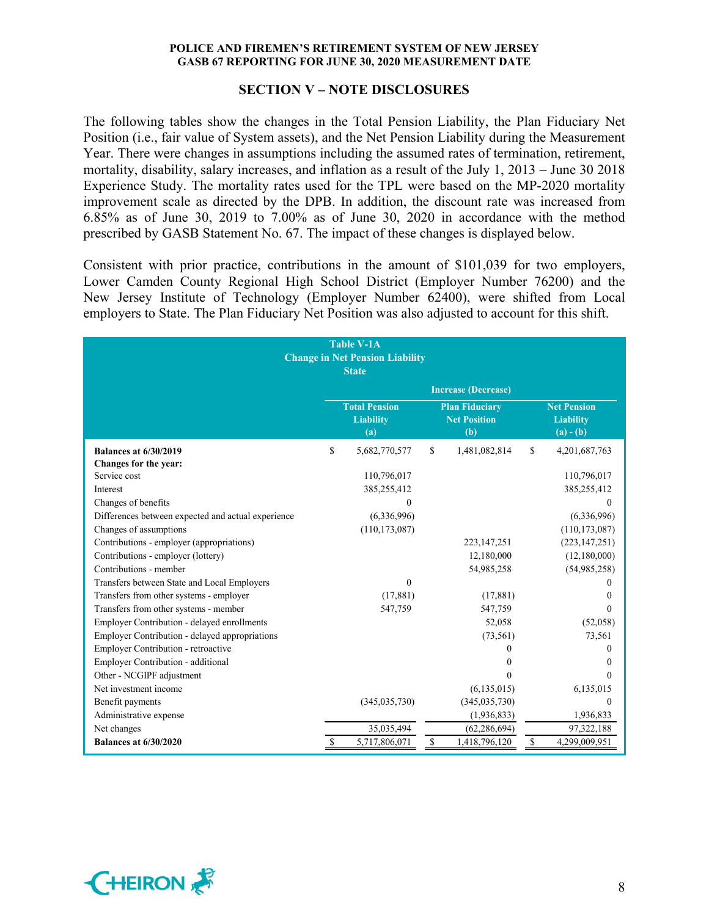## SECTION V – NOTE DISCLOSURES

The following tables show the changes in the Total Pension Liability, the Plan Fiduciary Net Position (i.e., fair value of System assets), and the Net Pension Liability during the Measurement Year. There were changes in assumptions including the assumed rates of termination, retirement, mortality, disability, salary increases, and inflation as a result of the July 1, 2013 – June 30 2018 Experience Study. The mortality rates used for the TPL were based on the MP-2020 mortality improvement scale as directed by the DPB. In addition, the discount rate was increased from 6.85% as of June 30, 2019 to 7.00% as of June 30, 2020 in accordance with the method prescribed by GASB Statement No. 67. The impact of these changes is displayed below.

Consistent with prior practice, contributions in the amount of $101,039 for two employers, Lower Camden County Regional High School District (Employer Number 76200) and the New Jersey Institute of Technology (Employer Number 62400), were shifted from Local employers to State. The Plan Fiduciary Net Position was also adjusted to account for this shift.

**Table V-1A**
**Change in Net Pension Liability**
**State**

| | Increase (Decrease) | | |
|---|---|---|---|
| | Total Pension Liability (a) | Plan Fiduciary Net Position (b) | Net Pension Liability (a) - (b) |
| **Balances at 6/30/2019** | $ 5,682,770,577 | $ 1,481,082,814 | $ 4,201,687,763 |
| **Changes for the year:** | | | |
| Service cost | 110,796,017 | | 110,796,017 |
| Interest | 385,255,412 | | 385,255,412 |
| Changes of benefits | 0 | | 0 |
| Differences between expected and actual experience | (6,336,996) | | (6,336,996) |
| Changes of assumptions | (110,173,087) | | (110,173,087) |
| Contributions - employer (appropriations) | | 223,147,251 | (223,147,251) |
| Contributions - employer (lottery) | | 12,180,000 | (12,180,000) |
| Contributions - member | | 54,985,258 | (54,985,258) |
| Transfers between State and Local Employers | 0 | | 0 |
| Transfers from other systems - employer | (17,881) | (17,881) | 0 |
| Transfers from other systems - member | 547,759 | 547,759 | 0 |
| Employer Contribution - delayed enrollments | | 52,058 | (52,058) |
| Employer Contribution - delayed appropriations | | (73,561) | 73,561 |
| Employer Contribution - retroactive | | 0 | 0 |
| Employer Contribution - additional | | 0 | 0 |
| Other - NCGIPF adjustment | | 0 | 0 |
| Net investment income | | (6,135,015) | 6,135,015 |
| Benefit payments | (345,035,730) | (345,035,730) | 0 |
| Administrative expense | | (1,936,833) | 1,936,833 |
| Net changes | 35,035,494 | (62,286,694) | 97,322,188 |
| **Balances at 6/30/2020** | $ 5,717,806,071 | $ 1,418,796,120 | $ 4,299,009,951 |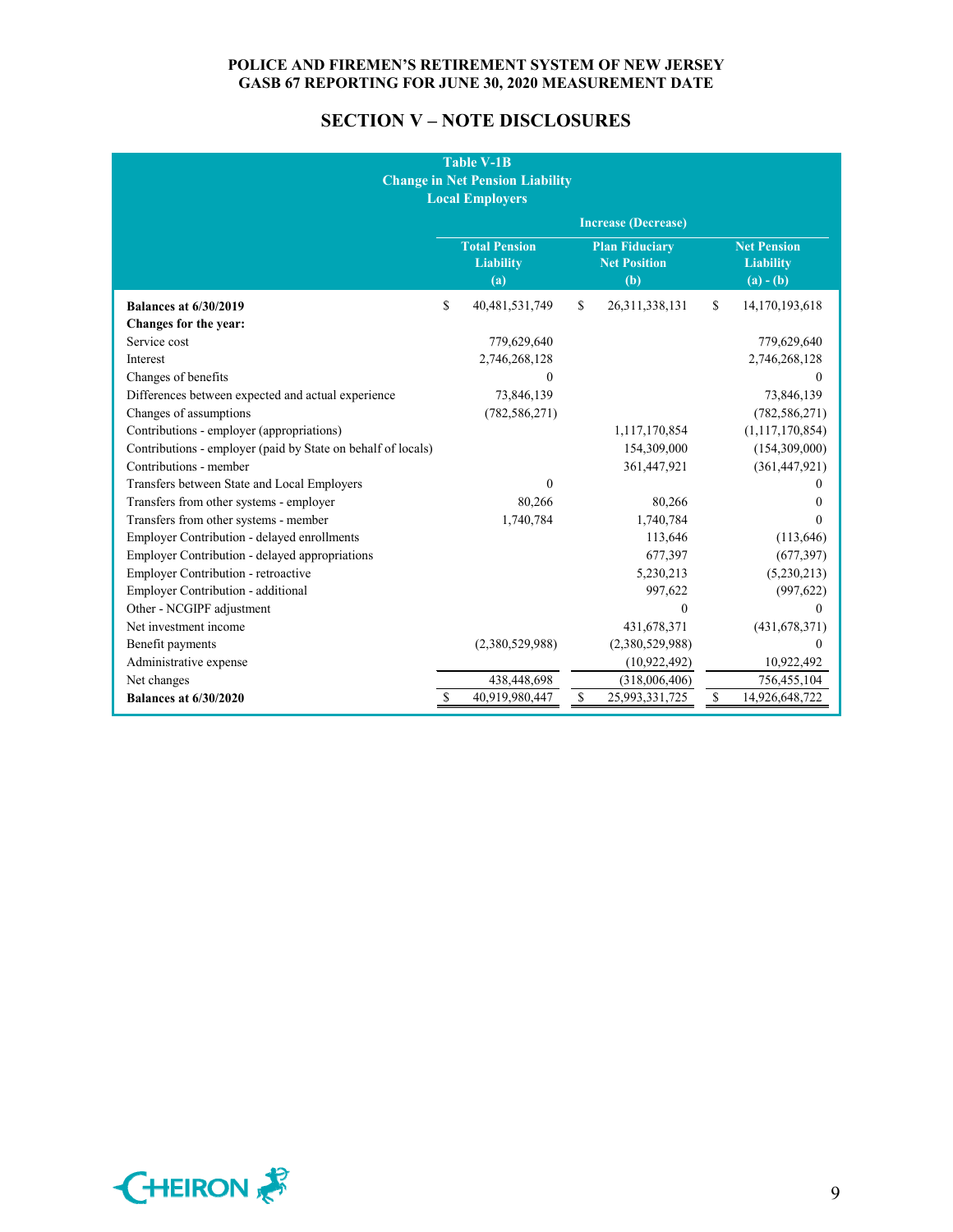# SECTION V – NOTE DISCLOSURES

**Table V-1B**
**Change in Net Pension Liability**
**Local Employers**

| | Increase (Decrease) | | |
|---|---|---|---|
| | **Total Pension Liability (a)** | **Plan Fiduciary Net Position (b)** | **Net Pension Liability (a) - (b)** |
| **Balances at 6/30/2019** | $ 40,481,531,749 | $ 26,311,338,131 | $ 14,170,193,618 |
| **Changes for the year:** | | | |
| Service cost | 779,629,640 | | 779,629,640 |
| Interest | 2,746,268,128 | | 2,746,268,128 |
| Changes of benefits | 0 | | 0 |
| Differences between expected and actual experience | 73,846,139 | | 73,846,139 |
| Changes of assumptions | (782,586,271) | | (782,586,271) |
| Contributions - employer (appropriations) | | 1,117,170,854 | (1,117,170,854) |
| Contributions - employer (paid by State on behalf of locals) | | 154,309,000 | (154,309,000) |
| Contributions - member | | 361,447,921 | (361,447,921) |
| Transfers between State and Local Employers | 0 | | 0 |
| Transfers from other systems - employer | 80,266 | 80,266 | 0 |
| Transfers from other systems - member | 1,740,784 | 1,740,784 | 0 |
| Employer Contribution - delayed enrollments | | 113,646 | (113,646) |
| Employer Contribution - delayed appropriations | | 677,397 | (677,397) |
| Employer Contribution - retroactive | | 5,230,213 | (5,230,213) |
| Employer Contribution - additional | | 997,622 | (997,622) |
| Other - NCGIPF adjustment | | 0 | 0 |
| Net investment income | | 431,678,371 | (431,678,371) |
| Benefit payments | (2,380,529,988) | (2,380,529,988) | 0 |
| Administrative expense | | (10,922,492) | 10,922,492 |
| Net changes | 438,448,698 | (318,006,406) | 756,455,104 |
| **Balances at 6/30/2020** | $ 40,919,980,447 | $ 25,993,331,725 | $ 14,926,648,722 |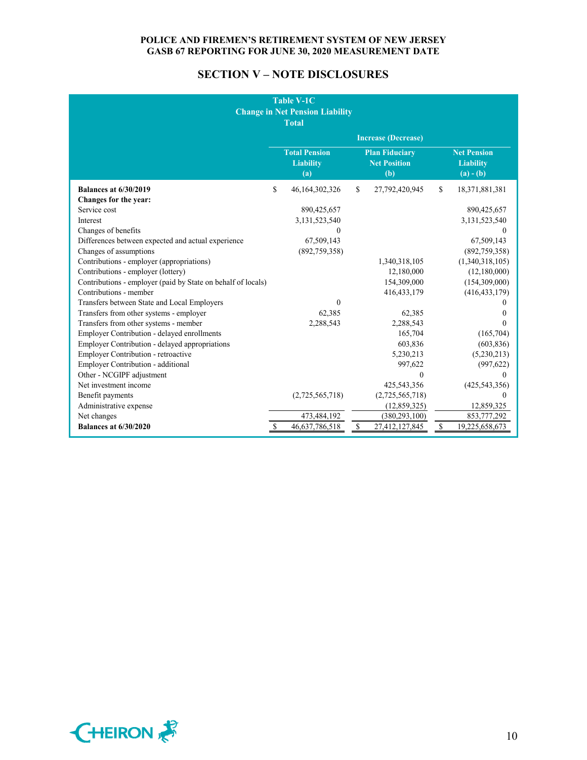## SECTION V – NOTE DISCLOSURES

**Table V-1C**
**Change in Net Pension Liability**
**Total**

| | Increase (Decrease) | | |
|---|---|---|---|
| | **Total Pension Liability (a)** | **Plan Fiduciary Net Position (b)** | **Net Pension Liability (a) - (b)** |
| **Balances at 6/30/2019** | $ 46,164,302,326 | $ 27,792,420,945 | $ 18,371,881,381 |
| **Changes for the year:** | | | |
| Service cost | 890,425,657 | | 890,425,657 |
| Interest | 3,131,523,540 | | 3,131,523,540 |
| Changes of benefits | 0 | | 0 |
| Differences between expected and actual experience | 67,509,143 | | 67,509,143 |
| Changes of assumptions | (892,759,358) | | (892,759,358) |
| Contributions - employer (appropriations) | | 1,340,318,105 | (1,340,318,105) |
| Contributions - employer (lottery) | | 12,180,000 | (12,180,000) |
| Contributions - employer (paid by State on behalf of locals) | | 154,309,000 | (154,309,000) |
| Contributions - member | | 416,433,179 | (416,433,179) |
| Transfers between State and Local Employers | 0 | | 0 |
| Transfers from other systems - employer | 62,385 | 62,385 | 0 |
| Transfers from other systems - member | 2,288,543 | 2,288,543 | 0 |
| Employer Contribution - delayed enrollments | | 165,704 | (165,704) |
| Employer Contribution - delayed appropriations | | 603,836 | (603,836) |
| Employer Contribution - retroactive | | 5,230,213 | (5,230,213) |
| Employer Contribution - additional | | 997,622 | (997,622) |
| Other - NCGIPF adjustment | | 0 | 0 |
| Net investment income | | 425,543,356 | (425,543,356) |
| Benefit payments | (2,725,565,718) | (2,725,565,718) | 0 |
| Administrative expense | | (12,859,325) | 12,859,325 |
| Net changes | 473,484,192 | (380,293,100) | 853,777,292 |
| **Balances at 6/30/2020** | $ 46,637,786,518 | $ 27,412,127,845 | $ 19,225,658,673 |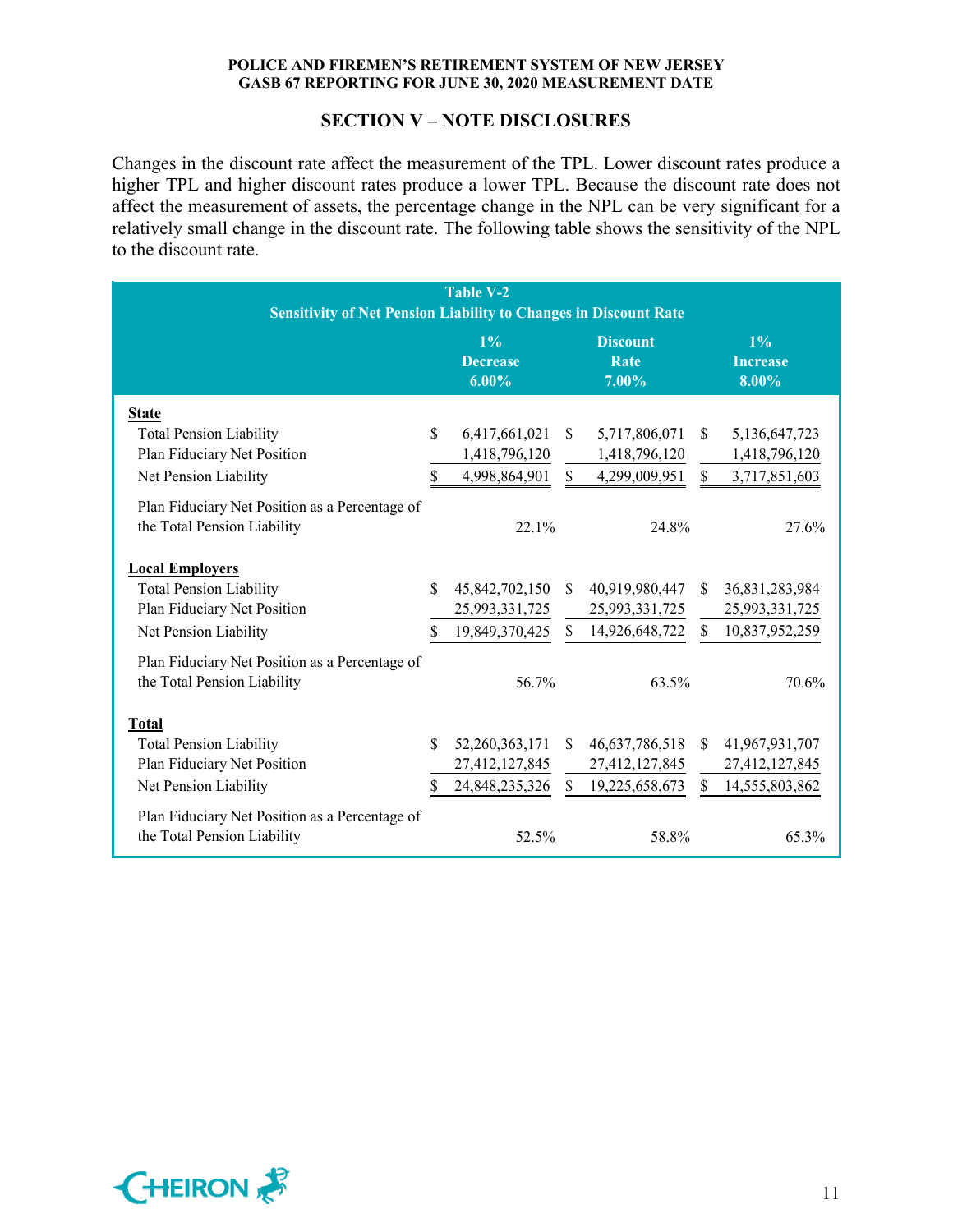## SECTION V – NOTE DISCLOSURES

Changes in the discount rate affect the measurement of the TPL. Lower discount rates produce a higher TPL and higher discount rates produce a lower TPL. Because the discount rate does not affect the measurement of assets, the percentage change in the NPL can be very significant for a relatively small change in the discount rate. The following table shows the sensitivity of the NPL to the discount rate.

**Table V-2**
**Sensitivity of Net Pension Liability to Changes in Discount Rate**

| | 1% Decrease 6.00% | Discount Rate 7.00% | 1% Increase 8.00% |
|---|---|---|---|
| **State** | | | |
| Total Pension Liability | $ 6,417,661,021 | $ 5,717,806,071 | $ 5,136,647,723 |
| Plan Fiduciary Net Position | 1,418,796,120 | 1,418,796,120 | 1,418,796,120 |
| Net Pension Liability | $ 4,998,864,901 | $ 4,299,009,951 | $ 3,717,851,603 |
| Plan Fiduciary Net Position as a Percentage of the Total Pension Liability | 22.1% | 24.8% | 27.6% |
| **Local Employers** | | | |
| Total Pension Liability | $ 45,842,702,150 | $ 40,919,980,447 | $ 36,831,283,984 |
| Plan Fiduciary Net Position | 25,993,331,725 | 25,993,331,725 | 25,993,331,725 |
| Net Pension Liability | $ 19,849,370,425 | $ 14,926,648,722 | $ 10,837,952,259 |
| Plan Fiduciary Net Position as a Percentage of the Total Pension Liability | 56.7% | 63.5% | 70.6% |
| **Total** | | | |
| Total Pension Liability | $ 52,260,363,171 | $ 46,637,786,518 | $ 41,967,931,707 |
| Plan Fiduciary Net Position | 27,412,127,845 | 27,412,127,845 | 27,412,127,845 |
| Net Pension Liability | $ 24,848,235,326 | $ 19,225,658,673 | $ 14,555,803,862 |
| Plan Fiduciary Net Position as a Percentage of the Total Pension Liability | 52.5% | 58.8% | 65.3% |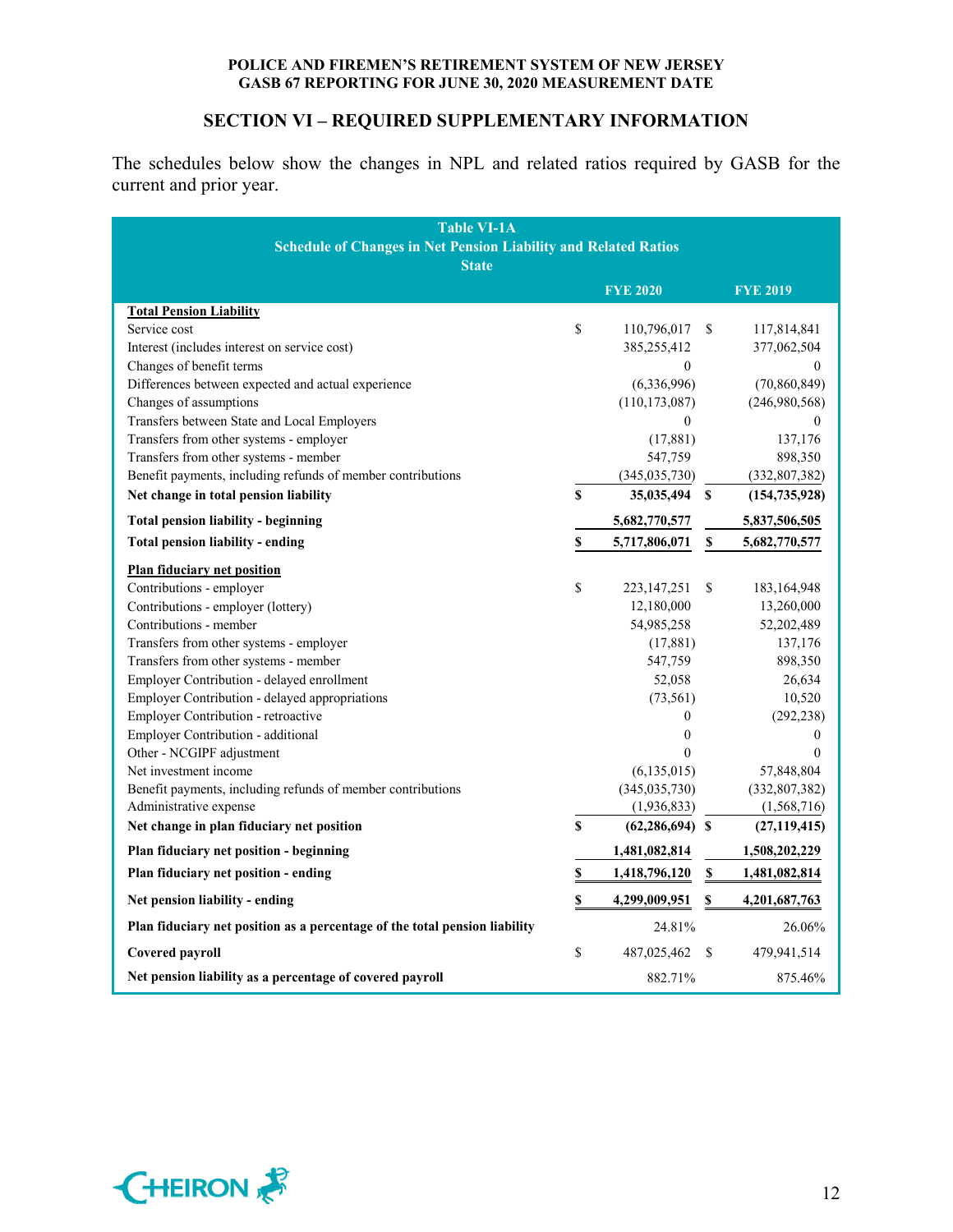## SECTION VI – REQUIRED SUPPLEMENTARY INFORMATION

The schedules below show the changes in NPL and related ratios required by GASB for the current and prior year.

**Table VI-1A**
**Schedule of Changes in Net Pension Liability and Related Ratios**
**State**

| | FYE 2020 | FYE 2019 |
|---|---|---|
| **Total Pension Liability** | | |
| Service cost | $ 110,796,017 | $ 117,814,841 |
| Interest (includes interest on service cost) | 385,255,412 | 377,062,504 |
| Changes of benefit terms | 0 | 0 |
| Differences between expected and actual experience | (6,336,996) | (70,860,849) |
| Changes of assumptions | (110,173,087) | (246,980,568) |
| Transfers between State and Local Employers | 0 | 0 |
| Transfers from other systems - employer | (17,881) | 137,176 |
| Transfers from other systems - member | 547,759 | 898,350 |
| Benefit payments, including refunds of member contributions | (345,035,730) | (332,807,382) |
| **Net change in total pension liability** | **$ 35,035,494** | **$ (154,735,928)** |
| **Total pension liability - beginning** | **5,682,770,577** | **5,837,506,505** |
| **Total pension liability - ending** | **$ 5,717,806,071** | **$ 5,682,770,577** |
| **Plan fiduciary net position** | | |
| Contributions - employer | $ 223,147,251 | $ 183,164,948 |
| Contributions - employer (lottery) | 12,180,000 | 13,260,000 |
| Contributions - member | 54,985,258 | 52,202,489 |
| Transfers from other systems - employer | (17,881) | 137,176 |
| Transfers from other systems - member | 547,759 | 898,350 |
| Employer Contribution - delayed enrollment | 52,058 | 26,634 |
| Employer Contribution - delayed appropriations | (73,561) | 10,520 |
| Employer Contribution - retroactive | 0 | (292,238) |
| Employer Contribution - additional | 0 | 0 |
| Other - NCGIPF adjustment | 0 | 0 |
| Net investment income | (6,135,015) | 57,848,804 |
| Benefit payments, including refunds of member contributions | (345,035,730) | (332,807,382) |
| Administrative expense | (1,936,833) | (1,568,716) |
| **Net change in plan fiduciary net position** | **$ (62,286,694)** | **$ (27,119,415)** |
| **Plan fiduciary net position - beginning** | **1,481,082,814** | **1,508,202,229** |
| **Plan fiduciary net position - ending** | **$ 1,418,796,120** | **$ 1,481,082,814** |
| **Net pension liability - ending** | **$ 4,299,009,951** | **$ 4,201,687,763** |
| **Plan fiduciary net position as a percentage of the total pension liability** | 24.81% | 26.06% |
| **Covered payroll** | $ 487,025,462 | $ 479,941,514 |
| **Net pension liability as a percentage of covered payroll** | 882.71% | 875.46% |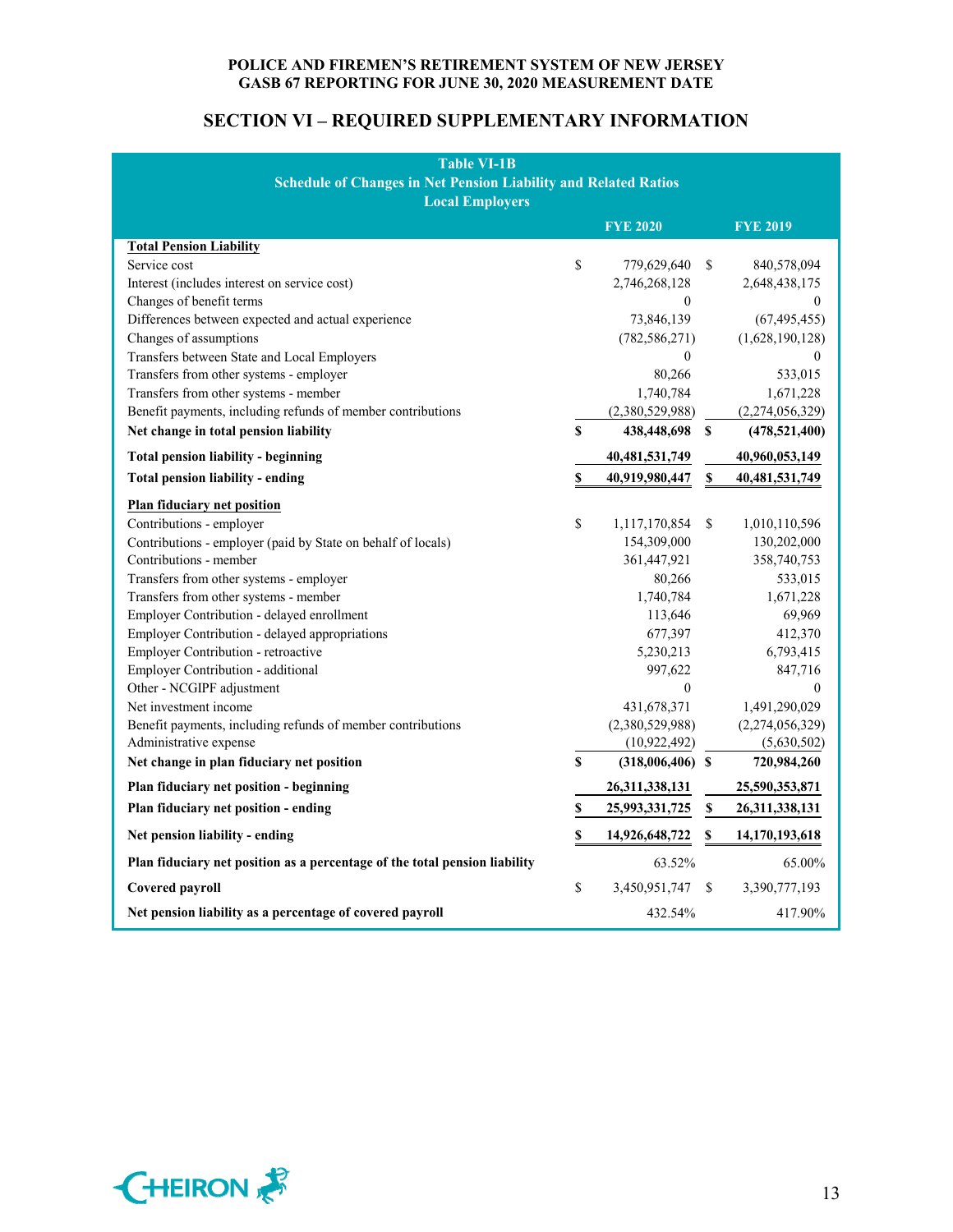POLICE AND FIREMEN'S RETIREMENT SYSTEM OF NEW JERSEY
GASB 67 REPORTING FOR JUNE 30, 2020 MEASUREMENT DATE

## SECTION VI – REQUIRED SUPPLEMENTARY INFORMATION

**Table VI-1B**
**Schedule of Changes in Net Pension Liability and Related Ratios**
**Local Employers**

| | FYE 2020 | FYE 2019 |
|---|---|---|
| **Total Pension Liability** | | |
| Service cost | $ 779,629,640 | $ 840,578,094 |
| Interest (includes interest on service cost) | 2,746,268,128 | 2,648,438,175 |
| Changes of benefit terms | 0 | 0 |
| Differences between expected and actual experience | 73,846,139 | (67,495,455) |
| Changes of assumptions | (782,586,271) | (1,628,190,128) |
| Transfers between State and Local Employers | 0 | 0 |
| Transfers from other systems - employer | 80,266 | 533,015 |
| Transfers from other systems - member | 1,740,784 | 1,671,228 |
| Benefit payments, including refunds of member contributions | (2,380,529,988) | (2,274,056,329) |
| **Net change in total pension liability** | **$ 438,448,698** | **$ (478,521,400)** |
| **Total pension liability - beginning** | **40,481,531,749** | **40,960,053,149** |
| **Total pension liability - ending** | **$ 40,919,980,447** | **$ 40,481,531,749** |
| **Plan fiduciary net position** | | |
| Contributions - employer | $ 1,117,170,854 | $ 1,010,110,596 |
| Contributions - employer (paid by State on behalf of locals) | 154,309,000 | 130,202,000 |
| Contributions - member | 361,447,921 | 358,740,753 |
| Transfers from other systems - employer | 80,266 | 533,015 |
| Transfers from other systems - member | 1,740,784 | 1,671,228 |
| Employer Contribution - delayed enrollment | 113,646 | 69,969 |
| Employer Contribution - delayed appropriations | 677,397 | 412,370 |
| Employer Contribution - retroactive | 5,230,213 | 6,793,415 |
| Employer Contribution - additional | 997,622 | 847,716 |
| Other - NCGIPF adjustment | 0 | 0 |
| Net investment income | 431,678,371 | 1,491,290,029 |
| Benefit payments, including refunds of member contributions | (2,380,529,988) | (2,274,056,329) |
| Administrative expense | (10,922,492) | (5,630,502) |
| **Net change in plan fiduciary net position** | **$ (318,006,406)** | **$ 720,984,260** |
| **Plan fiduciary net position - beginning** | **26,311,338,131** | **25,590,353,871** |
| **Plan fiduciary net position - ending** | **$ 25,993,331,725** | **$ 26,311,338,131** |
| **Net pension liability - ending** | **$ 14,926,648,722** | **$ 14,170,193,618** |
| **Plan fiduciary net position as a percentage of the total pension liability** | 63.52% | 65.00% |
| **Covered payroll** | $ 3,450,951,747 | $ 3,390,777,193 |
| **Net pension liability as a percentage of covered payroll** | 432.54% | 417.90% |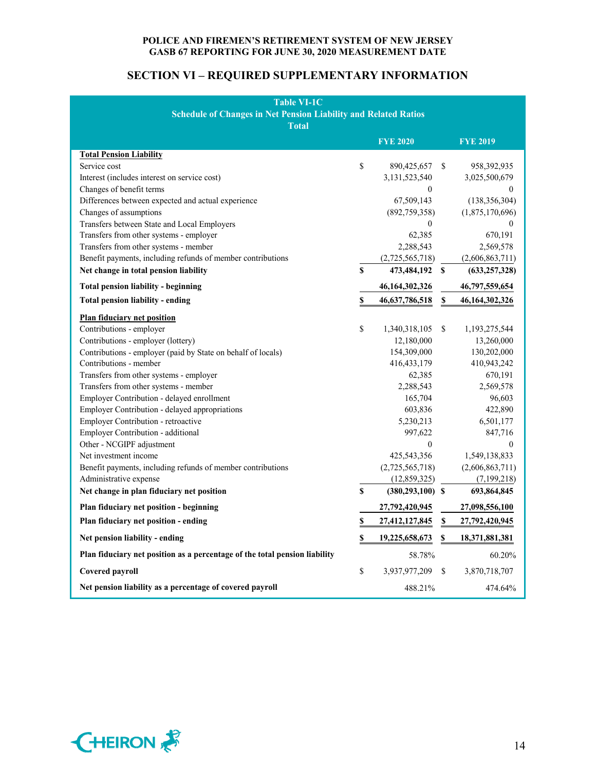POLICE AND FIREMEN'S RETIREMENT SYSTEM OF NEW JERSEY
GASB 67 REPORTING FOR JUNE 30, 2020 MEASUREMENT DATE

## SECTION VI – REQUIRED SUPPLEMENTARY INFORMATION

**Table VI-1C**
**Schedule of Changes in Net Pension Liability and Related Ratios**
**Total**

| | FYE 2020 | FYE 2019 |
|---|---|---|
| **Total Pension Liability** | | |
| Service cost | $ 890,425,657 | $ 958,392,935 |
| Interest (includes interest on service cost) | 3,131,523,540 | 3,025,500,679 |
| Changes of benefit terms | 0 | 0 |
| Differences between expected and actual experience | 67,509,143 | (138,356,304) |
| Changes of assumptions | (892,759,358) | (1,875,170,696) |
| Transfers between State and Local Employers | 0 | 0 |
| Transfers from other systems - employer | 62,385 | 670,191 |
| Transfers from other systems - member | 2,288,543 | 2,569,578 |
| Benefit payments, including refunds of member contributions | (2,725,565,718) | (2,606,863,711) |
| **Net change in total pension liability** | **$ 473,484,192** | **$ (633,257,328)** |
| **Total pension liability - beginning** | **46,164,302,326** | **46,797,559,654** |
| **Total pension liability - ending** | **$ 46,637,786,518** | **$ 46,164,302,326** |
| **Plan fiduciary net position** | | |
| Contributions - employer | $ 1,340,318,105 | $ 1,193,275,544 |
| Contributions - employer (lottery) | 12,180,000 | 13,260,000 |
| Contributions - employer (paid by State on behalf of locals) | 154,309,000 | 130,202,000 |
| Contributions - member | 416,433,179 | 410,943,242 |
| Transfers from other systems - employer | 62,385 | 670,191 |
| Transfers from other systems - member | 2,288,543 | 2,569,578 |
| Employer Contribution - delayed enrollment | 165,704 | 96,603 |
| Employer Contribution - delayed appropriations | 603,836 | 422,890 |
| Employer Contribution - retroactive | 5,230,213 | 6,501,177 |
| Employer Contribution - additional | 997,622 | 847,716 |
| Other - NCGIPF adjustment | 0 | 0 |
| Net investment income | 425,543,356 | 1,549,138,833 |
| Benefit payments, including refunds of member contributions | (2,725,565,718) | (2,606,863,711) |
| Administrative expense | (12,859,325) | (7,199,218) |
| **Net change in plan fiduciary net position** | **$ (380,293,100)** | **$ 693,864,845** |
| **Plan fiduciary net position - beginning** | **27,792,420,945** | **27,098,556,100** |
| **Plan fiduciary net position - ending** | **$ 27,412,127,845** | **$ 27,792,420,945** |
| **Net pension liability - ending** | **$ 19,225,658,673** | **$ 18,371,881,381** |
| **Plan fiduciary net position as a percentage of the total pension liability** | 58.78% | 60.20% |
| **Covered payroll** | $ 3,937,977,209 | $ 3,870,718,707 |
| **Net pension liability as a percentage of covered payroll** | 488.21% | 474.64% |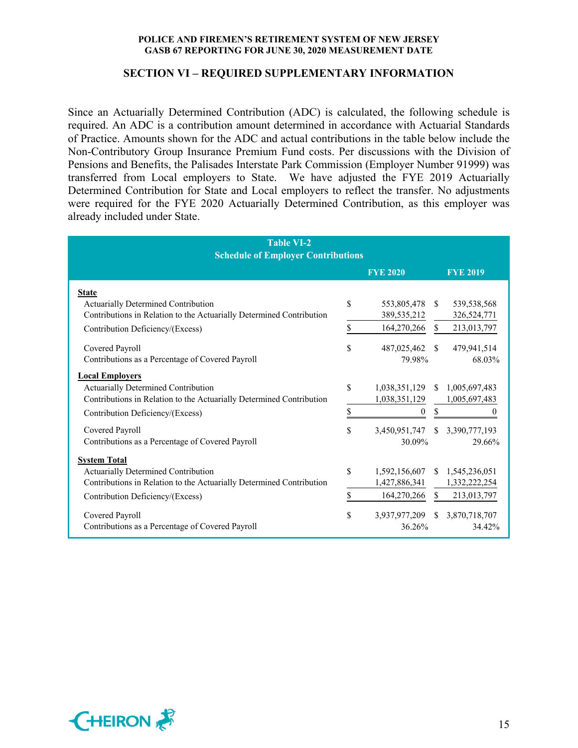## SECTION VI – REQUIRED SUPPLEMENTARY INFORMATION

Since an Actuarially Determined Contribution (ADC) is calculated, the following schedule is required. An ADC is a contribution amount determined in accordance with Actuarial Standards of Practice. Amounts shown for the ADC and actual contributions in the table below include the Non-Contributory Group Insurance Premium Fund costs. Per discussions with the Division of Pensions and Benefits, the Palisades Interstate Park Commission (Employer Number 91999) was transferred from Local employers to State. We have adjusted the FYE 2019 Actuarially Determined Contribution for State and Local employers to reflect the transfer. No adjustments were required for the FYE 2020 Actuarially Determined Contribution, as this employer was already included under State.

**Table VI-2**
**Schedule of Employer Contributions**

| | FYE 2020 | FYE 2019 |
|---|---|---|
| **State** | | |
| Actuarially Determined Contribution | $ 553,805,478 | $ 539,538,568 |
| Contributions in Relation to the Actuarially Determined Contribution | 389,535,212 | 326,524,771 |
| Contribution Deficiency/(Excess) | $ 164,270,266 | $ 213,013,797 |
| Covered Payroll | $ 487,025,462 | $ 479,941,514 |
| Contributions as a Percentage of Covered Payroll | 79.98% | 68.03% |
| **Local Employers** | | |
| Actuarially Determined Contribution | $ 1,038,351,129 | $ 1,005,697,483 |
| Contributions in Relation to the Actuarially Determined Contribution | 1,038,351,129 | 1,005,697,483 |
| Contribution Deficiency/(Excess) | $ 0 | $ 0 |
| Covered Payroll | $ 3,450,951,747 | $ 3,390,777,193 |
| Contributions as a Percentage of Covered Payroll | 30.09% | 29.66% |
| **System Total** | | |
| Actuarially Determined Contribution | $ 1,592,156,607 | $ 1,545,236,051 |
| Contributions in Relation to the Actuarially Determined Contribution | 1,427,886,341 | 1,332,222,254 |
| Contribution Deficiency/(Excess) | $ 164,270,266 | $ 213,013,797 |
| Covered Payroll | $ 3,937,977,209 | $ 3,870,718,707 |
| Contributions as a Percentage of Covered Payroll | 36.26% | 34.42% |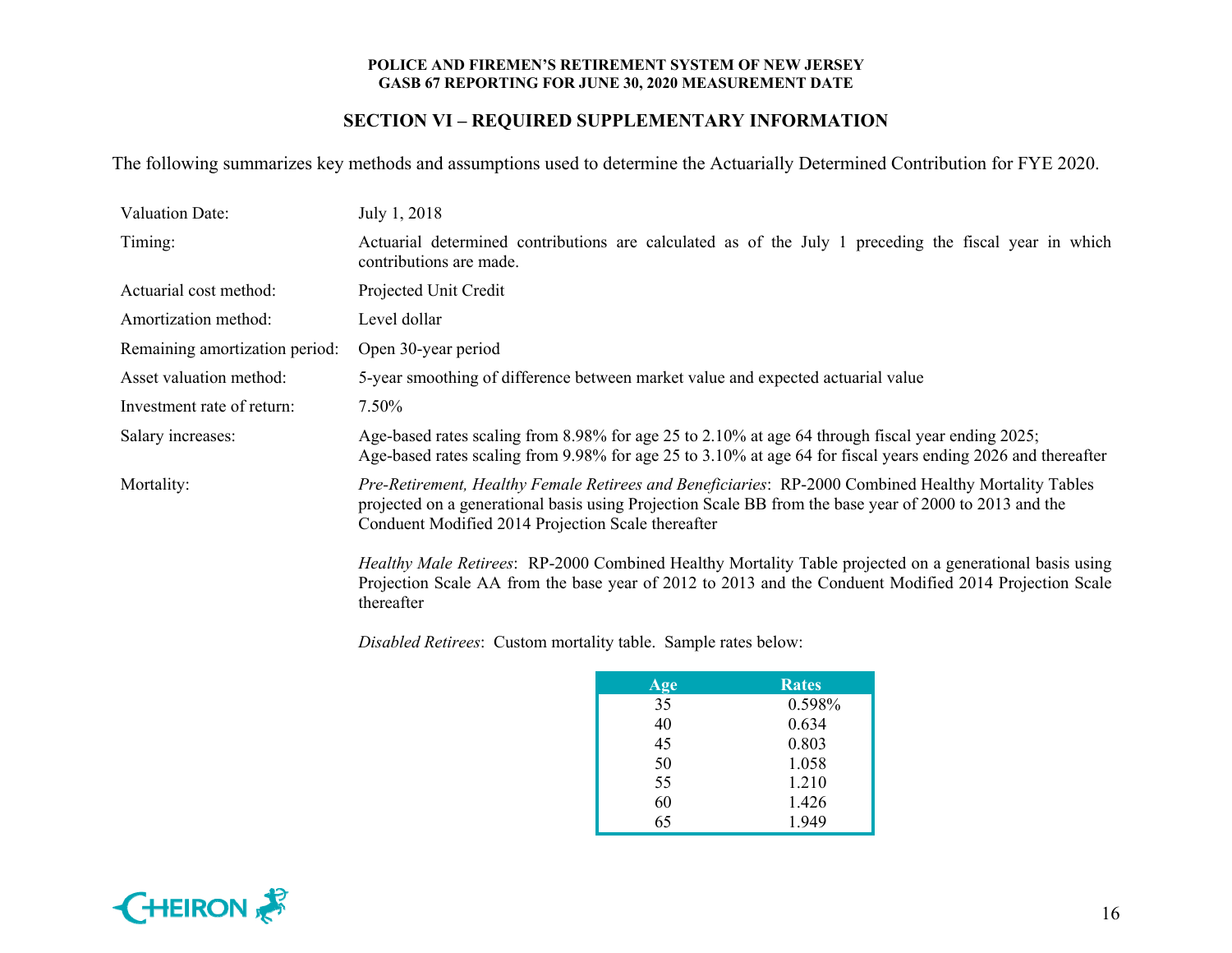## SECTION VI – REQUIRED SUPPLEMENTARY INFORMATION

The following summarizes key methods and assumptions used to determine the Actuarially Determined Contribution for FYE 2020.

| | |
|---|---|
| Valuation Date: | July 1, 2018 |
| Timing: | Actuarial determined contributions are calculated as of the July 1 preceding the fiscal year in which contributions are made. |
| Actuarial cost method: | Projected Unit Credit |
| Amortization method: | Level dollar |
| Remaining amortization period: | Open 30-year period |
| Asset valuation method: | 5-year smoothing of difference between market value and expected actuarial value |
| Investment rate of return: | 7.50% |
| Salary increases: | Age-based rates scaling from 8.98% for age 25 to 2.10% at age 64 through fiscal year ending 2025; Age-based rates scaling from 9.98% for age 25 to 3.10% at age 64 for fiscal years ending 2026 and thereafter |
| Mortality: | *Pre-Retirement, Healthy Female Retirees and Beneficiaries*: RP-2000 Combined Healthy Mortality Tables projected on a generational basis using Projection Scale BB from the base year of 2000 to 2013 and the Conduent Modified 2014 Projection Scale thereafter |

*Healthy Male Retirees*: RP-2000 Combined Healthy Mortality Table projected on a generational basis using Projection Scale AA from the base year of 2012 to 2013 and the Conduent Modified 2014 Projection Scale thereafter

*Disabled Retirees*: Custom mortality table. Sample rates below:

| Age | Rates |
|---|---|
| 35 | 0.598% |
| 40 | 0.634 |
| 45 | 0.803 |
| 50 | 1.058 |
| 55 | 1.210 |
| 60 | 1.426 |
| 65 | 1.949 |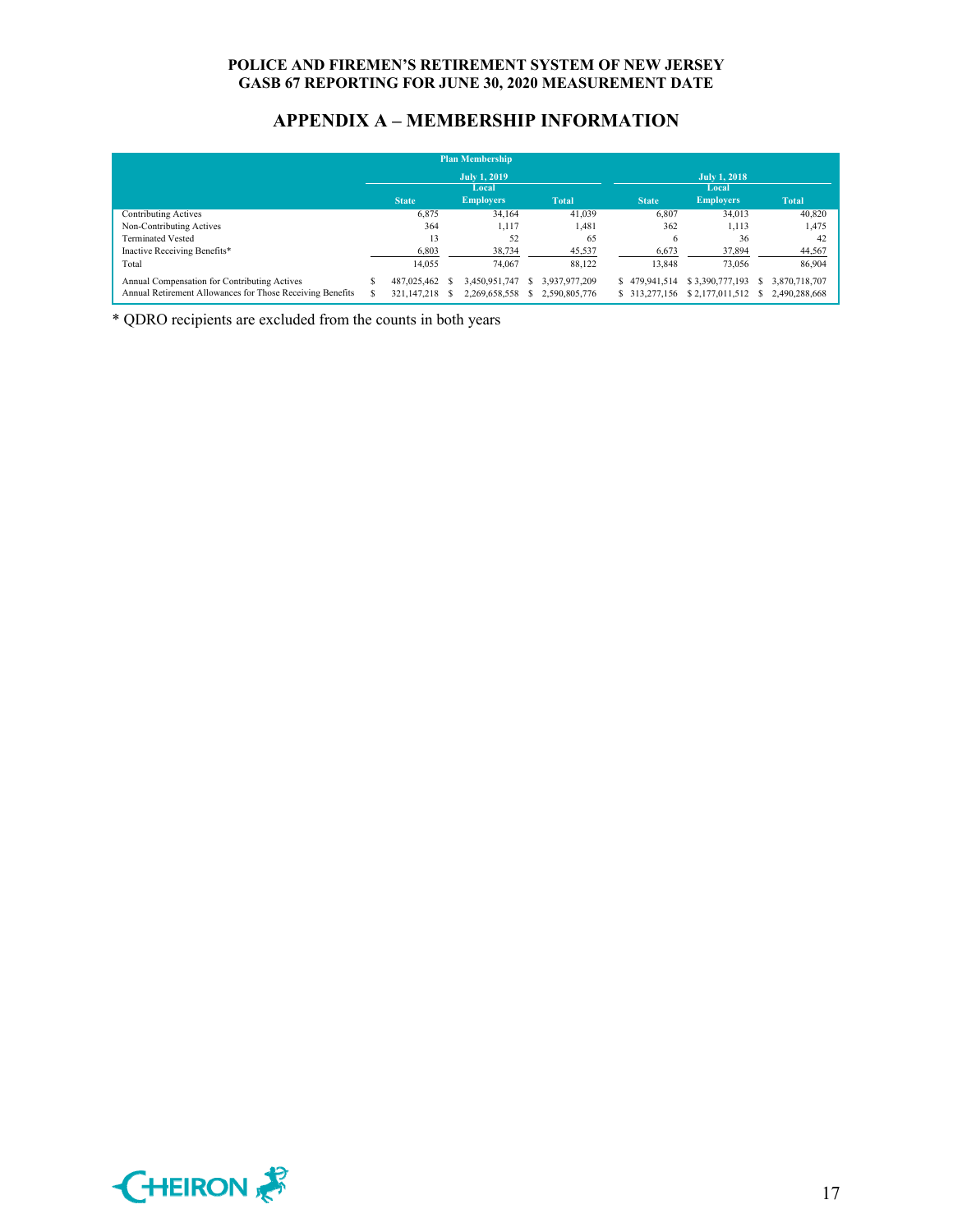# APPENDIX A – MEMBERSHIP INFORMATION

| Plan Membership | | | | | | |
|---|---|---|---|---|---|---|
| | July 1, 2019 | | | July 1, 2018 | | |
| | State | Local Employers | Total | State | Local Employers | Total |
| Contributing Actives | 6,875 | 34,164 | 41,039 | 6,807 | 34,013 | 40,820 |
| Non-Contributing Actives | 364 | 1,117 | 1,481 | 362 | 1,113 | 1,475 |
| Terminated Vested | 13 | 52 | 65 | 6 | 36 | 42 |
| Inactive Receiving Benefits* | 6,803 | 38,734 | 45,537 | 6,673 | 37,894 | 44,567 |
| Total | 14,055 | 74,067 | 88,122 | 13,848 | 73,056 | 86,904 |
| Annual Compensation for Contributing Actives | $ 487,025,462 | $ 3,450,951,747 | $ 3,937,977,209 | $ 479,941,514 | $ 3,390,777,193 | $ 3,870,718,707 |
| Annual Retirement Allowances for Those Receiving Benefits | $ 321,147,218 | $ 2,269,658,558 | $ 2,590,805,776 | $ 313,277,156 | $ 2,177,011,512 | $ 2,490,288,668 |

* QDRO recipients are excluded from the counts in both years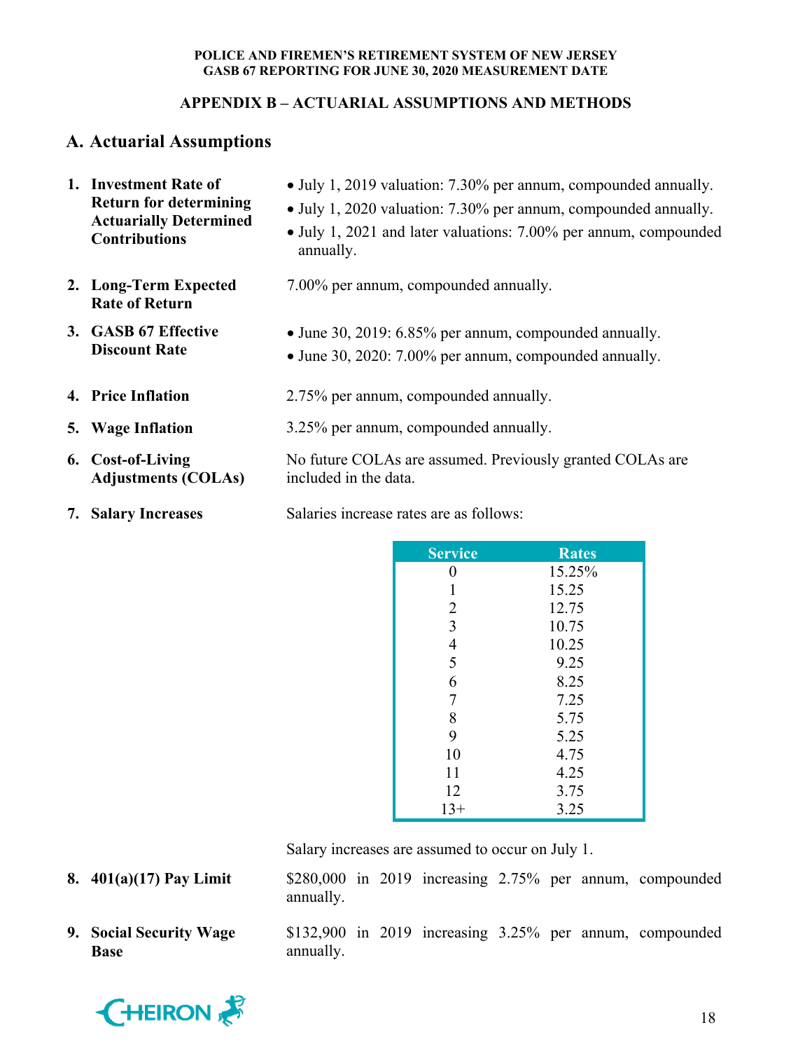## APPENDIX B – ACTUARIAL ASSUMPTIONS AND METHODS

### A. Actuarial Assumptions

1. **Investment Rate of Return for determining Actuarially Determined Contributions**
   - July 1, 2019 valuation: 7.30% per annum, compounded annually.
   - July 1, 2020 valuation: 7.30% per annum, compounded annually.
   - July 1, 2021 and later valuations: 7.00% per annum, compounded annually.

2. **Long-Term Expected Rate of Return**

   7.00% per annum, compounded annually.

3. **GASB 67 Effective Discount Rate**
   - June 30, 2019: 6.85% per annum, compounded annually.
   - June 30, 2020: 7.00% per annum, compounded annually.

4. **Price Inflation**

   2.75% per annum, compounded annually.

5. **Wage Inflation**

   3.25% per annum, compounded annually.

6. **Cost-of-Living Adjustments (COLAs)**

   No future COLAs are assumed. Previously granted COLAs are included in the data.

7. **Salary Increases**

   Salaries increase rates are as follows:

| Service | Rates |
|---|---|
| 0 | 15.25% |
| 1 | 15.25 |
| 2 | 12.75 |
| 3 | 10.75 |
| 4 | 10.25 |
| 5 | 9.25 |
| 6 | 8.25 |
| 7 | 7.25 |
| 8 | 5.75 |
| 9 | 5.25 |
| 10 | 4.75 |
| 11 | 4.25 |
| 12 | 3.75 |
| 13+ | 3.25 |

   Salary increases are assumed to occur on July 1.

8. **401(a)(17) Pay Limit**

   $280,000 in 2019 increasing 2.75% per annum, compounded annually.

9. **Social Security Wage Base**

   $132,900 in 2019 increasing 3.25% per annum, compounded annually.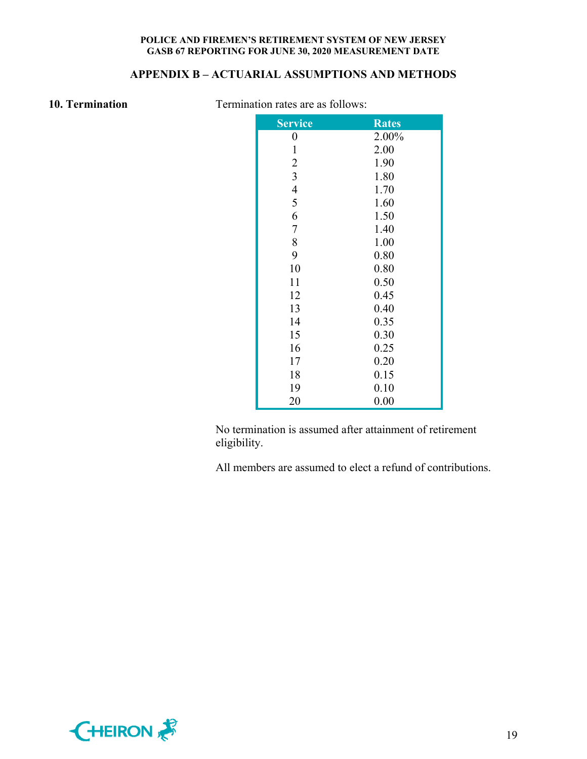## APPENDIX B – ACTUARIAL ASSUMPTIONS AND METHODS

**10. Termination**

Termination rates are as follows:

| Service | Rates |
|---|---|
| 0 | 2.00% |
| 1 | 2.00 |
| 2 | 1.90 |
| 3 | 1.80 |
| 4 | 1.70 |
| 5 | 1.60 |
| 6 | 1.50 |
| 7 | 1.40 |
| 8 | 1.00 |
| 9 | 0.80 |
| 10 | 0.80 |
| 11 | 0.50 |
| 12 | 0.45 |
| 13 | 0.40 |
| 14 | 0.35 |
| 15 | 0.30 |
| 16 | 0.25 |
| 17 | 0.20 |
| 18 | 0.15 |
| 19 | 0.10 |
| 20 | 0.00 |

No termination is assumed after attainment of retirement eligibility.

All members are assumed to elect a refund of contributions.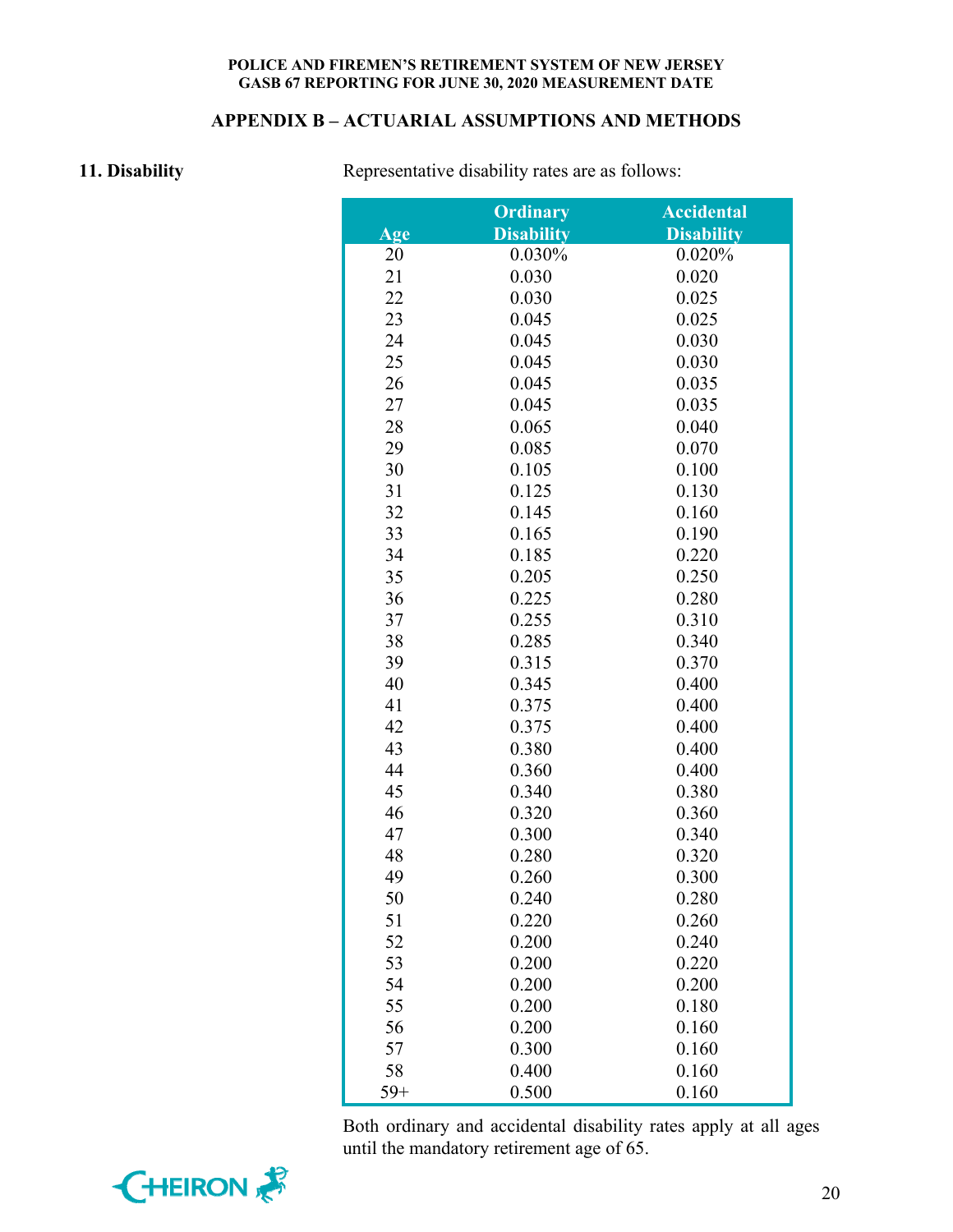## APPENDIX B – ACTUARIAL ASSUMPTIONS AND METHODS

**11. Disability**

Representative disability rates are as follows:

| Age | Ordinary Disability | Accidental Disability |
|---|---|---|
| 20 | 0.030% | 0.020% |
| 21 | 0.030 | 0.020 |
| 22 | 0.030 | 0.025 |
| 23 | 0.045 | 0.025 |
| 24 | 0.045 | 0.030 |
| 25 | 0.045 | 0.030 |
| 26 | 0.045 | 0.035 |
| 27 | 0.045 | 0.035 |
| 28 | 0.065 | 0.040 |
| 29 | 0.085 | 0.070 |
| 30 | 0.105 | 0.100 |
| 31 | 0.125 | 0.130 |
| 32 | 0.145 | 0.160 |
| 33 | 0.165 | 0.190 |
| 34 | 0.185 | 0.220 |
| 35 | 0.205 | 0.250 |
| 36 | 0.225 | 0.280 |
| 37 | 0.255 | 0.310 |
| 38 | 0.285 | 0.340 |
| 39 | 0.315 | 0.370 |
| 40 | 0.345 | 0.400 |
| 41 | 0.375 | 0.400 |
| 42 | 0.375 | 0.400 |
| 43 | 0.380 | 0.400 |
| 44 | 0.360 | 0.400 |
| 45 | 0.340 | 0.380 |
| 46 | 0.320 | 0.360 |
| 47 | 0.300 | 0.340 |
| 48 | 0.280 | 0.320 |
| 49 | 0.260 | 0.300 |
| 50 | 0.240 | 0.280 |
| 51 | 0.220 | 0.260 |
| 52 | 0.200 | 0.240 |
| 53 | 0.200 | 0.220 |
| 54 | 0.200 | 0.200 |
| 55 | 0.200 | 0.180 |
| 56 | 0.200 | 0.160 |
| 57 | 0.300 | 0.160 |
| 58 | 0.400 | 0.160 |
| 59+ | 0.500 | 0.160 |

Both ordinary and accidental disability rates apply at all ages until the mandatory retirement age of 65.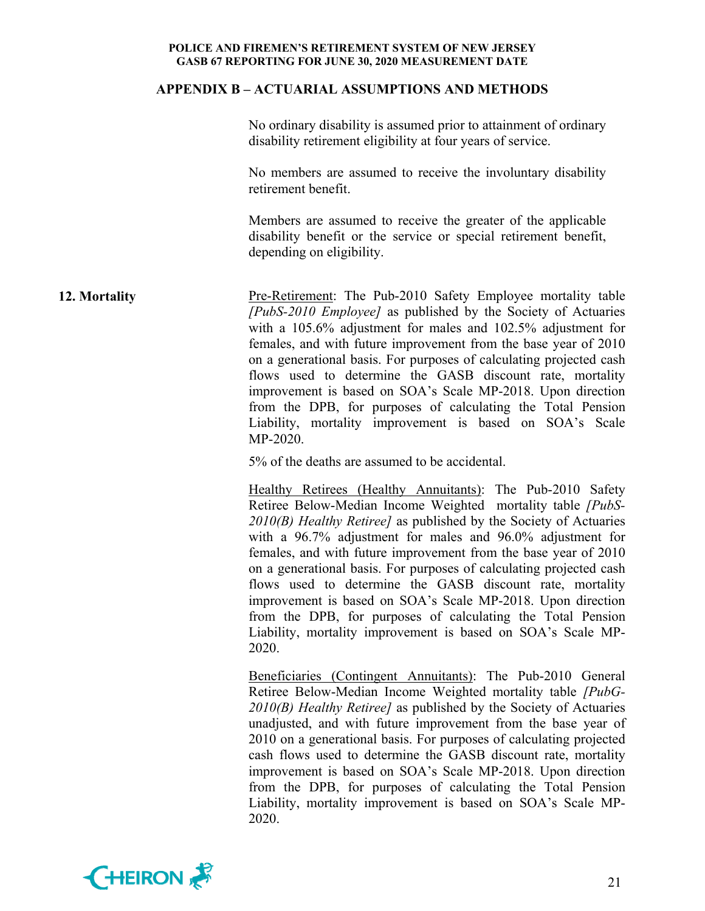## APPENDIX B – ACTUARIAL ASSUMPTIONS AND METHODS

No ordinary disability is assumed prior to attainment of ordinary disability retirement eligibility at four years of service.

No members are assumed to receive the involuntary disability retirement benefit.

Members are assumed to receive the greater of the applicable disability benefit or the service or special retirement benefit, depending on eligibility.

**12. Mortality**

Pre-Retirement: The Pub-2010 Safety Employee mortality table *[PubS-2010 Employee]* as published by the Society of Actuaries with a 105.6% adjustment for males and 102.5% adjustment for females, and with future improvement from the base year of 2010 on a generational basis. For purposes of calculating projected cash flows used to determine the GASB discount rate, mortality improvement is based on SOA's Scale MP-2018. Upon direction from the DPB, for purposes of calculating the Total Pension Liability, mortality improvement is based on SOA's Scale MP-2020.

5% of the deaths are assumed to be accidental.

Healthy Retirees (Healthy Annuitants): The Pub-2010 Safety Retiree Below-Median Income Weighted mortality table *[PubS-2010(B) Healthy Retiree]* as published by the Society of Actuaries with a 96.7% adjustment for males and 96.0% adjustment for females, and with future improvement from the base year of 2010 on a generational basis. For purposes of calculating projected cash flows used to determine the GASB discount rate, mortality improvement is based on SOA's Scale MP-2018. Upon direction from the DPB, for purposes of calculating the Total Pension Liability, mortality improvement is based on SOA's Scale MP-2020.

Beneficiaries (Contingent Annuitants): The Pub-2010 General Retiree Below-Median Income Weighted mortality table *[PubG-2010(B) Healthy Retiree]* as published by the Society of Actuaries unadjusted, and with future improvement from the base year of 2010 on a generational basis. For purposes of calculating projected cash flows used to determine the GASB discount rate, mortality improvement is based on SOA's Scale MP-2018. Upon direction from the DPB, for purposes of calculating the Total Pension Liability, mortality improvement is based on SOA's Scale MP-2020.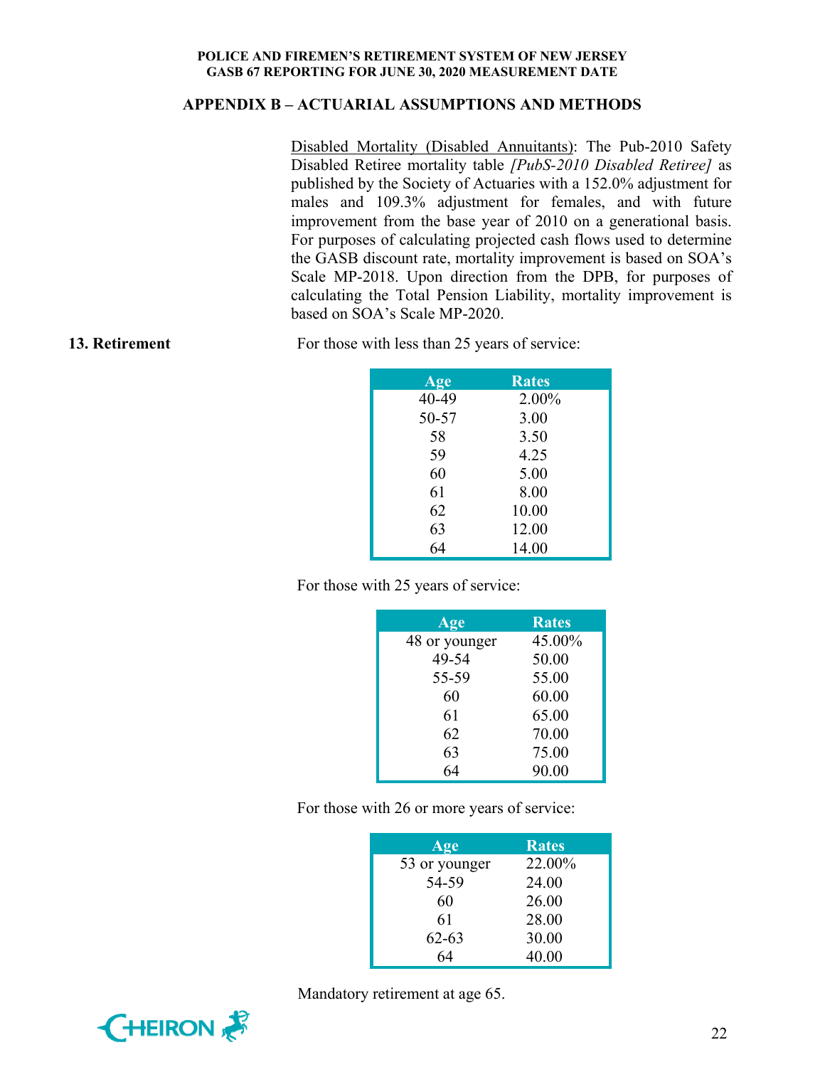## APPENDIX B – ACTUARIAL ASSUMPTIONS AND METHODS

Disabled Mortality (Disabled Annuitants): The Pub-2010 Safety Disabled Retiree mortality table *[PubS-2010 Disabled Retiree]* as published by the Society of Actuaries with a 152.0% adjustment for males and 109.3% adjustment for females, and with future improvement from the base year of 2010 on a generational basis. For purposes of calculating projected cash flows used to determine the GASB discount rate, mortality improvement is based on SOA's Scale MP-2018. Upon direction from the DPB, for purposes of calculating the Total Pension Liability, mortality improvement is based on SOA's Scale MP-2020.

**13. Retirement**

For those with less than 25 years of service:

| Age | Rates |
|---|---|
| 40-49 | 2.00% |
| 50-57 | 3.00 |
| 58 | 3.50 |
| 59 | 4.25 |
| 60 | 5.00 |
| 61 | 8.00 |
| 62 | 10.00 |
| 63 | 12.00 |
| 64 | 14.00 |

For those with 25 years of service:

| Age | Rates |
|---|---|
| 48 or younger | 45.00% |
| 49-54 | 50.00 |
| 55-59 | 55.00 |
| 60 | 60.00 |
| 61 | 65.00 |
| 62 | 70.00 |
| 63 | 75.00 |
| 64 | 90.00 |

For those with 26 or more years of service:

| Age | Rates |
|---|---|
| 53 or younger | 22.00% |
| 54-59 | 24.00 |
| 60 | 26.00 |
| 61 | 28.00 |
| 62-63 | 30.00 |
| 64 | 40.00 |

Mandatory retirement at age 65.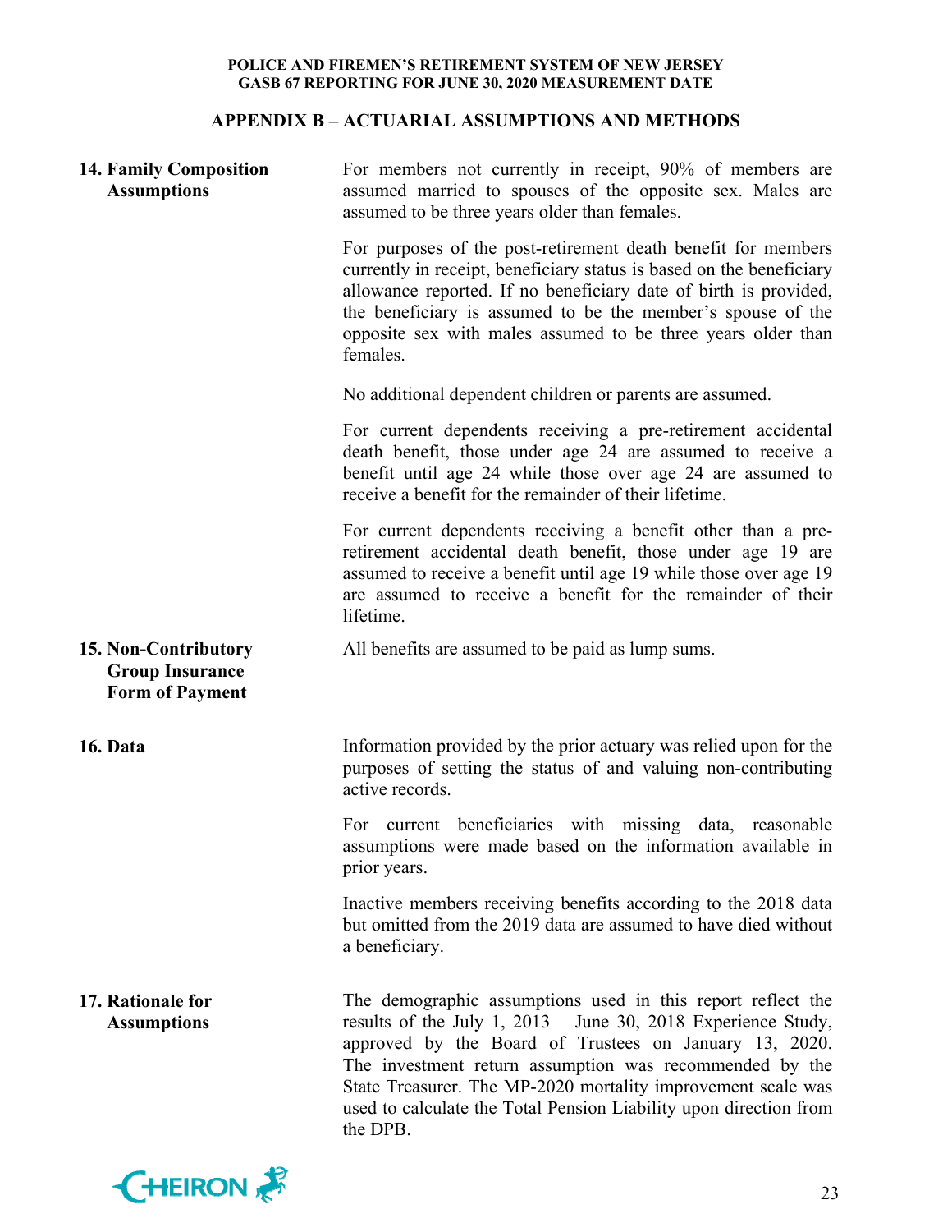## APPENDIX B – ACTUARIAL ASSUMPTIONS AND METHODS

**14. Family Composition Assumptions**

For members not currently in receipt, 90% of members are assumed married to spouses of the opposite sex. Males are assumed to be three years older than females.

For purposes of the post-retirement death benefit for members currently in receipt, beneficiary status is based on the beneficiary allowance reported. If no beneficiary date of birth is provided, the beneficiary is assumed to be the member's spouse of the opposite sex with males assumed to be three years older than females.

No additional dependent children or parents are assumed.

For current dependents receiving a pre-retirement accidental death benefit, those under age 24 are assumed to receive a benefit until age 24 while those over age 24 are assumed to receive a benefit for the remainder of their lifetime.

For current dependents receiving a benefit other than a pre-retirement accidental death benefit, those under age 19 are assumed to receive a benefit until age 19 while those over age 19 are assumed to receive a benefit for the remainder of their lifetime.

**15. Non-Contributory Group Insurance Form of Payment**

All benefits are assumed to be paid as lump sums.

**16. Data**

Information provided by the prior actuary was relied upon for the purposes of setting the status of and valuing non-contributing active records.

For current beneficiaries with missing data, reasonable assumptions were made based on the information available in prior years.

Inactive members receiving benefits according to the 2018 data but omitted from the 2019 data are assumed to have died without a beneficiary.

**17. Rationale for Assumptions**

The demographic assumptions used in this report reflect the results of the July 1, 2013 – June 30, 2018 Experience Study, approved by the Board of Trustees on January 13, 2020. The investment return assumption was recommended by the State Treasurer. The MP-2020 mortality improvement scale was used to calculate the Total Pension Liability upon direction from the DPB.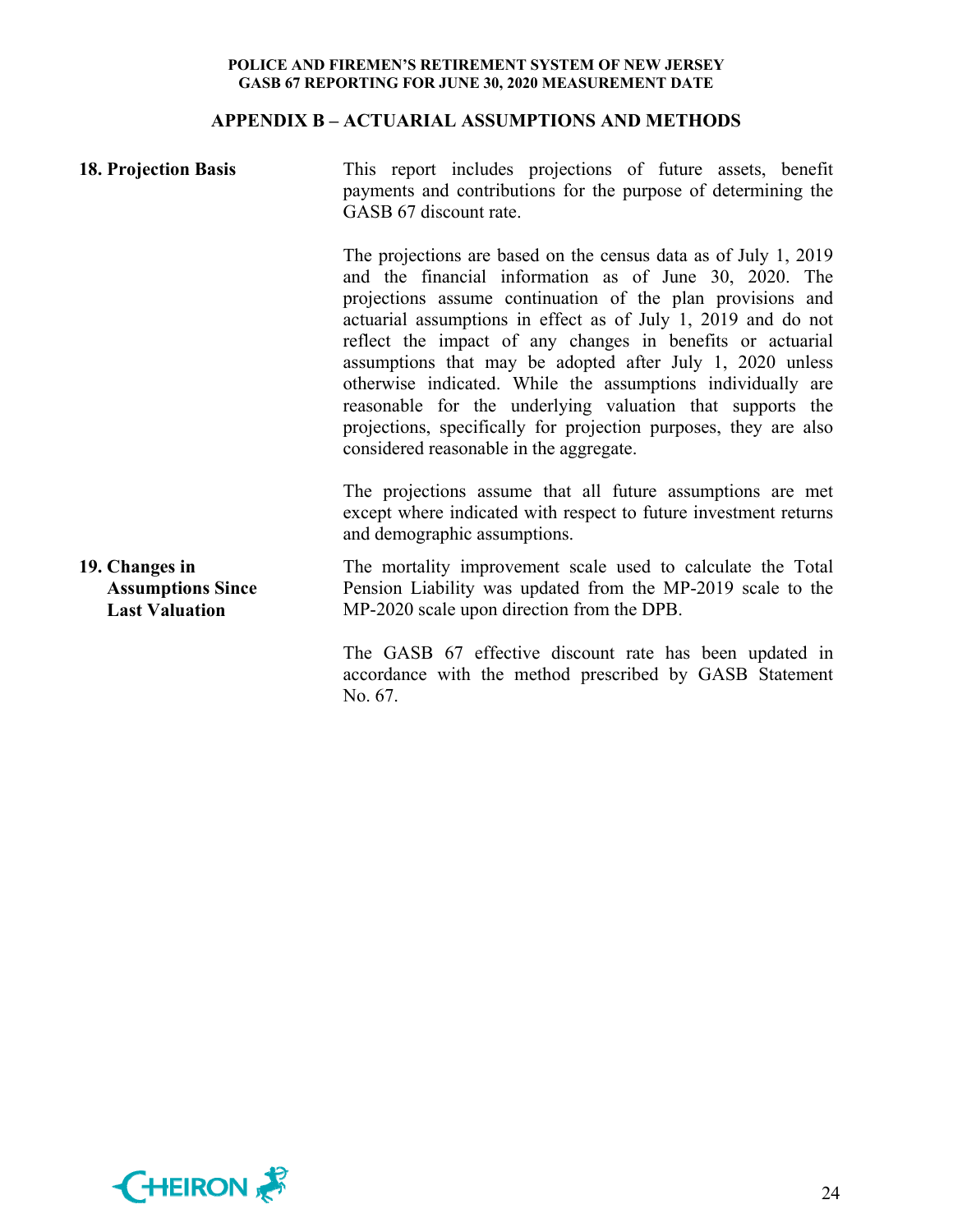## APPENDIX B – ACTUARIAL ASSUMPTIONS AND METHODS

**18. Projection Basis**

This report includes projections of future assets, benefit payments and contributions for the purpose of determining the GASB 67 discount rate.

The projections are based on the census data as of July 1, 2019 and the financial information as of June 30, 2020. The projections assume continuation of the plan provisions and actuarial assumptions in effect as of July 1, 2019 and do not reflect the impact of any changes in benefits or actuarial assumptions that may be adopted after July 1, 2020 unless otherwise indicated. While the assumptions individually are reasonable for the underlying valuation that supports the projections, specifically for projection purposes, they are also considered reasonable in the aggregate.

The projections assume that all future assumptions are met except where indicated with respect to future investment returns and demographic assumptions.

**19. Changes in Assumptions Since Last Valuation**

The mortality improvement scale used to calculate the Total Pension Liability was updated from the MP-2019 scale to the MP-2020 scale upon direction from the DPB.

The GASB 67 effective discount rate has been updated in accordance with the method prescribed by GASB Statement No. 67.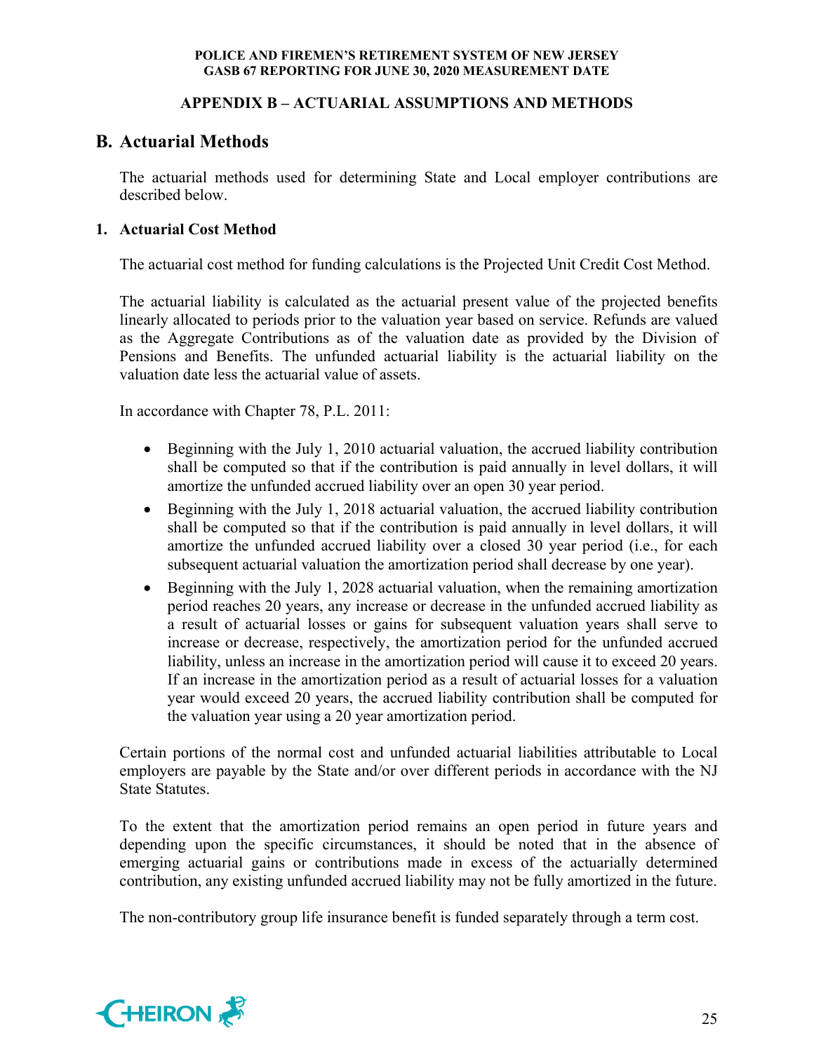## APPENDIX B – ACTUARIAL ASSUMPTIONS AND METHODS

## B. Actuarial Methods

The actuarial methods used for determining State and Local employer contributions are described below.

### 1. Actuarial Cost Method

The actuarial cost method for funding calculations is the Projected Unit Credit Cost Method.

The actuarial liability is calculated as the actuarial present value of the projected benefits linearly allocated to periods prior to the valuation year based on service. Refunds are valued as the Aggregate Contributions as of the valuation date as provided by the Division of Pensions and Benefits. The unfunded actuarial liability is the actuarial liability on the valuation date less the actuarial value of assets.

In accordance with Chapter 78, P.L. 2011:

- Beginning with the July 1, 2010 actuarial valuation, the accrued liability contribution shall be computed so that if the contribution is paid annually in level dollars, it will amortize the unfunded accrued liability over an open 30 year period.
- Beginning with the July 1, 2018 actuarial valuation, the accrued liability contribution shall be computed so that if the contribution is paid annually in level dollars, it will amortize the unfunded accrued liability over a closed 30 year period (i.e., for each subsequent actuarial valuation the amortization period shall decrease by one year).
- Beginning with the July 1, 2028 actuarial valuation, when the remaining amortization period reaches 20 years, any increase or decrease in the unfunded accrued liability as a result of actuarial losses or gains for subsequent valuation years shall serve to increase or decrease, respectively, the amortization period for the unfunded accrued liability, unless an increase in the amortization period will cause it to exceed 20 years. If an increase in the amortization period as a result of actuarial losses for a valuation year would exceed 20 years, the accrued liability contribution shall be computed for the valuation year using a 20 year amortization period.

Certain portions of the normal cost and unfunded actuarial liabilities attributable to Local employers are payable by the State and/or over different periods in accordance with the NJ State Statutes.

To the extent that the amortization period remains an open period in future years and depending upon the specific circumstances, it should be noted that in the absence of emerging actuarial gains or contributions made in excess of the actuarially determined contribution, any existing unfunded accrued liability may not be fully amortized in the future.

The non-contributory group life insurance benefit is funded separately through a term cost.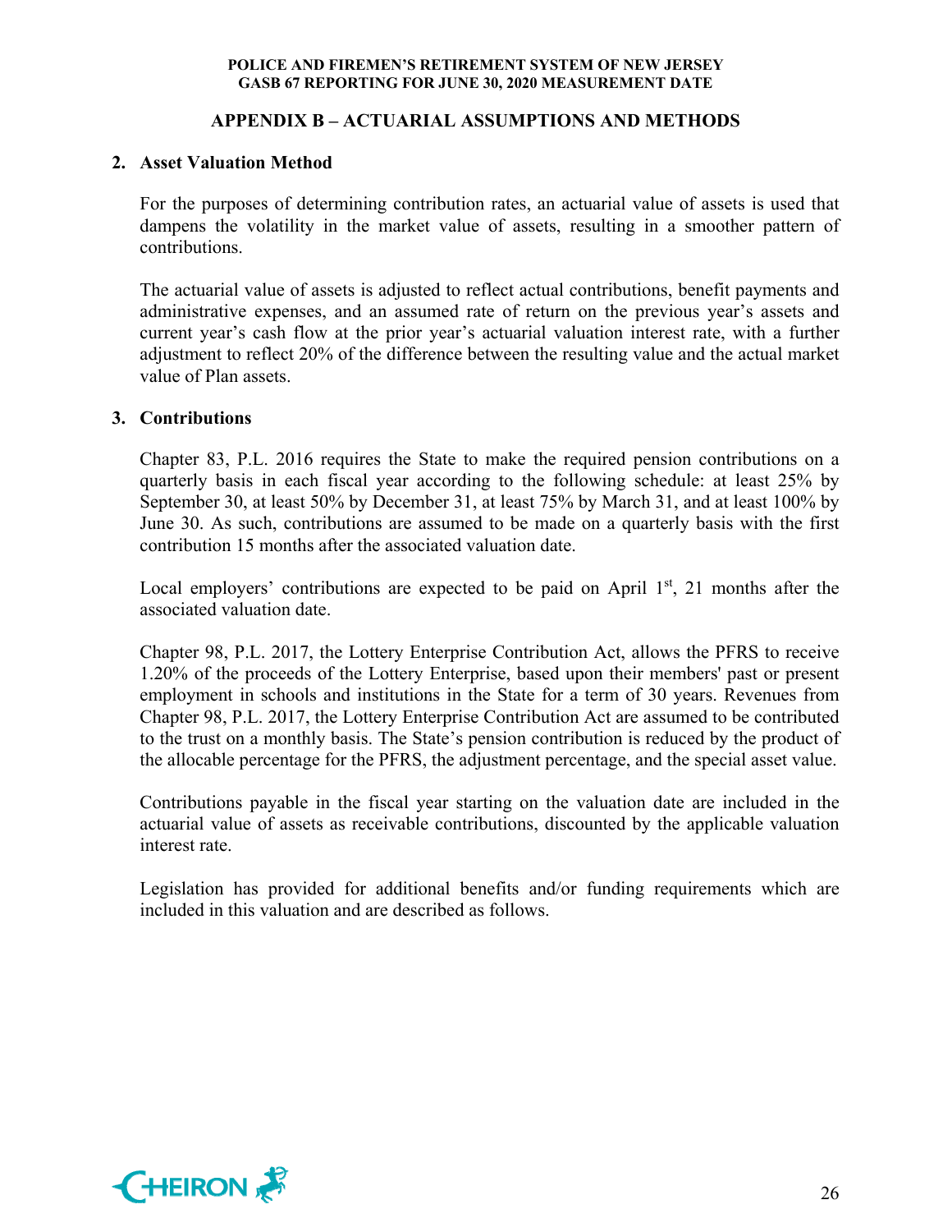## APPENDIX B – ACTUARIAL ASSUMPTIONS AND METHODS

### 2. Asset Valuation Method

For the purposes of determining contribution rates, an actuarial value of assets is used that dampens the volatility in the market value of assets, resulting in a smoother pattern of contributions.

The actuarial value of assets is adjusted to reflect actual contributions, benefit payments and administrative expenses, and an assumed rate of return on the previous year's assets and current year's cash flow at the prior year's actuarial valuation interest rate, with a further adjustment to reflect 20% of the difference between the resulting value and the actual market value of Plan assets.

### 3. Contributions

Chapter 83, P.L. 2016 requires the State to make the required pension contributions on a quarterly basis in each fiscal year according to the following schedule: at least 25% by September 30, at least 50% by December 31, at least 75% by March 31, and at least 100% by June 30. As such, contributions are assumed to be made on a quarterly basis with the first contribution 15 months after the associated valuation date.

Local employers' contributions are expected to be paid on April 1st, 21 months after the associated valuation date.

Chapter 98, P.L. 2017, the Lottery Enterprise Contribution Act, allows the PFRS to receive 1.20% of the proceeds of the Lottery Enterprise, based upon their members' past or present employment in schools and institutions in the State for a term of 30 years. Revenues from Chapter 98, P.L. 2017, the Lottery Enterprise Contribution Act are assumed to be contributed to the trust on a monthly basis. The State's pension contribution is reduced by the product of the allocable percentage for the PFRS, the adjustment percentage, and the special asset value.

Contributions payable in the fiscal year starting on the valuation date are included in the actuarial value of assets as receivable contributions, discounted by the applicable valuation interest rate.

Legislation has provided for additional benefits and/or funding requirements which are included in this valuation and are described as follows.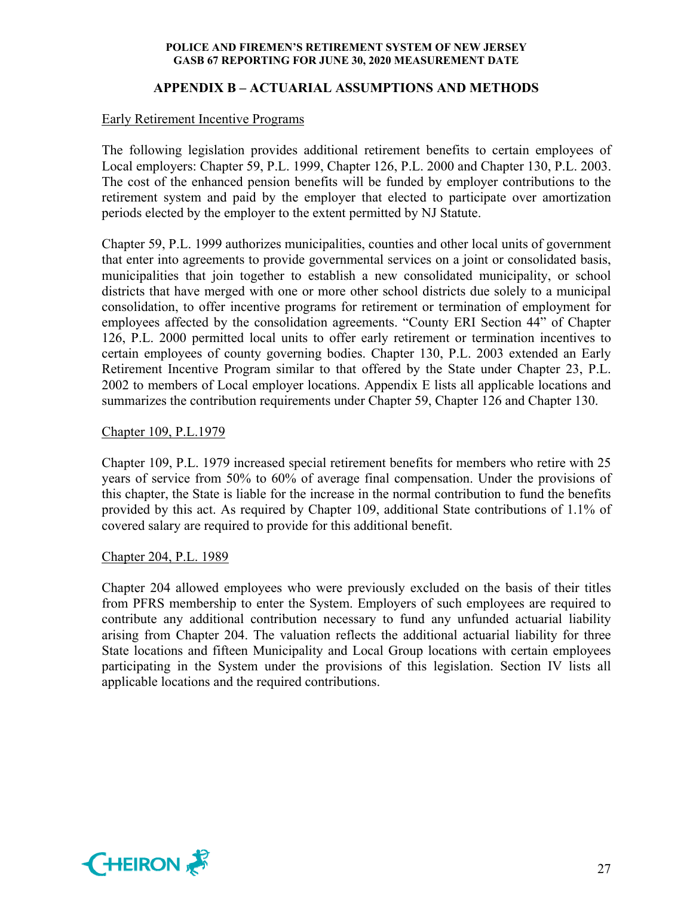## APPENDIX B – ACTUARIAL ASSUMPTIONS AND METHODS

Early Retirement Incentive Programs

The following legislation provides additional retirement benefits to certain employees of Local employers: Chapter 59, P.L. 1999, Chapter 126, P.L. 2000 and Chapter 130, P.L. 2003. The cost of the enhanced pension benefits will be funded by employer contributions to the retirement system and paid by the employer that elected to participate over amortization periods elected by the employer to the extent permitted by NJ Statute.

Chapter 59, P.L. 1999 authorizes municipalities, counties and other local units of government that enter into agreements to provide governmental services on a joint or consolidated basis, municipalities that join together to establish a new consolidated municipality, or school districts that have merged with one or more other school districts due solely to a municipal consolidation, to offer incentive programs for retirement or termination of employment for employees affected by the consolidation agreements. "County ERI Section 44" of Chapter 126, P.L. 2000 permitted local units to offer early retirement or termination incentives to certain employees of county governing bodies. Chapter 130, P.L. 2003 extended an Early Retirement Incentive Program similar to that offered by the State under Chapter 23, P.L. 2002 to members of Local employer locations. Appendix E lists all applicable locations and summarizes the contribution requirements under Chapter 59, Chapter 126 and Chapter 130.

Chapter 109, P.L.1979

Chapter 109, P.L. 1979 increased special retirement benefits for members who retire with 25 years of service from 50% to 60% of average final compensation. Under the provisions of this chapter, the State is liable for the increase in the normal contribution to fund the benefits provided by this act. As required by Chapter 109, additional State contributions of 1.1% of covered salary are required to provide for this additional benefit.

Chapter 204, P.L. 1989

Chapter 204 allowed employees who were previously excluded on the basis of their titles from PFRS membership to enter the System. Employers of such employees are required to contribute any additional contribution necessary to fund any unfunded actuarial liability arising from Chapter 204. The valuation reflects the additional actuarial liability for three State locations and fifteen Municipality and Local Group locations with certain employees participating in the System under the provisions of this legislation. Section IV lists all applicable locations and the required contributions.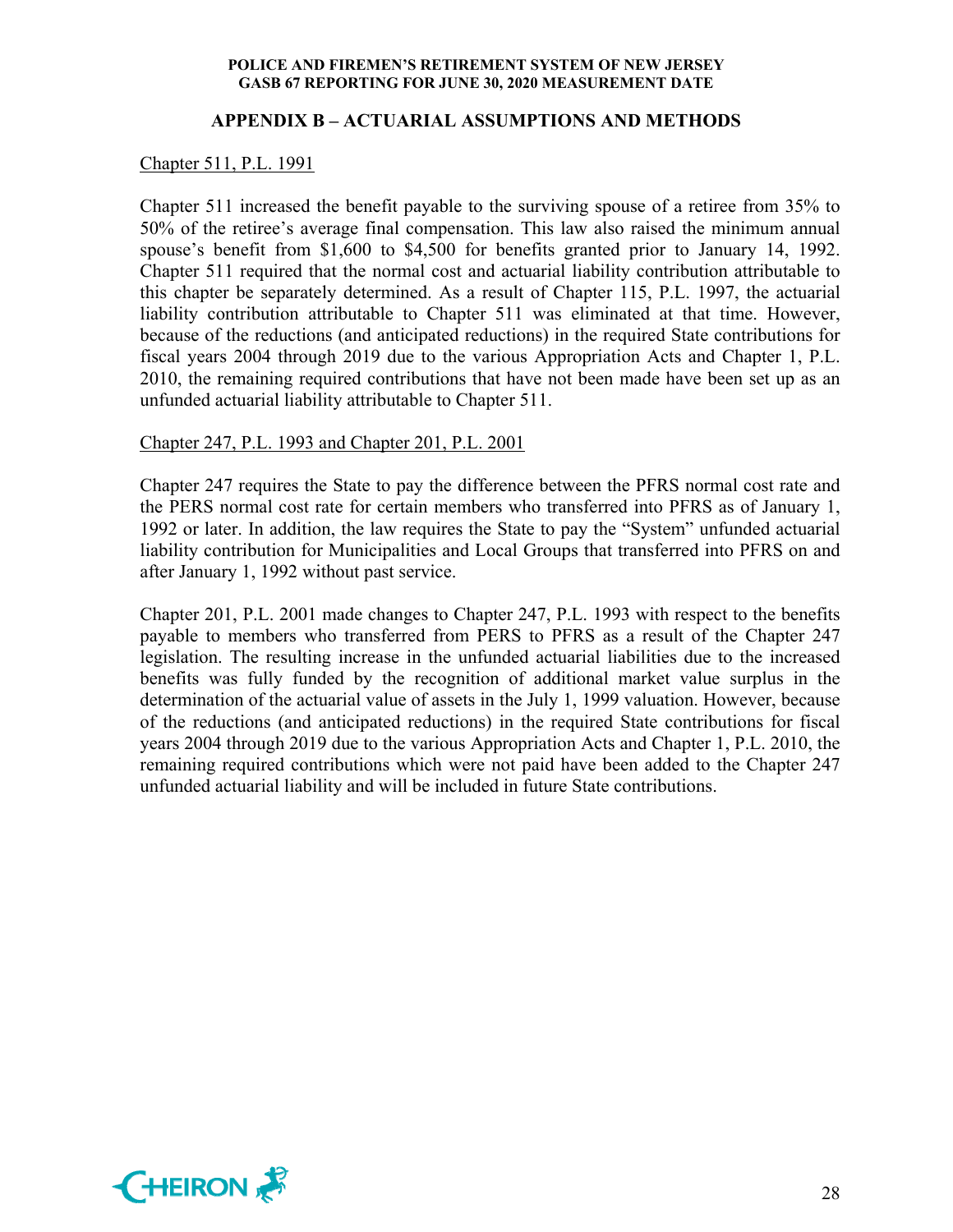## APPENDIX B – ACTUARIAL ASSUMPTIONS AND METHODS

Chapter 511, P.L. 1991

Chapter 511 increased the benefit payable to the surviving spouse of a retiree from 35% to 50% of the retiree's average final compensation. This law also raised the minimum annual spouse's benefit from $1,600 to $4,500 for benefits granted prior to January 14, 1992. Chapter 511 required that the normal cost and actuarial liability contribution attributable to this chapter be separately determined. As a result of Chapter 115, P.L. 1997, the actuarial liability contribution attributable to Chapter 511 was eliminated at that time. However, because of the reductions (and anticipated reductions) in the required State contributions for fiscal years 2004 through 2019 due to the various Appropriation Acts and Chapter 1, P.L. 2010, the remaining required contributions that have not been made have been set up as an unfunded actuarial liability attributable to Chapter 511.

Chapter 247, P.L. 1993 and Chapter 201, P.L. 2001

Chapter 247 requires the State to pay the difference between the PFRS normal cost rate and the PERS normal cost rate for certain members who transferred into PFRS as of January 1, 1992 or later. In addition, the law requires the State to pay the "System" unfunded actuarial liability contribution for Municipalities and Local Groups that transferred into PFRS on and after January 1, 1992 without past service.

Chapter 201, P.L. 2001 made changes to Chapter 247, P.L. 1993 with respect to the benefits payable to members who transferred from PERS to PFRS as a result of the Chapter 247 legislation. The resulting increase in the unfunded actuarial liabilities due to the increased benefits was fully funded by the recognition of additional market value surplus in the determination of the actuarial value of assets in the July 1, 1999 valuation. However, because of the reductions (and anticipated reductions) in the required State contributions for fiscal years 2004 through 2019 due to the various Appropriation Acts and Chapter 1, P.L. 2010, the remaining required contributions which were not paid have been added to the Chapter 247 unfunded actuarial liability and will be included in future State contributions.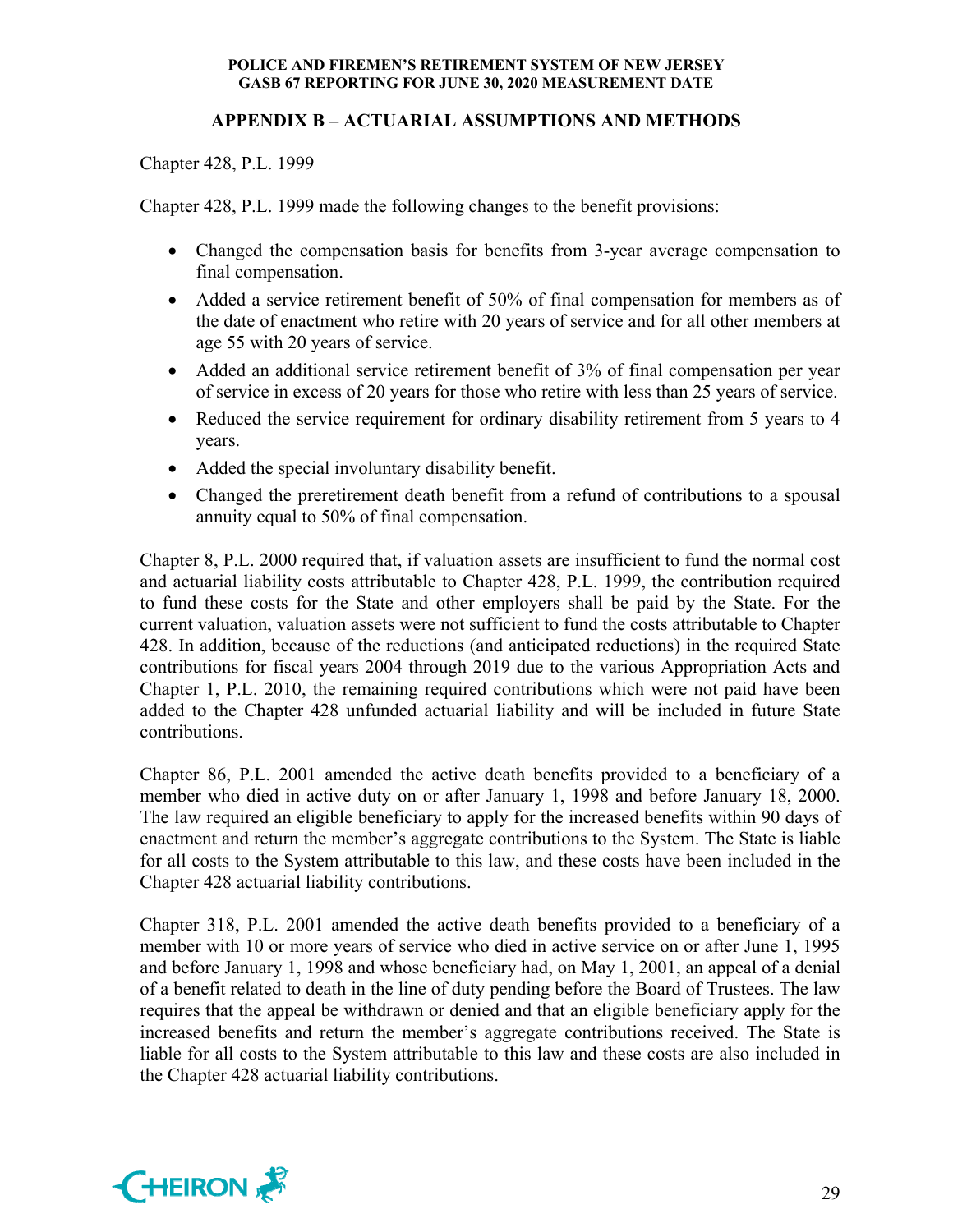## APPENDIX B – ACTUARIAL ASSUMPTIONS AND METHODS

Chapter 428, P.L. 1999

Chapter 428, P.L. 1999 made the following changes to the benefit provisions:

- Changed the compensation basis for benefits from 3-year average compensation to final compensation.
- Added a service retirement benefit of 50% of final compensation for members as of the date of enactment who retire with 20 years of service and for all other members at age 55 with 20 years of service.
- Added an additional service retirement benefit of 3% of final compensation per year of service in excess of 20 years for those who retire with less than 25 years of service.
- Reduced the service requirement for ordinary disability retirement from 5 years to 4 years.
- Added the special involuntary disability benefit.
- Changed the preretirement death benefit from a refund of contributions to a spousal annuity equal to 50% of final compensation.

Chapter 8, P.L. 2000 required that, if valuation assets are insufficient to fund the normal cost and actuarial liability costs attributable to Chapter 428, P.L. 1999, the contribution required to fund these costs for the State and other employers shall be paid by the State. For the current valuation, valuation assets were not sufficient to fund the costs attributable to Chapter 428. In addition, because of the reductions (and anticipated reductions) in the required State contributions for fiscal years 2004 through 2019 due to the various Appropriation Acts and Chapter 1, P.L. 2010, the remaining required contributions which were not paid have been added to the Chapter 428 unfunded actuarial liability and will be included in future State contributions.

Chapter 86, P.L. 2001 amended the active death benefits provided to a beneficiary of a member who died in active duty on or after January 1, 1998 and before January 18, 2000. The law required an eligible beneficiary to apply for the increased benefits within 90 days of enactment and return the member's aggregate contributions to the System. The State is liable for all costs to the System attributable to this law, and these costs have been included in the Chapter 428 actuarial liability contributions.

Chapter 318, P.L. 2001 amended the active death benefits provided to a beneficiary of a member with 10 or more years of service who died in active service on or after June 1, 1995 and before January 1, 1998 and whose beneficiary had, on May 1, 2001, an appeal of a denial of a benefit related to death in the line of duty pending before the Board of Trustees. The law requires that the appeal be withdrawn or denied and that an eligible beneficiary apply for the increased benefits and return the member's aggregate contributions received. The State is liable for all costs to the System attributable to this law and these costs are also included in the Chapter 428 actuarial liability contributions.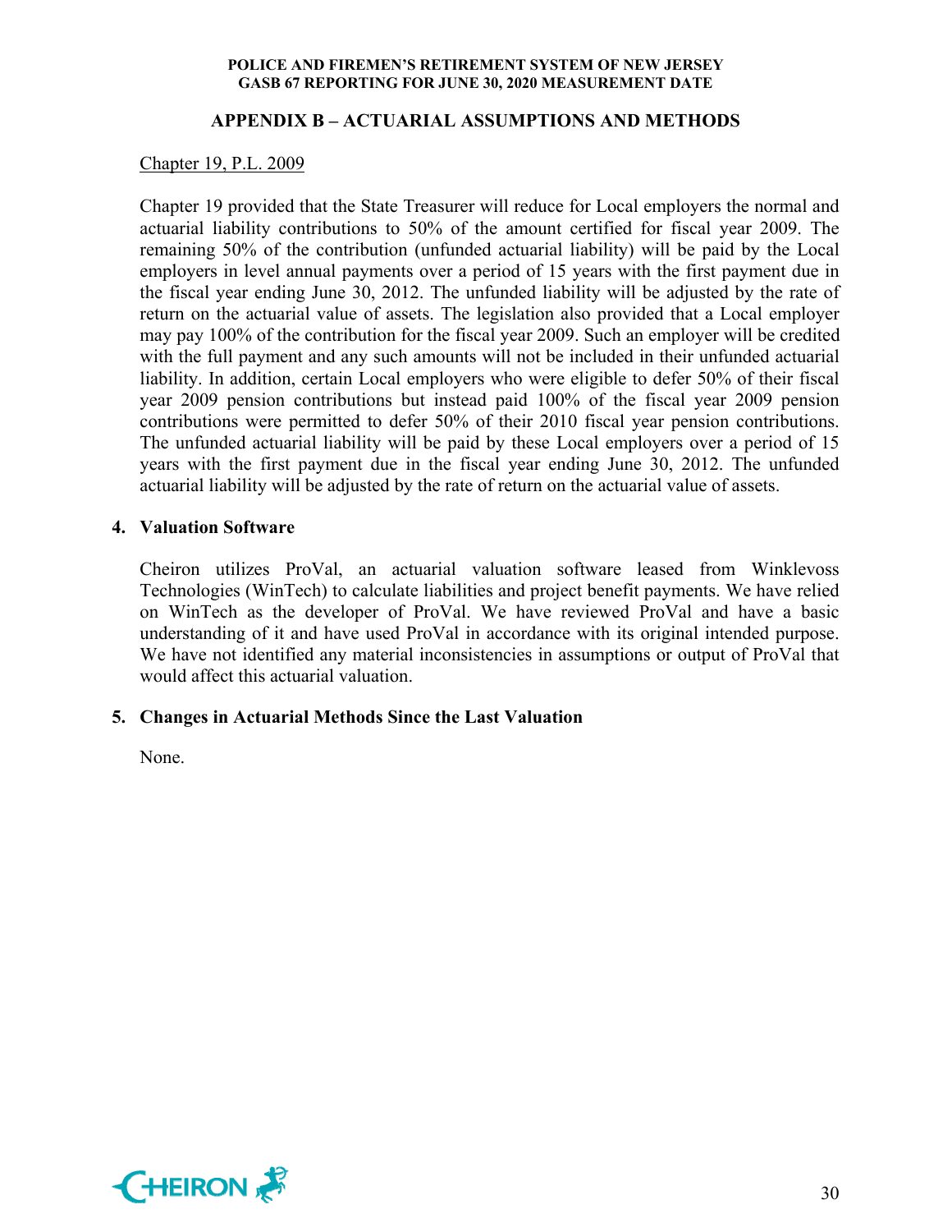## APPENDIX B – ACTUARIAL ASSUMPTIONS AND METHODS

Chapter 19, P.L. 2009

Chapter 19 provided that the State Treasurer will reduce for Local employers the normal and actuarial liability contributions to 50% of the amount certified for fiscal year 2009. The remaining 50% of the contribution (unfunded actuarial liability) will be paid by the Local employers in level annual payments over a period of 15 years with the first payment due in the fiscal year ending June 30, 2012. The unfunded liability will be adjusted by the rate of return on the actuarial value of assets. The legislation also provided that a Local employer may pay 100% of the contribution for the fiscal year 2009. Such an employer will be credited with the full payment and any such amounts will not be included in their unfunded actuarial liability. In addition, certain Local employers who were eligible to defer 50% of their fiscal year 2009 pension contributions but instead paid 100% of the fiscal year 2009 pension contributions were permitted to defer 50% of their 2010 fiscal year pension contributions. The unfunded actuarial liability will be paid by these Local employers over a period of 15 years with the first payment due in the fiscal year ending June 30, 2012. The unfunded actuarial liability will be adjusted by the rate of return on the actuarial value of assets.

### 4. Valuation Software

Cheiron utilizes ProVal, an actuarial valuation software leased from Winklevoss Technologies (WinTech) to calculate liabilities and project benefit payments. We have relied on WinTech as the developer of ProVal. We have reviewed ProVal and have a basic understanding of it and have used ProVal in accordance with its original intended purpose. We have not identified any material inconsistencies in assumptions or output of ProVal that would affect this actuarial valuation.

### 5. Changes in Actuarial Methods Since the Last Valuation

None.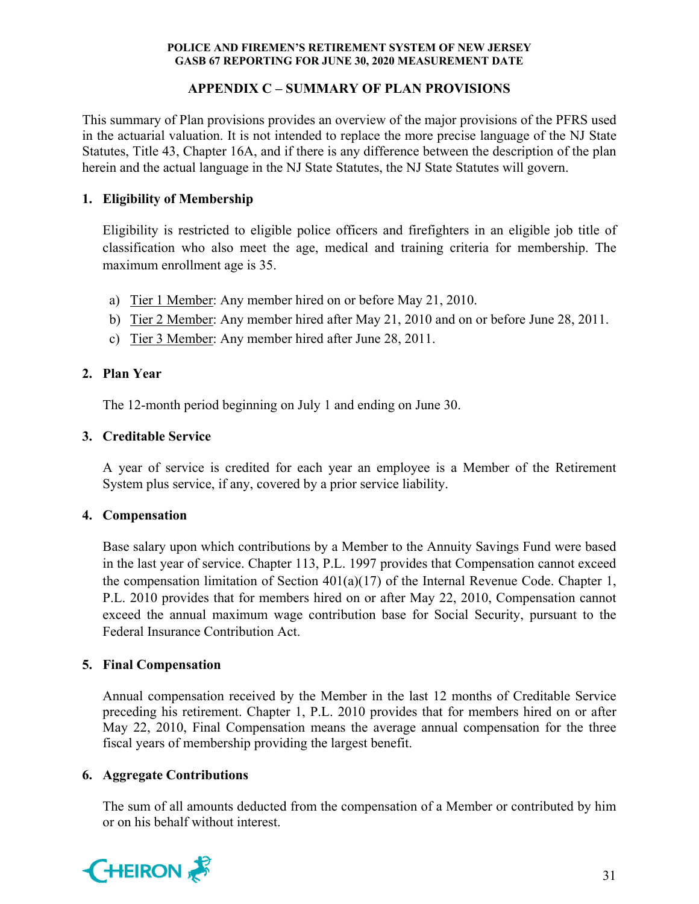## APPENDIX C – SUMMARY OF PLAN PROVISIONS

This summary of Plan provisions provides an overview of the major provisions of the PFRS used in the actuarial valuation. It is not intended to replace the more precise language of the NJ State Statutes, Title 43, Chapter 16A, and if there is any difference between the description of the plan herein and the actual language in the NJ State Statutes, the NJ State Statutes will govern.

### 1. Eligibility of Membership

Eligibility is restricted to eligible police officers and firefighters in an eligible job title of classification who also meet the age, medical and training criteria for membership. The maximum enrollment age is 35.

a) Tier 1 Member: Any member hired on or before May 21, 2010.
b) Tier 2 Member: Any member hired after May 21, 2010 and on or before June 28, 2011.
c) Tier 3 Member: Any member hired after June 28, 2011.

### 2. Plan Year

The 12-month period beginning on July 1 and ending on June 30.

### 3. Creditable Service

A year of service is credited for each year an employee is a Member of the Retirement System plus service, if any, covered by a prior service liability.

### 4. Compensation

Base salary upon which contributions by a Member to the Annuity Savings Fund were based in the last year of service. Chapter 113, P.L. 1997 provides that Compensation cannot exceed the compensation limitation of Section 401(a)(17) of the Internal Revenue Code. Chapter 1, P.L. 2010 provides that for members hired on or after May 22, 2010, Compensation cannot exceed the annual maximum wage contribution base for Social Security, pursuant to the Federal Insurance Contribution Act.

### 5. Final Compensation

Annual compensation received by the Member in the last 12 months of Creditable Service preceding his retirement. Chapter 1, P.L. 2010 provides that for members hired on or after May 22, 2010, Final Compensation means the average annual compensation for the three fiscal years of membership providing the largest benefit.

### 6. Aggregate Contributions

The sum of all amounts deducted from the compensation of a Member or contributed by him or on his behalf without interest.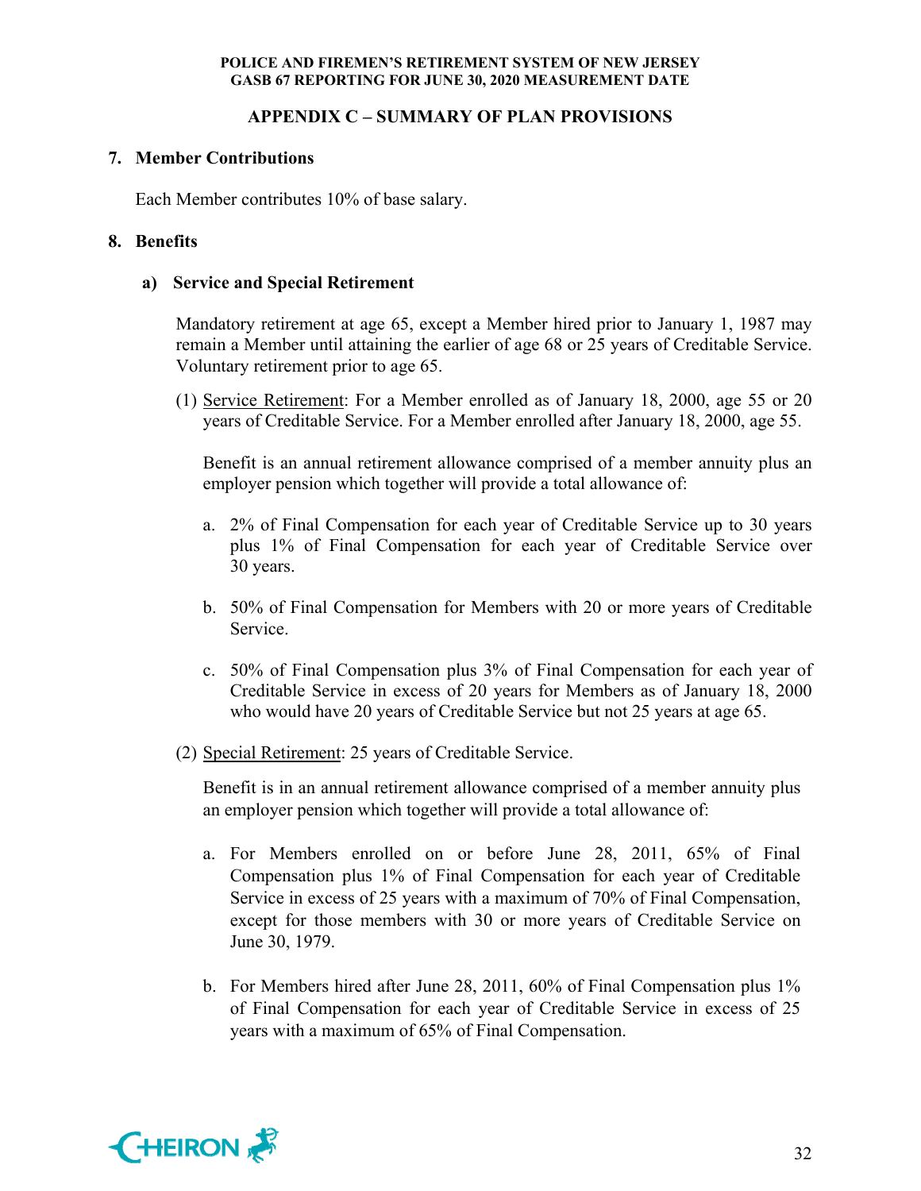## APPENDIX C – SUMMARY OF PLAN PROVISIONS

### 7. Member Contributions

Each Member contributes 10% of base salary.

### 8. Benefits

#### a) Service and Special Retirement

Mandatory retirement at age 65, except a Member hired prior to January 1, 1987 may remain a Member until attaining the earlier of age 68 or 25 years of Creditable Service. Voluntary retirement prior to age 65.

(1) Service Retirement: For a Member enrolled as of January 18, 2000, age 55 or 20 years of Creditable Service. For a Member enrolled after January 18, 2000, age 55.

Benefit is an annual retirement allowance comprised of a member annuity plus an employer pension which together will provide a total allowance of:

a. 2% of Final Compensation for each year of Creditable Service up to 30 years plus 1% of Final Compensation for each year of Creditable Service over 30 years.

b. 50% of Final Compensation for Members with 20 or more years of Creditable Service.

c. 50% of Final Compensation plus 3% of Final Compensation for each year of Creditable Service in excess of 20 years for Members as of January 18, 2000 who would have 20 years of Creditable Service but not 25 years at age 65.

(2) Special Retirement: 25 years of Creditable Service.

Benefit is in an annual retirement allowance comprised of a member annuity plus an employer pension which together will provide a total allowance of:

a. For Members enrolled on or before June 28, 2011, 65% of Final Compensation plus 1% of Final Compensation for each year of Creditable Service in excess of 25 years with a maximum of 70% of Final Compensation, except for those members with 30 or more years of Creditable Service on June 30, 1979.

b. For Members hired after June 28, 2011, 60% of Final Compensation plus 1% of Final Compensation for each year of Creditable Service in excess of 25 years with a maximum of 65% of Final Compensation.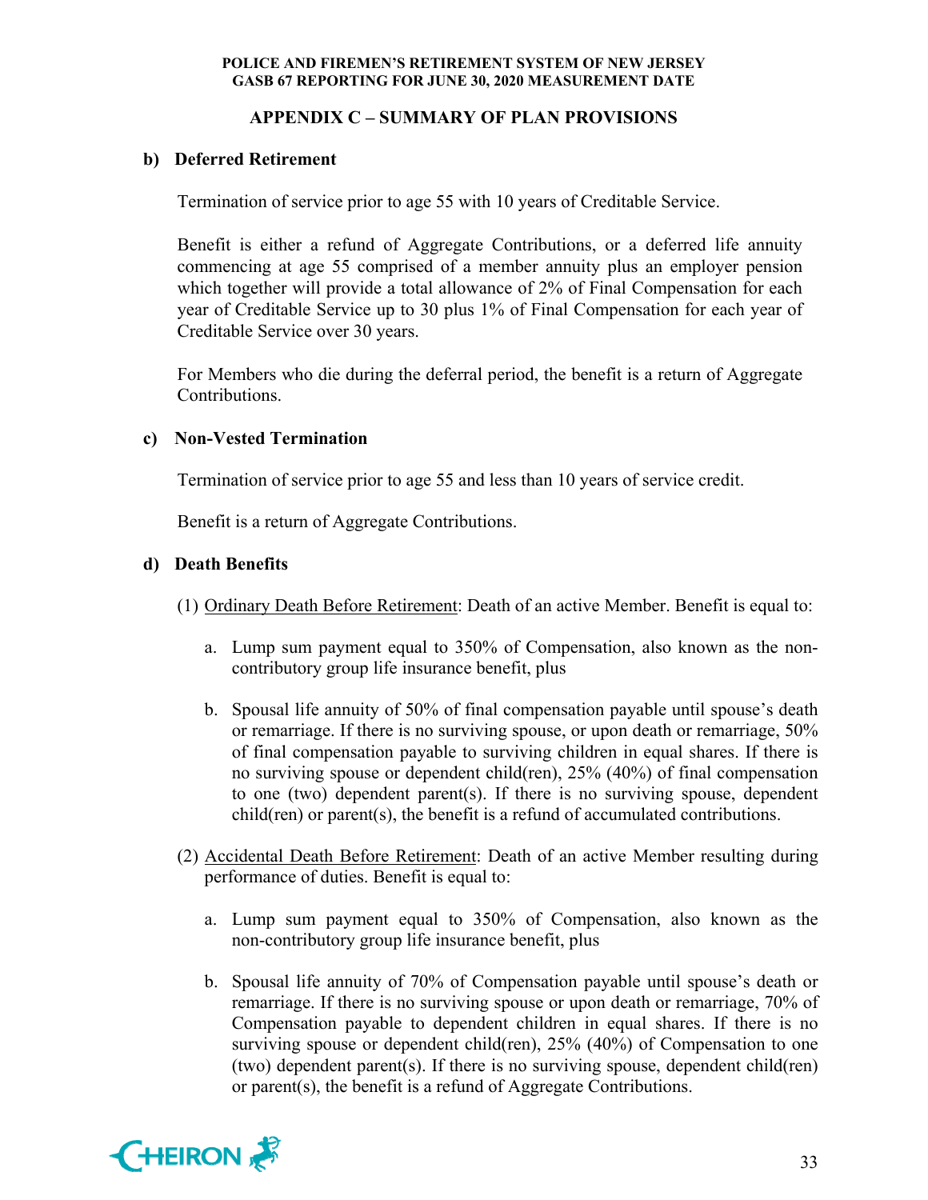## APPENDIX C – SUMMARY OF PLAN PROVISIONS

**b) Deferred Retirement**

Termination of service prior to age 55 with 10 years of Creditable Service.

Benefit is either a refund of Aggregate Contributions, or a deferred life annuity commencing at age 55 comprised of a member annuity plus an employer pension which together will provide a total allowance of 2% of Final Compensation for each year of Creditable Service up to 30 plus 1% of Final Compensation for each year of Creditable Service over 30 years.

For Members who die during the deferral period, the benefit is a return of Aggregate Contributions.

**c) Non-Vested Termination**

Termination of service prior to age 55 and less than 10 years of service credit.

Benefit is a return of Aggregate Contributions.

**d) Death Benefits**

(1) Ordinary Death Before Retirement: Death of an active Member. Benefit is equal to:

a. Lump sum payment equal to 350% of Compensation, also known as the non-contributory group life insurance benefit, plus

b. Spousal life annuity of 50% of final compensation payable until spouse's death or remarriage. If there is no surviving spouse, or upon death or remarriage, 50% of final compensation payable to surviving children in equal shares. If there is no surviving spouse or dependent child(ren), 25% (40%) of final compensation to one (two) dependent parent(s). If there is no surviving spouse, dependent child(ren) or parent(s), the benefit is a refund of accumulated contributions.

(2) Accidental Death Before Retirement: Death of an active Member resulting during performance of duties. Benefit is equal to:

a. Lump sum payment equal to 350% of Compensation, also known as the non-contributory group life insurance benefit, plus

b. Spousal life annuity of 70% of Compensation payable until spouse's death or remarriage. If there is no surviving spouse or upon death or remarriage, 70% of Compensation payable to dependent children in equal shares. If there is no surviving spouse or dependent child(ren), 25% (40%) of Compensation to one (two) dependent parent(s). If there is no surviving spouse, dependent child(ren) or parent(s), the benefit is a refund of Aggregate Contributions.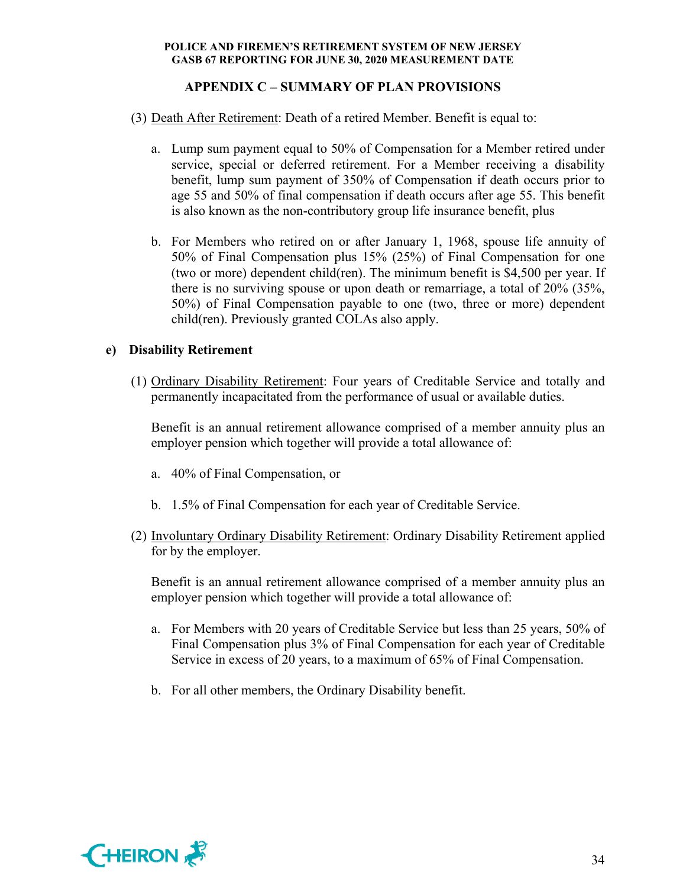## APPENDIX C – SUMMARY OF PLAN PROVISIONS

(3) Death After Retirement: Death of a retired Member. Benefit is equal to:

a. Lump sum payment equal to 50% of Compensation for a Member retired under service, special or deferred retirement. For a Member receiving a disability benefit, lump sum payment of 350% of Compensation if death occurs prior to age 55 and 50% of final compensation if death occurs after age 55. This benefit is also known as the non-contributory group life insurance benefit, plus

b. For Members who retired on or after January 1, 1968, spouse life annuity of 50% of Final Compensation plus 15% (25%) of Final Compensation for one (two or more) dependent child(ren). The minimum benefit is $4,500 per year. If there is no surviving spouse or upon death or remarriage, a total of 20% (35%, 50%) of Final Compensation payable to one (two, three or more) dependent child(ren). Previously granted COLAs also apply.

### e) Disability Retirement

(1) Ordinary Disability Retirement: Four years of Creditable Service and totally and permanently incapacitated from the performance of usual or available duties.

Benefit is an annual retirement allowance comprised of a member annuity plus an employer pension which together will provide a total allowance of:

a. 40% of Final Compensation, or

b. 1.5% of Final Compensation for each year of Creditable Service.

(2) Involuntary Ordinary Disability Retirement: Ordinary Disability Retirement applied for by the employer.

Benefit is an annual retirement allowance comprised of a member annuity plus an employer pension which together will provide a total allowance of:

a. For Members with 20 years of Creditable Service but less than 25 years, 50% of Final Compensation plus 3% of Final Compensation for each year of Creditable Service in excess of 20 years, to a maximum of 65% of Final Compensation.

b. For all other members, the Ordinary Disability benefit.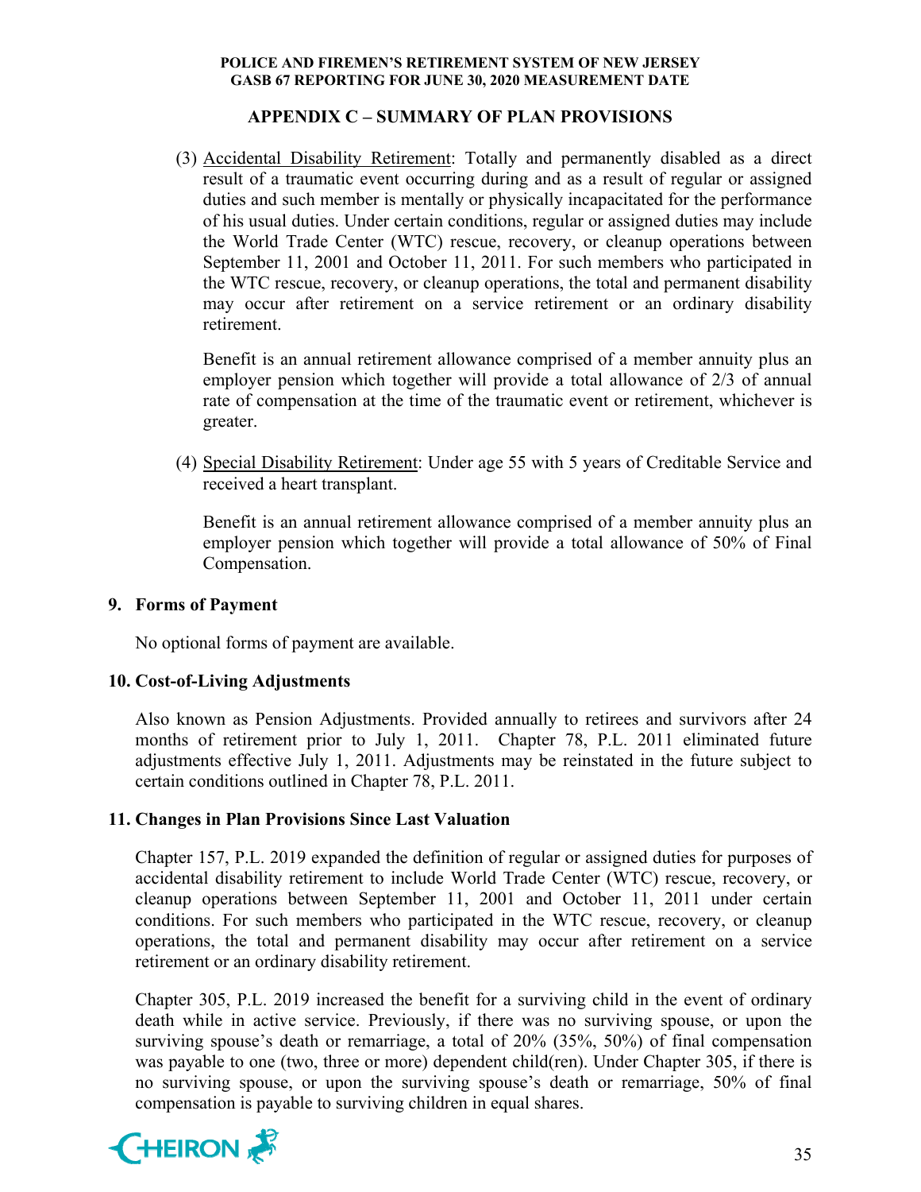## APPENDIX C – SUMMARY OF PLAN PROVISIONS

(3) Accidental Disability Retirement: Totally and permanently disabled as a direct result of a traumatic event occurring during and as a result of regular or assigned duties and such member is mentally or physically incapacitated for the performance of his usual duties. Under certain conditions, regular or assigned duties may include the World Trade Center (WTC) rescue, recovery, or cleanup operations between September 11, 2001 and October 11, 2011. For such members who participated in the WTC rescue, recovery, or cleanup operations, the total and permanent disability may occur after retirement on a service retirement or an ordinary disability retirement.

Benefit is an annual retirement allowance comprised of a member annuity plus an employer pension which together will provide a total allowance of 2/3 of annual rate of compensation at the time of the traumatic event or retirement, whichever is greater.

(4) Special Disability Retirement: Under age 55 with 5 years of Creditable Service and received a heart transplant.

Benefit is an annual retirement allowance comprised of a member annuity plus an employer pension which together will provide a total allowance of 50% of Final Compensation.

### 9. Forms of Payment

No optional forms of payment are available.

### 10. Cost-of-Living Adjustments

Also known as Pension Adjustments. Provided annually to retirees and survivors after 24 months of retirement prior to July 1, 2011. Chapter 78, P.L. 2011 eliminated future adjustments effective July 1, 2011. Adjustments may be reinstated in the future subject to certain conditions outlined in Chapter 78, P.L. 2011.

### 11. Changes in Plan Provisions Since Last Valuation

Chapter 157, P.L. 2019 expanded the definition of regular or assigned duties for purposes of accidental disability retirement to include World Trade Center (WTC) rescue, recovery, or cleanup operations between September 11, 2001 and October 11, 2011 under certain conditions. For such members who participated in the WTC rescue, recovery, or cleanup operations, the total and permanent disability may occur after retirement on a service retirement or an ordinary disability retirement.

Chapter 305, P.L. 2019 increased the benefit for a surviving child in the event of ordinary death while in active service. Previously, if there was no surviving spouse, or upon the surviving spouse's death or remarriage, a total of 20% (35%, 50%) of final compensation was payable to one (two, three or more) dependent child(ren). Under Chapter 305, if there is no surviving spouse, or upon the surviving spouse's death or remarriage, 50% of final compensation is payable to surviving children in equal shares.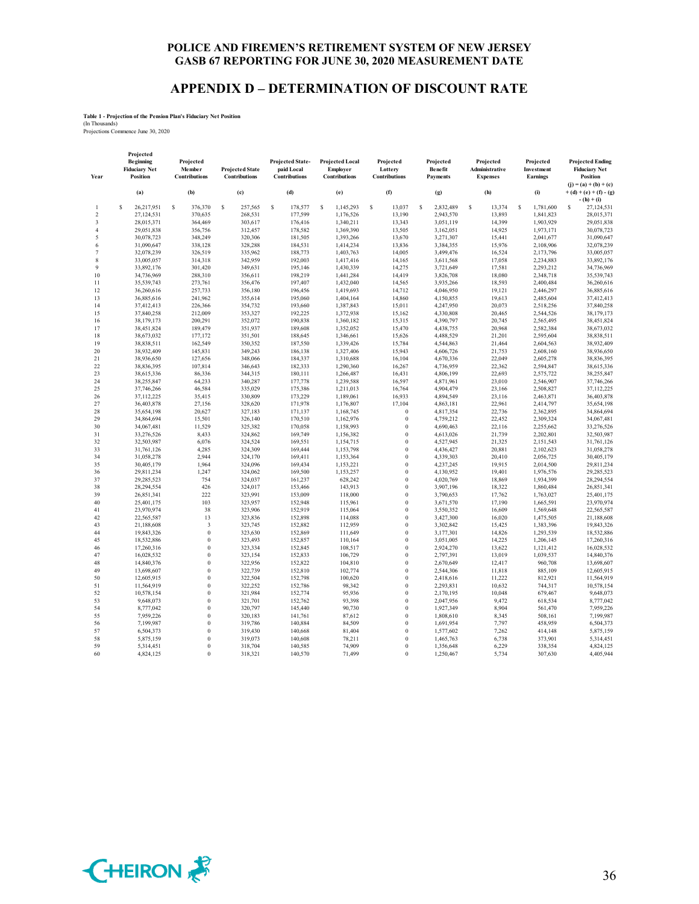## POLICE AND FIREMEN'S RETIREMENT SYSTEM OF NEW JERSEY
## GASB 67 REPORTING FOR JUNE 30, 2020 MEASUREMENT DATE

# APPENDIX D – DETERMINATION OF DISCOUNT RATE

**Table 1 - Projection of the Pension Plan's Fiduciary Net Position**
(In Thousands)
Projections Commence June 30, 2020

| Year | Projected Beginning Fiduciary Net Position | Projected Member Contributions | Projected State Contributions | Projected State-paid Local Contributions | Projected Local Employer Contributions | Projected Lottery Contributions | Projected Benefit Payments | Projected Administrative Expenses | Projected Investment Earnings | Projected Ending Fiduciary Net Position |
|---|---|---|---|---|---|---|---|---|---|---|
| | (a) | (b) | (c) | (d) | (e) | (f) | (g) | (h) | (i) | (j) = (a) + (b) + (c) + (d) + (e) + (f) - (g) - (h) + (i) |
| 1 | $ 26,217,951 | $ 376,370 | $ 257,565 | $ 178,577 | $ 1,145,293 | $ 13,037 | $ 2,832,489 | $ 13,374 | $ 1,781,600 | $ 27,124,531 |
| 2 | 27,124,531 | 370,635 | 268,531 | 177,599 | 1,176,526 | 13,190 | 2,943,570 | 13,893 | 1,841,823 | 28,015,371 |
| 3 | 28,015,371 | 364,469 | 303,617 | 176,416 | 1,340,211 | 13,343 | 3,051,119 | 14,399 | 1,903,929 | 29,051,838 |
| 4 | 29,051,838 | 356,756 | 312,457 | 178,582 | 1,369,390 | 13,505 | 3,162,051 | 14,925 | 1,973,171 | 30,078,723 |
| 5 | 30,078,723 | 348,249 | 320,306 | 181,505 | 1,393,266 | 13,670 | 3,271,307 | 15,441 | 2,041,677 | 31,090,647 |
| 6 | 31,090,647 | 338,128 | 328,288 | 184,531 | 1,414,234 | 13,836 | 3,384,355 | 15,976 | 2,108,906 | 32,078,239 |
| 7 | 32,078,239 | 326,519 | 335,962 | 188,773 | 1,403,763 | 14,005 | 3,499,476 | 16,524 | 2,173,796 | 33,005,057 |
| 8 | 33,005,057 | 314,318 | 342,959 | 192,003 | 1,417,416 | 14,165 | 3,611,568 | 17,058 | 2,234,883 | 33,892,176 |
| 9 | 33,892,176 | 301,420 | 349,631 | 195,146 | 1,430,339 | 14,275 | 3,721,649 | 17,581 | 2,293,212 | 34,736,969 |
| 10 | 34,736,969 | 288,310 | 356,611 | 198,219 | 1,441,284 | 14,419 | 3,826,708 | 18,080 | 2,348,718 | 35,539,743 |
| 11 | 35,539,743 | 273,761 | 356,476 | 197,407 | 1,432,040 | 14,565 | 3,935,266 | 18,593 | 2,400,484 | 36,260,616 |
| 12 | 36,260,616 | 257,733 | 356,180 | 196,456 | 1,419,693 | 14,712 | 4,046,950 | 19,121 | 2,446,297 | 36,885,616 |
| 13 | 36,885,616 | 241,962 | 355,614 | 195,060 | 1,404,164 | 14,860 | 4,150,855 | 19,613 | 2,485,604 | 37,412,413 |
| 14 | 37,412,413 | 226,366 | 354,732 | 193,660 | 1,387,843 | 15,011 | 4,247,950 | 20,073 | 2,518,256 | 37,840,258 |
| 15 | 37,840,258 | 212,009 | 353,327 | 192,225 | 1,372,938 | 15,162 | 4,330,808 | 20,465 | 2,544,526 | 38,179,173 |
| 16 | 38,179,173 | 200,291 | 352,072 | 190,838 | 1,360,182 | 15,315 | 4,390,797 | 20,745 | 2,565,495 | 38,451,824 |
| 17 | 38,451,824 | 189,479 | 351,937 | 189,608 | 1,352,052 | 15,470 | 4,438,755 | 20,968 | 2,582,384 | 38,673,032 |
| 18 | 38,673,032 | 177,172 | 351,501 | 188,645 | 1,346,661 | 15,626 | 4,488,529 | 21,201 | 2,595,604 | 38,838,511 |
| 19 | 38,838,511 | 162,549 | 350,352 | 187,550 | 1,339,426 | 15,784 | 4,544,863 | 21,464 | 2,604,563 | 38,932,409 |
| 20 | 38,932,409 | 145,831 | 349,243 | 186,138 | 1,327,406 | 15,943 | 4,606,726 | 21,753 | 2,608,160 | 38,936,650 |
| 21 | 38,936,650 | 127,656 | 348,066 | 184,337 | 1,310,688 | 16,104 | 4,670,336 | 22,049 | 2,605,278 | 38,836,395 |
| 22 | 38,836,395 | 107,814 | 346,643 | 182,333 | 1,290,360 | 16,267 | 4,736,959 | 22,362 | 2,594,847 | 38,615,336 |
| 23 | 38,615,336 | 86,336 | 344,315 | 180,111 | 1,266,487 | 16,431 | 4,806,199 | 22,693 | 2,575,722 | 38,255,847 |
| 24 | 38,255,847 | 64,233 | 340,287 | 177,778 | 1,239,588 | 16,597 | 4,871,961 | 23,010 | 2,546,907 | 37,746,266 |
| 25 | 37,746,266 | 46,584 | 335,029 | 175,386 | 1,211,013 | 16,764 | 4,904,479 | 23,166 | 2,508,827 | 37,112,225 |
| 26 | 37,112,225 | 35,415 | 330,809 | 173,229 | 1,189,061 | 16,933 | 4,894,549 | 23,116 | 2,463,871 | 36,403,878 |
| 27 | 36,403,878 | 27,156 | 328,620 | 171,978 | 1,176,807 | 17,104 | 4,863,181 | 22,961 | 2,414,797 | 35,654,198 |
| 28 | 35,654,198 | 20,627 | 327,183 | 171,137 | 1,168,745 | 0 | 4,817,354 | 22,736 | 2,362,895 | 34,864,694 |
| 29 | 34,864,694 | 15,501 | 326,140 | 170,510 | 1,162,976 | 0 | 4,759,212 | 22,452 | 2,309,324 | 34,067,481 |
| 30 | 34,067,481 | 11,529 | 325,382 | 170,058 | 1,158,993 | 0 | 4,690,463 | 22,116 | 2,255,662 | 33,276,526 |
| 31 | 33,276,526 | 8,433 | 324,862 | 169,749 | 1,156,382 | 0 | 4,613,026 | 21,739 | 2,202,801 | 32,503,987 |
| 32 | 32,503,987 | 6,076 | 324,524 | 169,551 | 1,154,715 | 0 | 4,527,945 | 21,325 | 2,151,543 | 31,761,126 |
| 33 | 31,761,126 | 4,285 | 324,309 | 169,444 | 1,153,798 | 0 | 4,436,427 | 20,881 | 2,102,623 | 31,058,278 |
| 34 | 31,058,278 | 2,944 | 324,170 | 169,411 | 1,153,364 | 0 | 4,339,303 | 20,410 | 2,056,725 | 30,405,179 |
| 35 | 30,405,179 | 1,964 | 324,096 | 169,434 | 1,153,221 | 0 | 4,237,245 | 19,915 | 2,014,500 | 29,811,234 |
| 36 | 29,811,234 | 1,247 | 324,062 | 169,500 | 1,153,257 | 0 | 4,130,952 | 19,401 | 1,976,576 | 29,285,523 |
| 37 | 29,285,523 | 754 | 324,037 | 161,237 | 628,242 | 0 | 4,020,769 | 18,869 | 1,934,399 | 28,294,554 |
| 38 | 28,294,554 | 426 | 324,017 | 153,466 | 143,913 | 0 | 3,907,196 | 18,322 | 1,860,484 | 26,851,341 |
| 39 | 26,851,341 | 222 | 323,991 | 153,009 | 118,000 | 0 | 3,790,653 | 17,762 | 1,763,027 | 25,401,175 |
| 40 | 25,401,175 | 103 | 323,957 | 152,948 | 115,961 | 0 | 3,671,570 | 17,190 | 1,665,591 | 23,970,974 |
| 41 | 23,970,974 | 38 | 323,906 | 152,919 | 115,064 | 0 | 3,550,352 | 16,609 | 1,569,648 | 22,565,587 |
| 42 | 22,565,587 | 13 | 323,836 | 152,898 | 114,088 | 0 | 3,427,300 | 16,020 | 1,475,505 | 21,188,608 |
| 43 | 21,188,608 | 3 | 323,745 | 152,882 | 112,959 | 0 | 3,302,842 | 15,425 | 1,383,396 | 19,843,326 |
| 44 | 19,843,326 | 0 | 323,630 | 152,869 | 111,649 | 0 | 3,177,301 | 14,826 | 1,293,539 | 18,532,886 |
| 45 | 18,532,886 | 0 | 323,493 | 152,857 | 110,164 | 0 | 3,051,005 | 14,225 | 1,206,145 | 17,260,316 |
| 46 | 17,260,316 | 0 | 323,334 | 152,845 | 108,517 | 0 | 2,924,270 | 13,622 | 1,121,412 | 16,028,532 |
| 47 | 16,028,532 | 0 | 323,154 | 152,833 | 106,729 | 0 | 2,797,391 | 13,019 | 1,039,537 | 14,840,376 |
| 48 | 14,840,376 | 0 | 322,956 | 152,822 | 104,810 | 0 | 2,670,649 | 12,417 | 960,708 | 13,698,607 |
| 49 | 13,698,607 | 0 | 322,739 | 152,810 | 102,774 | 0 | 2,544,306 | 11,818 | 885,109 | 12,605,915 |
| 50 | 12,605,915 | 0 | 322,504 | 152,798 | 100,620 | 0 | 2,418,616 | 11,222 | 812,921 | 11,564,919 |
| 51 | 11,564,919 | 0 | 322,252 | 152,786 | 98,342 | 0 | 2,293,831 | 10,632 | 744,317 | 10,578,154 |
| 52 | 10,578,154 | 0 | 321,984 | 152,774 | 95,936 | 0 | 2,170,195 | 10,048 | 679,467 | 9,648,073 |
| 53 | 9,648,073 | 0 | 321,701 | 152,762 | 93,398 | 0 | 2,047,956 | 9,472 | 618,534 | 8,777,042 |
| 54 | 8,777,042 | 0 | 320,797 | 145,440 | 90,730 | 0 | 1,927,349 | 8,904 | 561,470 | 7,959,226 |
| 55 | 7,959,226 | 0 | 320,183 | 141,761 | 87,612 | 0 | 1,808,610 | 8,345 | 508,161 | 7,199,987 |
| 56 | 7,199,987 | 0 | 319,786 | 140,884 | 84,509 | 0 | 1,691,954 | 7,797 | 458,959 | 6,504,373 |
| 57 | 6,504,373 | 0 | 319,430 | 140,668 | 81,404 | 0 | 1,577,602 | 7,262 | 414,148 | 5,875,159 |
| 58 | 5,875,159 | 0 | 319,073 | 140,608 | 78,211 | 0 | 1,465,763 | 6,738 | 373,901 | 5,314,451 |
| 59 | 5,314,451 | 0 | 318,704 | 140,585 | 74,909 | 0 | 1,356,648 | 6,229 | 338,354 | 4,824,125 |
| 60 | 4,824,125 | 0 | 318,321 | 140,570 | 71,499 | 0 | 1,250,467 | 5,734 | 307,630 | 4,405,944 |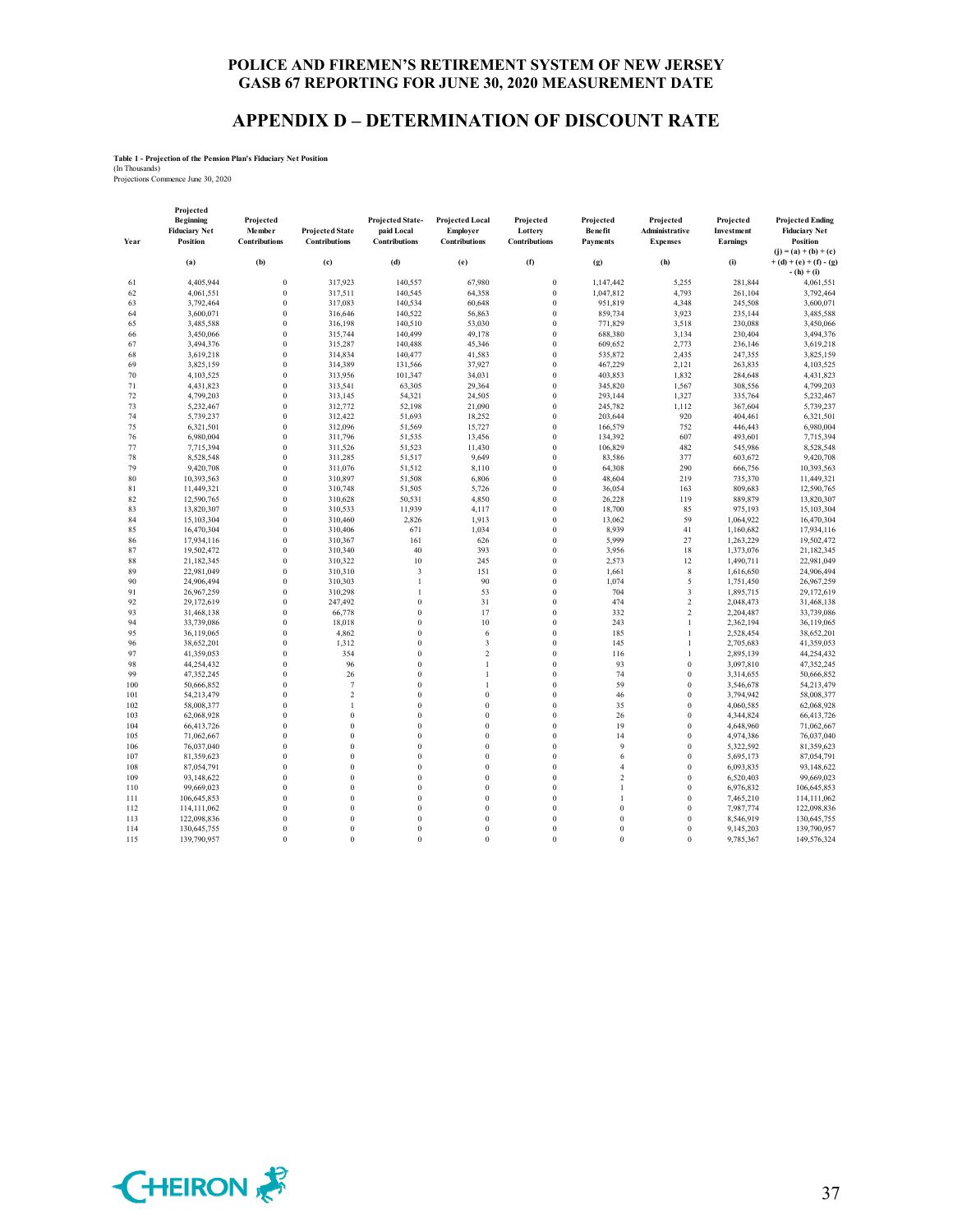**POLICE AND FIREMEN'S RETIREMENT SYSTEM OF NEW JERSEY**
**GASB 67 REPORTING FOR JUNE 30, 2020 MEASUREMENT DATE**

# APPENDIX D – DETERMINATION OF DISCOUNT RATE

**Table 1 - Projection of the Pension Plan's Fiduciary Net Position**
(In Thousands)
Projections Commence June 30, 2020

| Year | Projected Beginning Fiduciary Net Position | Projected Member Contributions | Projected State Contributions | Projected State-paid Local Contributions | Projected Local Employer Contributions | Projected Lottery Contributions | Projected Benefit Payments | Projected Administrative Expenses | Projected Investment Earnings | Projected Ending Fiduciary Net Position |
|---|---|---|---|---|---|---|---|---|---|---|
| | (a) | (b) | (c) | (d) | (e) | (f) | (g) | (h) | (i) | (j) = (a) + (b) + (c) + (d) + (e) + (f) - (g) - (h) + (i) |
| 61 | 4,405,944 | 0 | 317,923 | 140,557 | 67,980 | 0 | 1,147,442 | 5,255 | 281,844 | 4,061,551 |
| 62 | 4,061,551 | 0 | 317,511 | 140,545 | 64,358 | 0 | 1,047,812 | 4,793 | 261,104 | 3,792,464 |
| 63 | 3,792,464 | 0 | 317,083 | 140,534 | 60,648 | 0 | 951,819 | 4,348 | 245,508 | 3,600,071 |
| 64 | 3,600,071 | 0 | 316,646 | 140,522 | 56,863 | 0 | 859,734 | 3,923 | 235,144 | 3,485,588 |
| 65 | 3,485,588 | 0 | 316,198 | 140,510 | 53,030 | 0 | 771,829 | 3,518 | 230,088 | 3,450,066 |
| 66 | 3,450,066 | 0 | 315,744 | 140,499 | 49,178 | 0 | 688,380 | 3,134 | 230,404 | 3,494,376 |
| 67 | 3,494,376 | 0 | 315,287 | 140,488 | 45,346 | 0 | 609,652 | 2,773 | 236,146 | 3,619,218 |
| 68 | 3,619,218 | 0 | 314,834 | 140,477 | 41,583 | 0 | 535,872 | 2,435 | 247,355 | 3,825,159 |
| 69 | 3,825,159 | 0 | 314,389 | 131,566 | 37,927 | 0 | 467,229 | 2,121 | 263,835 | 4,103,525 |
| 70 | 4,103,525 | 0 | 313,956 | 101,347 | 34,031 | 0 | 403,853 | 1,832 | 284,648 | 4,431,823 |
| 71 | 4,431,823 | 0 | 313,541 | 63,305 | 29,364 | 0 | 345,820 | 1,567 | 308,556 | 4,799,203 |
| 72 | 4,799,203 | 0 | 313,145 | 54,321 | 24,505 | 0 | 293,144 | 1,327 | 335,764 | 5,232,467 |
| 73 | 5,232,467 | 0 | 312,772 | 52,198 | 21,090 | 0 | 245,782 | 1,112 | 367,604 | 5,739,237 |
| 74 | 5,739,237 | 0 | 312,422 | 51,693 | 18,252 | 0 | 203,644 | 920 | 404,461 | 6,321,501 |
| 75 | 6,321,501 | 0 | 312,096 | 51,569 | 15,727 | 0 | 166,579 | 752 | 446,443 | 6,980,004 |
| 76 | 6,980,004 | 0 | 311,796 | 51,535 | 13,456 | 0 | 134,392 | 607 | 493,601 | 7,715,394 |
| 77 | 7,715,394 | 0 | 311,526 | 51,523 | 11,430 | 0 | 106,829 | 482 | 545,986 | 8,528,548 |
| 78 | 8,528,548 | 0 | 311,285 | 51,517 | 9,649 | 0 | 83,586 | 377 | 603,672 | 9,420,708 |
| 79 | 9,420,708 | 0 | 311,076 | 51,512 | 8,110 | 0 | 64,308 | 290 | 666,756 | 10,393,563 |
| 80 | 10,393,563 | 0 | 310,897 | 51,508 | 6,806 | 0 | 48,604 | 219 | 735,370 | 11,449,321 |
| 81 | 11,449,321 | 0 | 310,748 | 51,505 | 5,726 | 0 | 36,054 | 163 | 809,683 | 12,590,765 |
| 82 | 12,590,765 | 0 | 310,628 | 50,531 | 4,850 | 0 | 26,228 | 119 | 889,879 | 13,820,307 |
| 83 | 13,820,307 | 0 | 310,533 | 11,939 | 4,117 | 0 | 18,700 | 85 | 975,193 | 15,103,304 |
| 84 | 15,103,304 | 0 | 310,460 | 2,826 | 1,913 | 0 | 13,062 | 59 | 1,064,922 | 16,470,304 |
| 85 | 16,470,304 | 0 | 310,406 | 671 | 1,034 | 0 | 8,939 | 41 | 1,160,682 | 17,934,116 |
| 86 | 17,934,116 | 0 | 310,367 | 161 | 626 | 0 | 5,999 | 27 | 1,263,229 | 19,502,472 |
| 87 | 19,502,472 | 0 | 310,340 | 40 | 393 | 0 | 3,956 | 18 | 1,373,076 | 21,182,345 |
| 88 | 21,182,345 | 0 | 310,322 | 10 | 245 | 0 | 2,573 | 12 | 1,490,711 | 22,981,049 |
| 89 | 22,981,049 | 0 | 310,310 | 3 | 151 | 0 | 1,661 | 8 | 1,616,650 | 24,906,494 |
| 90 | 24,906,494 | 0 | 310,303 | 1 | 90 | 0 | 1,074 | 5 | 1,751,450 | 26,967,259 |
| 91 | 26,967,259 | 0 | 310,298 | 1 | 53 | 0 | 704 | 3 | 1,895,715 | 29,172,619 |
| 92 | 29,172,619 | 0 | 247,492 | 0 | 31 | 0 | 474 | 2 | 2,048,473 | 31,468,138 |
| 93 | 31,468,138 | 0 | 66,778 | 0 | 17 | 0 | 332 | 2 | 2,204,487 | 33,739,086 |
| 94 | 33,739,086 | 0 | 18,018 | 0 | 10 | 0 | 243 | 1 | 2,362,194 | 36,119,065 |
| 95 | 36,119,065 | 0 | 4,862 | 0 | 6 | 0 | 185 | 1 | 2,528,454 | 38,652,201 |
| 96 | 38,652,201 | 0 | 1,312 | 0 | 3 | 0 | 145 | 1 | 2,705,683 | 41,359,053 |
| 97 | 41,359,053 | 0 | 354 | 0 | 2 | 0 | 116 | 1 | 2,895,139 | 44,254,432 |
| 98 | 44,254,432 | 0 | 96 | 0 | 1 | 0 | 93 | 0 | 3,097,810 | 47,352,245 |
| 99 | 47,352,245 | 0 | 26 | 0 | 1 | 0 | 74 | 0 | 3,314,655 | 50,666,852 |
| 100 | 50,666,852 | 0 | 7 | 0 | 1 | 0 | 59 | 0 | 3,546,678 | 54,213,479 |
| 101 | 54,213,479 | 0 | 2 | 0 | 0 | 0 | 46 | 0 | 3,794,942 | 58,008,377 |
| 102 | 58,008,377 | 0 | 1 | 0 | 0 | 0 | 35 | 0 | 4,060,585 | 62,068,928 |
| 103 | 62,068,928 | 0 | 0 | 0 | 0 | 0 | 26 | 0 | 4,344,824 | 66,413,726 |
| 104 | 66,413,726 | 0 | 0 | 0 | 0 | 0 | 19 | 0 | 4,648,960 | 71,062,667 |
| 105 | 71,062,667 | 0 | 0 | 0 | 0 | 0 | 14 | 0 | 4,974,386 | 76,037,040 |
| 106 | 76,037,040 | 0 | 0 | 0 | 0 | 0 | 9 | 0 | 5,322,592 | 81,359,623 |
| 107 | 81,359,623 | 0 | 0 | 0 | 0 | 0 | 6 | 0 | 5,695,173 | 87,054,791 |
| 108 | 87,054,791 | 0 | 0 | 0 | 0 | 0 | 4 | 0 | 6,093,835 | 93,148,622 |
| 109 | 93,148,622 | 0 | 0 | 0 | 0 | 0 | 2 | 0 | 6,520,403 | 99,669,023 |
| 110 | 99,669,023 | 0 | 0 | 0 | 0 | 0 | 1 | 0 | 6,976,832 | 106,645,853 |
| 111 | 106,645,853 | 0 | 0 | 0 | 0 | 0 | 1 | 0 | 7,465,210 | 114,111,062 |
| 112 | 114,111,062 | 0 | 0 | 0 | 0 | 0 | 0 | 0 | 7,987,774 | 122,098,836 |
| 113 | 122,098,836 | 0 | 0 | 0 | 0 | 0 | 0 | 0 | 8,546,919 | 130,645,755 |
| 114 | 130,645,755 | 0 | 0 | 0 | 0 | 0 | 0 | 0 | 9,145,203 | 139,790,957 |
| 115 | 139,790,957 | 0 | 0 | 0 | 0 | 0 | 0 | 0 | 9,785,367 | 149,576,324 |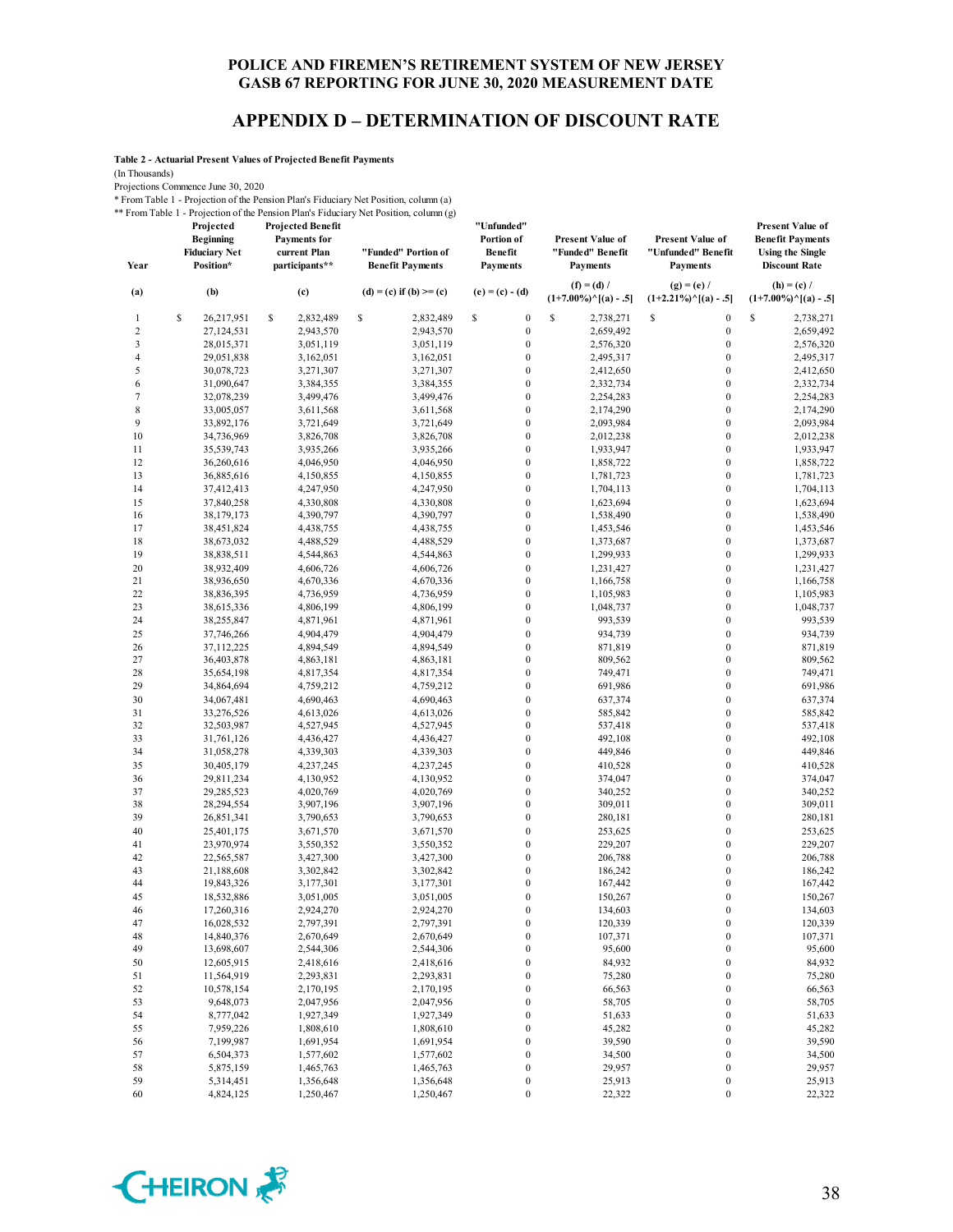## POLICE AND FIREMEN'S RETIREMENT SYSTEM OF NEW JERSEY
## GASB 67 REPORTING FOR JUNE 30, 2020 MEASUREMENT DATE

# APPENDIX D – DETERMINATION OF DISCOUNT RATE

**Table 2 - Actuarial Present Values of Projected Benefit Payments**

(In Thousands)

Projections Commence June 30, 2020

\* From Table 1 - Projection of the Pension Plan's Fiduciary Net Position, column (a)

\*\* From Table 1 - Projection of the Pension Plan's Fiduciary Net Position, column (g)

| Year | Projected Beginning Fiduciary Net Position* | Projected Benefit Payments for current Plan participants** | "Funded" Portion of Benefit Payments | "Unfunded" Portion of Benefit Payments | Present Value of "Funded" Benefit Payments | Present Value of "Unfunded" Benefit Payments | Present Value of Benefit Payments Using the Single Discount Rate |
|---|---|---|---|---|---|---|---|
| (a) | (b) | (c) | (d) = (c) if (b) >= (c) | (e) = (c) - (d) | (f) = (d) / (1+7.00%)^[(a) - .5] | (g) = (e) / (1+2.21%)^[(a) - .5] | (h) = (c) / (1+7.00%)^[(a) - .5] |
| 1 | $ 26,217,951 | $ 2,832,489 | $ 2,832,489 | $ 0 | $ 2,738,271 | $ 0 | $ 2,738,271 |
| 2 | 27,124,531 | 2,943,570 | 2,943,570 | 0 | 2,659,492 | 0 | 2,659,492 |
| 3 | 28,015,371 | 3,051,119 | 3,051,119 | 0 | 2,576,320 | 0 | 2,576,320 |
| 4 | 29,051,838 | 3,162,051 | 3,162,051 | 0 | 2,495,317 | 0 | 2,495,317 |
| 5 | 30,078,723 | 3,271,307 | 3,271,307 | 0 | 2,412,650 | 0 | 2,412,650 |
| 6 | 31,090,647 | 3,384,355 | 3,384,355 | 0 | 2,332,734 | 0 | 2,332,734 |
| 7 | 32,078,239 | 3,499,476 | 3,499,476 | 0 | 2,254,283 | 0 | 2,254,283 |
| 8 | 33,005,057 | 3,611,568 | 3,611,568 | 0 | 2,174,290 | 0 | 2,174,290 |
| 9 | 33,892,176 | 3,721,649 | 3,721,649 | 0 | 2,093,984 | 0 | 2,093,984 |
| 10 | 34,736,969 | 3,826,708 | 3,826,708 | 0 | 2,012,238 | 0 | 2,012,238 |
| 11 | 35,539,743 | 3,935,266 | 3,935,266 | 0 | 1,933,947 | 0 | 1,933,947 |
| 12 | 36,260,616 | 4,046,950 | 4,046,950 | 0 | 1,858,722 | 0 | 1,858,722 |
| 13 | 36,885,616 | 4,150,855 | 4,150,855 | 0 | 1,781,723 | 0 | 1,781,723 |
| 14 | 37,412,413 | 4,247,950 | 4,247,950 | 0 | 1,704,113 | 0 | 1,704,113 |
| 15 | 37,840,258 | 4,330,808 | 4,330,808 | 0 | 1,623,694 | 0 | 1,623,694 |
| 16 | 38,179,173 | 4,390,797 | 4,390,797 | 0 | 1,538,490 | 0 | 1,538,490 |
| 17 | 38,451,824 | 4,438,755 | 4,438,755 | 0 | 1,453,546 | 0 | 1,453,546 |
| 18 | 38,673,032 | 4,488,529 | 4,488,529 | 0 | 1,373,687 | 0 | 1,373,687 |
| 19 | 38,838,511 | 4,544,863 | 4,544,863 | 0 | 1,299,933 | 0 | 1,299,933 |
| 20 | 38,932,409 | 4,606,726 | 4,606,726 | 0 | 1,231,427 | 0 | 1,231,427 |
| 21 | 38,936,650 | 4,670,336 | 4,670,336 | 0 | 1,166,758 | 0 | 1,166,758 |
| 22 | 38,836,395 | 4,736,959 | 4,736,959 | 0 | 1,105,983 | 0 | 1,105,983 |
| 23 | 38,615,336 | 4,806,199 | 4,806,199 | 0 | 1,048,737 | 0 | 1,048,737 |
| 24 | 38,255,847 | 4,871,961 | 4,871,961 | 0 | 993,539 | 0 | 993,539 |
| 25 | 37,746,266 | 4,904,479 | 4,904,479 | 0 | 934,739 | 0 | 934,739 |
| 26 | 37,112,225 | 4,894,549 | 4,894,549 | 0 | 871,819 | 0 | 871,819 |
| 27 | 36,403,878 | 4,863,181 | 4,863,181 | 0 | 809,562 | 0 | 809,562 |
| 28 | 35,654,198 | 4,817,354 | 4,817,354 | 0 | 749,471 | 0 | 749,471 |
| 29 | 34,864,694 | 4,759,212 | 4,759,212 | 0 | 691,986 | 0 | 691,986 |
| 30 | 34,067,481 | 4,690,463 | 4,690,463 | 0 | 637,374 | 0 | 637,374 |
| 31 | 33,276,526 | 4,613,026 | 4,613,026 | 0 | 585,842 | 0 | 585,842 |
| 32 | 32,503,987 | 4,527,945 | 4,527,945 | 0 | 537,418 | 0 | 537,418 |
| 33 | 31,761,126 | 4,436,427 | 4,436,427 | 0 | 492,108 | 0 | 492,108 |
| 34 | 31,058,278 | 4,339,303 | 4,339,303 | 0 | 449,846 | 0 | 449,846 |
| 35 | 30,405,179 | 4,237,245 | 4,237,245 | 0 | 410,528 | 0 | 410,528 |
| 36 | 29,811,234 | 4,130,952 | 4,130,952 | 0 | 374,047 | 0 | 374,047 |
| 37 | 29,285,523 | 4,020,769 | 4,020,769 | 0 | 340,252 | 0 | 340,252 |
| 38 | 28,294,554 | 3,907,196 | 3,907,196 | 0 | 309,011 | 0 | 309,011 |
| 39 | 26,851,341 | 3,790,653 | 3,790,653 | 0 | 280,181 | 0 | 280,181 |
| 40 | 25,401,175 | 3,671,570 | 3,671,570 | 0 | 253,625 | 0 | 253,625 |
| 41 | 23,970,974 | 3,550,352 | 3,550,352 | 0 | 229,207 | 0 | 229,207 |
| 42 | 22,565,587 | 3,427,300 | 3,427,300 | 0 | 206,788 | 0 | 206,788 |
| 43 | 21,188,608 | 3,302,842 | 3,302,842 | 0 | 186,242 | 0 | 186,242 |
| 44 | 19,843,326 | 3,177,301 | 3,177,301 | 0 | 167,442 | 0 | 167,442 |
| 45 | 18,532,886 | 3,051,005 | 3,051,005 | 0 | 150,267 | 0 | 150,267 |
| 46 | 17,260,316 | 2,924,270 | 2,924,270 | 0 | 134,603 | 0 | 134,603 |
| 47 | 16,028,532 | 2,797,391 | 2,797,391 | 0 | 120,339 | 0 | 120,339 |
| 48 | 14,840,376 | 2,670,649 | 2,670,649 | 0 | 107,371 | 0 | 107,371 |
| 49 | 13,698,607 | 2,544,306 | 2,544,306 | 0 | 95,600 | 0 | 95,600 |
| 50 | 12,605,915 | 2,418,616 | 2,418,616 | 0 | 84,932 | 0 | 84,932 |
| 51 | 11,564,919 | 2,293,831 | 2,293,831 | 0 | 75,280 | 0 | 75,280 |
| 52 | 10,578,154 | 2,170,195 | 2,170,195 | 0 | 66,563 | 0 | 66,563 |
| 53 | 9,648,073 | 2,047,956 | 2,047,956 | 0 | 58,705 | 0 | 58,705 |
| 54 | 8,777,042 | 1,927,349 | 1,927,349 | 0 | 51,633 | 0 | 51,633 |
| 55 | 7,959,226 | 1,808,610 | 1,808,610 | 0 | 45,282 | 0 | 45,282 |
| 56 | 7,199,987 | 1,691,954 | 1,691,954 | 0 | 39,590 | 0 | 39,590 |
| 57 | 6,504,373 | 1,577,602 | 1,577,602 | 0 | 34,500 | 0 | 34,500 |
| 58 | 5,875,159 | 1,465,763 | 1,465,763 | 0 | 29,957 | 0 | 29,957 |
| 59 | 5,314,451 | 1,356,648 | 1,356,648 | 0 | 25,913 | 0 | 25,913 |
| 60 | 4,824,125 | 1,250,467 | 1,250,467 | 0 | 22,322 | 0 | 22,322 |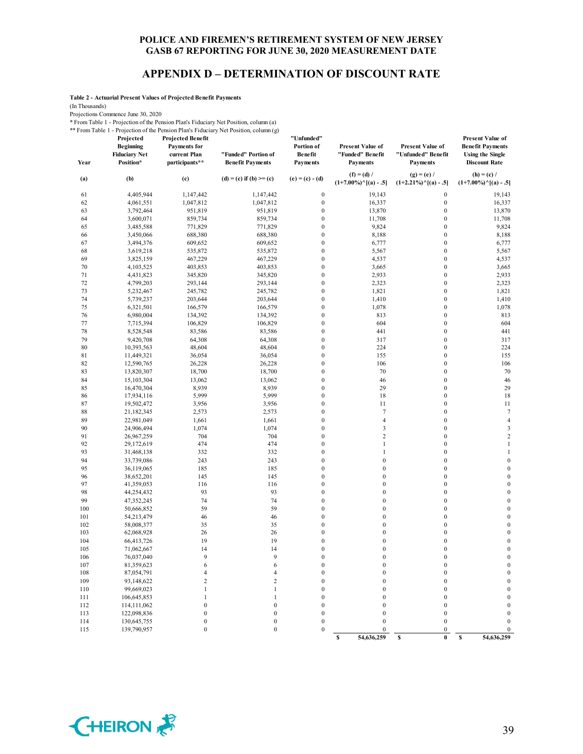# APPENDIX D – DETERMINATION OF DISCOUNT RATE

**Table 2 - Actuarial Present Values of Projected Benefit Payments**

(In Thousands)

Projections Commence June 30, 2020

\* From Table 1 - Projection of the Pension Plan's Fiduciary Net Position, column (a)

\*\* From Table 1 - Projection of the Pension Plan's Fiduciary Net Position, column (g)

| Year | Projected Beginning Fiduciary Net Position* | Projected Benefit Payments for current Plan participants** | "Funded" Portion of Benefit Payments | "Unfunded" Portion of Benefit Payments | Present Value of "Funded" Benefit Payments | Present Value of "Unfunded" Benefit Payments | Present Value of Benefit Payments Using the Single Discount Rate |
|---|---|---|---|---|---|---|---|
| (a) | (b) | (c) | (d) = (c) if (b) >= (c) | (e) = (c) - (d) | (f) = (d) / $(1+7.00\%)^{[(a) - .5]}$ | (g) = (e) / $(1+2.21\%)^{[(a) - .5]}$ | (h) = (c) / $(1+7.00\%)^{[(a) - .5]}$ |
| 61 | 4,405,944 | 1,147,442 | 1,147,442 | 0 | 19,143 | 0 | 19,143 |
| 62 | 4,061,551 | 1,047,812 | 1,047,812 | 0 | 16,337 | 0 | 16,337 |
| 63 | 3,792,464 | 951,819 | 951,819 | 0 | 13,870 | 0 | 13,870 |
| 64 | 3,600,071 | 859,734 | 859,734 | 0 | 11,708 | 0 | 11,708 |
| 65 | 3,485,588 | 771,829 | 771,829 | 0 | 9,824 | 0 | 9,824 |
| 66 | 3,450,066 | 688,380 | 688,380 | 0 | 8,188 | 0 | 8,188 |
| 67 | 3,494,376 | 609,652 | 609,652 | 0 | 6,777 | 0 | 6,777 |
| 68 | 3,619,218 | 535,872 | 535,872 | 0 | 5,567 | 0 | 5,567 |
| 69 | 3,825,159 | 467,229 | 467,229 | 0 | 4,537 | 0 | 4,537 |
| 70 | 4,103,525 | 403,853 | 403,853 | 0 | 3,665 | 0 | 3,665 |
| 71 | 4,431,823 | 345,820 | 345,820 | 0 | 2,933 | 0 | 2,933 |
| 72 | 4,799,203 | 293,144 | 293,144 | 0 | 2,323 | 0 | 2,323 |
| 73 | 5,232,467 | 245,782 | 245,782 | 0 | 1,821 | 0 | 1,821 |
| 74 | 5,739,237 | 203,644 | 203,644 | 0 | 1,410 | 0 | 1,410 |
| 75 | 6,321,501 | 166,579 | 166,579 | 0 | 1,078 | 0 | 1,078 |
| 76 | 6,980,004 | 134,392 | 134,392 | 0 | 813 | 0 | 813 |
| 77 | 7,715,394 | 106,829 | 106,829 | 0 | 604 | 0 | 604 |
| 78 | 8,528,548 | 83,586 | 83,586 | 0 | 441 | 0 | 441 |
| 79 | 9,420,708 | 64,308 | 64,308 | 0 | 317 | 0 | 317 |
| 80 | 10,393,563 | 48,604 | 48,604 | 0 | 224 | 0 | 224 |
| 81 | 11,449,321 | 36,054 | 36,054 | 0 | 155 | 0 | 155 |
| 82 | 12,590,765 | 26,228 | 26,228 | 0 | 106 | 0 | 106 |
| 83 | 13,820,307 | 18,700 | 18,700 | 0 | 70 | 0 | 70 |
| 84 | 15,103,304 | 13,062 | 13,062 | 0 | 46 | 0 | 46 |
| 85 | 16,470,304 | 8,939 | 8,939 | 0 | 29 | 0 | 29 |
| 86 | 17,934,116 | 5,999 | 5,999 | 0 | 18 | 0 | 18 |
| 87 | 19,502,472 | 3,956 | 3,956 | 0 | 11 | 0 | 11 |
| 88 | 21,182,345 | 2,573 | 2,573 | 0 | 7 | 0 | 7 |
| 89 | 22,981,049 | 1,661 | 1,661 | 0 | 4 | 0 | 4 |
| 90 | 24,906,494 | 1,074 | 1,074 | 0 | 3 | 0 | 3 |
| 91 | 26,967,259 | 704 | 704 | 0 | 2 | 0 | 2 |
| 92 | 29,172,619 | 474 | 474 | 0 | 1 | 0 | 1 |
| 93 | 31,468,138 | 332 | 332 | 0 | 1 | 0 | 1 |
| 94 | 33,739,086 | 243 | 243 | 0 | 0 | 0 | 0 |
| 95 | 36,119,065 | 185 | 185 | 0 | 0 | 0 | 0 |
| 96 | 38,652,201 | 145 | 145 | 0 | 0 | 0 | 0 |
| 97 | 41,359,053 | 116 | 116 | 0 | 0 | 0 | 0 |
| 98 | 44,254,432 | 93 | 93 | 0 | 0 | 0 | 0 |
| 99 | 47,352,245 | 74 | 74 | 0 | 0 | 0 | 0 |
| 100 | 50,666,852 | 59 | 59 | 0 | 0 | 0 | 0 |
| 101 | 54,213,479 | 46 | 46 | 0 | 0 | 0 | 0 |
| 102 | 58,008,377 | 35 | 35 | 0 | 0 | 0 | 0 |
| 103 | 62,068,928 | 26 | 26 | 0 | 0 | 0 | 0 |
| 104 | 66,413,726 | 19 | 19 | 0 | 0 | 0 | 0 |
| 105 | 71,062,667 | 14 | 14 | 0 | 0 | 0 | 0 |
| 106 | 76,037,040 | 9 | 9 | 0 | 0 | 0 | 0 |
| 107 | 81,359,623 | 6 | 6 | 0 | 0 | 0 | 0 |
| 108 | 87,054,791 | 4 | 4 | 0 | 0 | 0 | 0 |
| 109 | 93,148,622 | 2 | 2 | 0 | 0 | 0 | 0 |
| 110 | 99,669,023 | 1 | 1 | 0 | 0 | 0 | 0 |
| 111 | 106,645,853 | 1 | 1 | 0 | 0 | 0 | 0 |
| 112 | 114,111,062 | 0 | 0 | 0 | 0 | 0 | 0 |
| 113 | 122,098,836 | 0 | 0 | 0 | 0 | 0 | 0 |
| 114 | 130,645,755 | 0 | 0 | 0 | 0 | 0 | 0 |
| 115 | 139,790,957 | 0 | 0 | 0 | 0 | 0 | 0 |
| | | | | | $ 54,636,259 | $ 0 | $ 54,636,259 |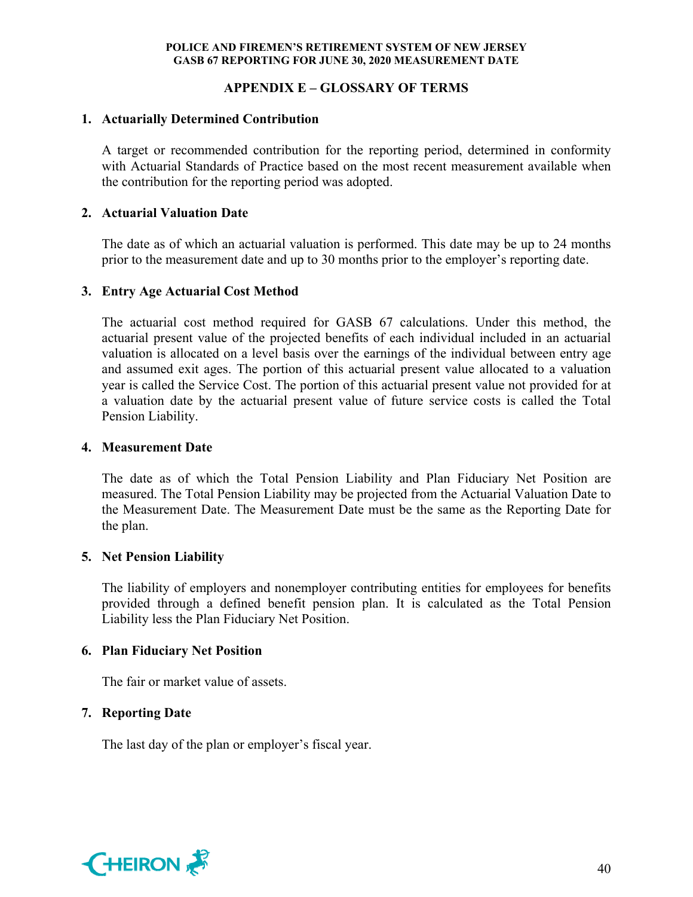## APPENDIX E – GLOSSARY OF TERMS

### 1. Actuarially Determined Contribution

A target or recommended contribution for the reporting period, determined in conformity with Actuarial Standards of Practice based on the most recent measurement available when the contribution for the reporting period was adopted.

### 2. Actuarial Valuation Date

The date as of which an actuarial valuation is performed. This date may be up to 24 months prior to the measurement date and up to 30 months prior to the employer's reporting date.

### 3. Entry Age Actuarial Cost Method

The actuarial cost method required for GASB 67 calculations. Under this method, the actuarial present value of the projected benefits of each individual included in an actuarial valuation is allocated on a level basis over the earnings of the individual between entry age and assumed exit ages. The portion of this actuarial present value allocated to a valuation year is called the Service Cost. The portion of this actuarial present value not provided for at a valuation date by the actuarial present value of future service costs is called the Total Pension Liability.

### 4. Measurement Date

The date as of which the Total Pension Liability and Plan Fiduciary Net Position are measured. The Total Pension Liability may be projected from the Actuarial Valuation Date to the Measurement Date. The Measurement Date must be the same as the Reporting Date for the plan.

### 5. Net Pension Liability

The liability of employers and nonemployer contributing entities for employees for benefits provided through a defined benefit pension plan. It is calculated as the Total Pension Liability less the Plan Fiduciary Net Position.

### 6. Plan Fiduciary Net Position

The fair or market value of assets.

### 7. Reporting Date

The last day of the plan or employer's fiscal year.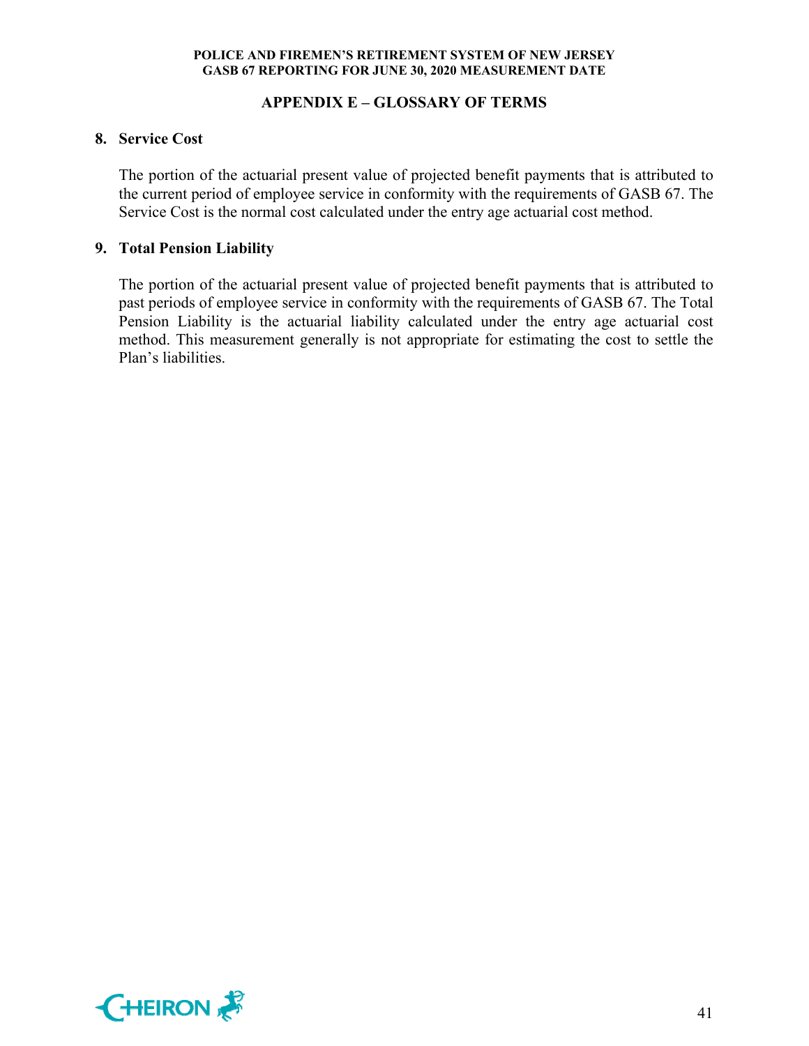## APPENDIX E – GLOSSARY OF TERMS

### 8. Service Cost

The portion of the actuarial present value of projected benefit payments that is attributed to the current period of employee service in conformity with the requirements of GASB 67. The Service Cost is the normal cost calculated under the entry age actuarial cost method.

### 9. Total Pension Liability

The portion of the actuarial present value of projected benefit payments that is attributed to past periods of employee service in conformity with the requirements of GASB 67. The Total Pension Liability is the actuarial liability calculated under the entry age actuarial cost method. This measurement generally is not appropriate for estimating the cost to settle the Plan's liabilities.